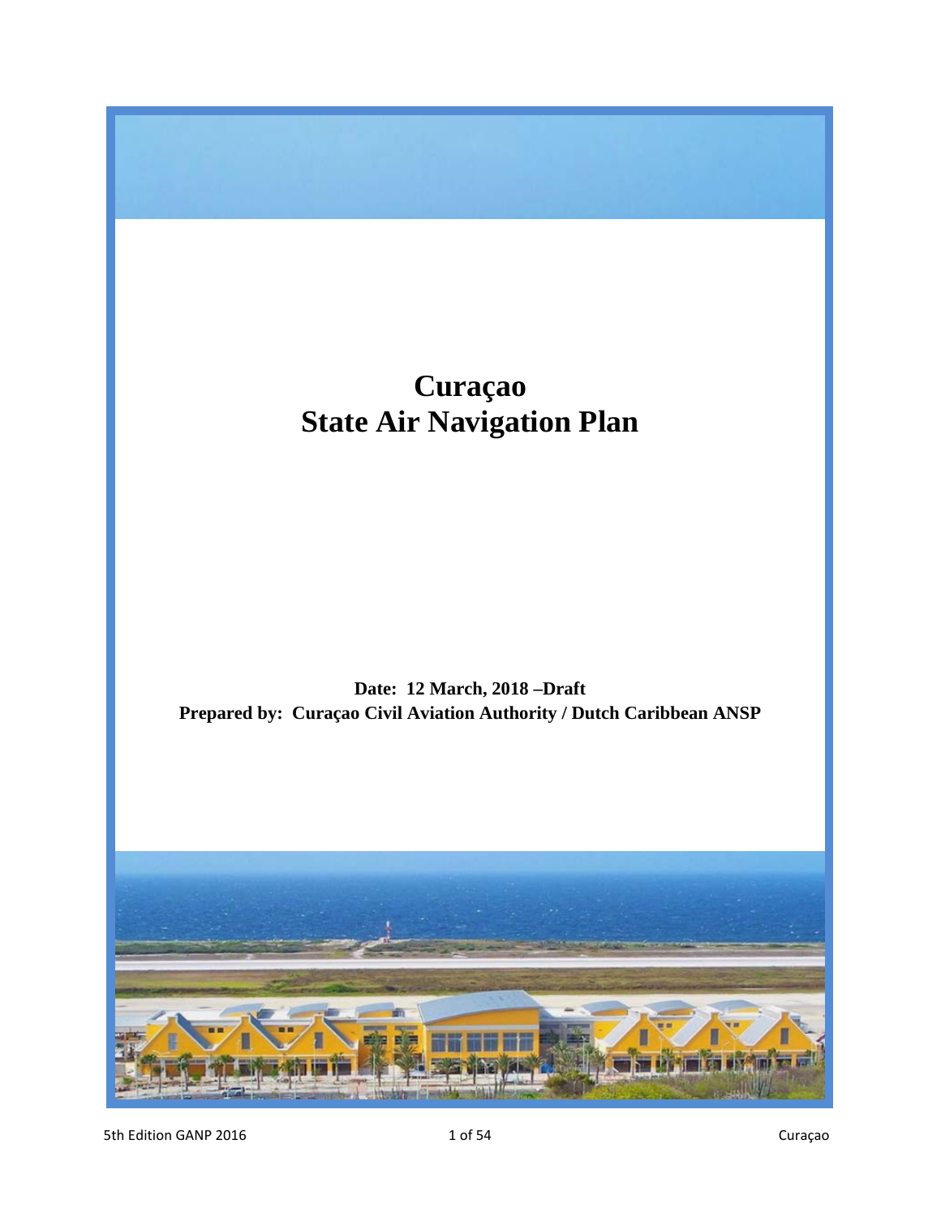# Curaçao
# State Air Navigation Plan

**Date: 12 March, 2018 –Draft**

**Prepared by: Curaçao Civil Aviation Authority / Dutch Caribbean ANSP**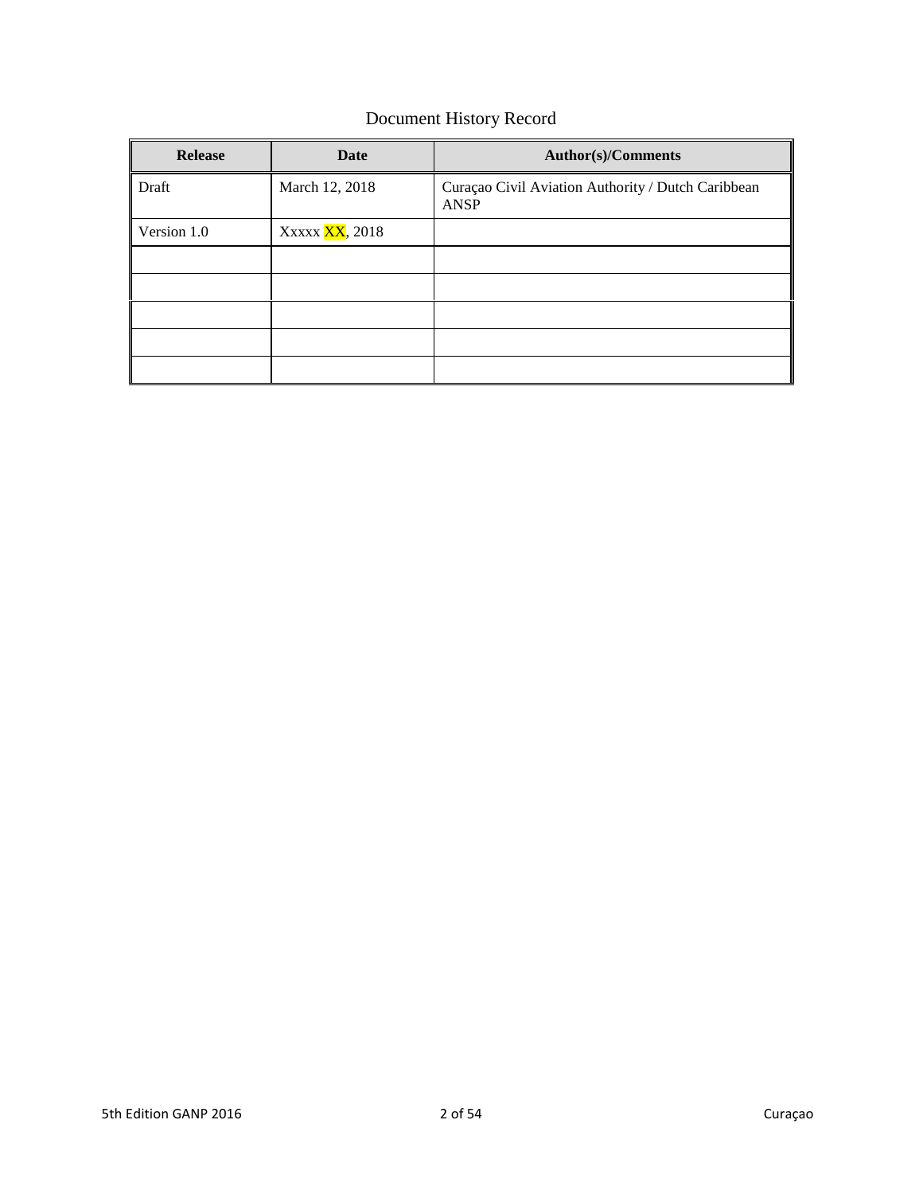Document History Record

| Release | Date | Author(s)/Comments |
|---|---|---|
| Draft | March 12, 2018 | Curaçao Civil Aviation Authority / Dutch Caribbean ANSP |
| Version 1.0 | Xxxxx XX, 2018 | |
| | | |
| | | |
| | | |
| | | |
| | | |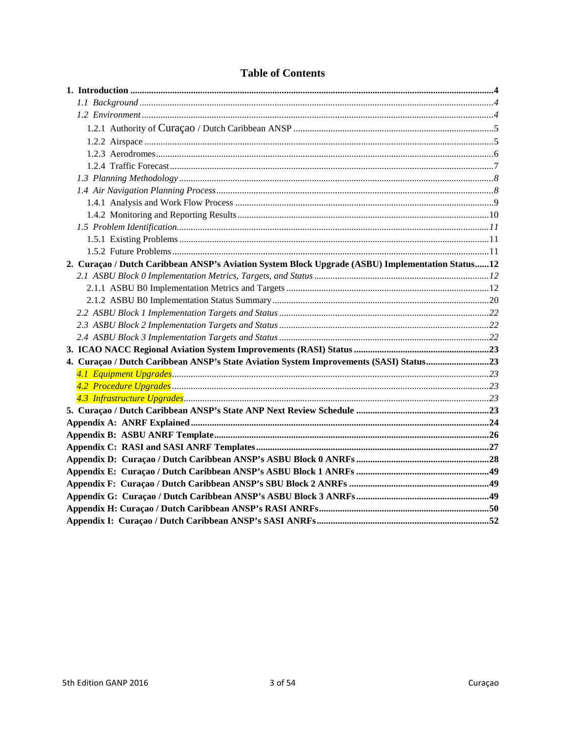# Table of Contents

**1. Introduction** ....................................................................................................................................... **4**

*1.1 Background* ....................................................................................................................................... *4*

*1.2 Environment* ..................................................................................................................................... *4*

1.2.1 Authority of Curaçao / Dutch Caribbean ANSP ..................................................................... 5

1.2.2 Airspace ....................................................................................................................................... 5

1.2.3 Aerodromes .................................................................................................................................. 6

1.2.4 Traffic Forecast ............................................................................................................................ 7

*1.3 Planning Methodology* ..................................................................................................................... *8*

*1.4 Air Navigation Planning Process* ..................................................................................................... *8*

1.4.1 Analysis and Work Flow Process .............................................................................................. 9

1.4.2 Monitoring and Reporting Results .......................................................................................... 10

*1.5 Problem Identification* ..................................................................................................................... *11*

1.5.1 Existing Problems ..................................................................................................................... 11

1.5.2 Future Problems ........................................................................................................................ 11

**2. Curaçao / Dutch Caribbean ANSP's Aviation System Block Upgrade (ASBU) Implementation Status** ...... **12**

*2.1 ASBU Block 0 Implementation Metrics, Targets, and Status* ........................................................ *12*

2.1.1 ASBU B0 Implementation Metrics and Targets ...................................................................... 12

2.1.2 ASBU B0 Implementation Status Summary ........................................................................... 20

*2.2 ASBU Block 1 Implementation Targets and Status* ....................................................................... *22*

*2.3 ASBU Block 2 Implementation Targets and Status* ....................................................................... *22*

*2.4 ASBU Block 3 Implementation Targets and Status* ....................................................................... *22*

**3. ICAO NACC Regional Aviation System Improvements (RASI) Status** ......................................... **23**

**4. Curaçao / Dutch Caribbean ANSP's State Aviation System Improvements (SASI) Status** .......................... **23**

*4.1 Equipment Upgrades* ....................................................................................................................... *23*

*4.2 Procedure Upgrades* ........................................................................................................................ *23*

*4.3 Infrastructure Upgrades* .................................................................................................................. *23*

**5. Curaçao / Dutch Caribbean ANSP's State ANP Next Review Schedule** ........................................ **23**

**Appendix A: ANRF Explained** .............................................................................................................. **24**

**Appendix B: ASBU ANRF Template** ................................................................................................... **26**

**Appendix C: RASI and SASI ANRF Templates** ................................................................................. **27**

**Appendix D: Curaçao / Dutch Caribbean ANSP's ASBU Block 0 ANRFs** ........................................ **28**

**Appendix E: Curaçao / Dutch Caribbean ANSP's ASBU Block 1 ANRFs** ........................................ **49**

**Appendix F: Curaçao / Dutch Caribbean ANSP's SBU Block 2 ANRFs** ........................................... **49**

**Appendix G: Curaçao / Dutch Caribbean ANSP's ASBU Block 3 ANRFs** ....................................... **49**

**Appendix H: Curaçao / Dutch Caribbean ANSP's RASI ANRFs** ...................................................... **50**

**Appendix I: Curaçao / Dutch Caribbean ANSP's SASI ANRFs** ........................................................ **52**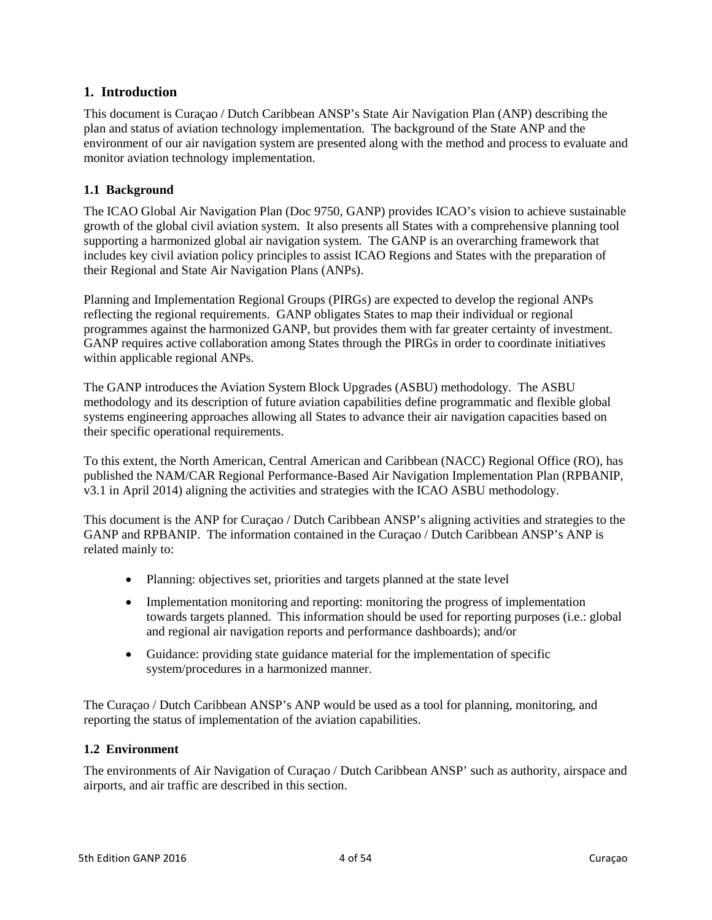## 1. Introduction

This document is Curaçao / Dutch Caribbean ANSP's State Air Navigation Plan (ANP) describing the plan and status of aviation technology implementation. The background of the State ANP and the environment of our air navigation system are presented along with the method and process to evaluate and monitor aviation technology implementation.

### 1.1 Background

The ICAO Global Air Navigation Plan (Doc 9750, GANP) provides ICAO's vision to achieve sustainable growth of the global civil aviation system. It also presents all States with a comprehensive planning tool supporting a harmonized global air navigation system. The GANP is an overarching framework that includes key civil aviation policy principles to assist ICAO Regions and States with the preparation of their Regional and State Air Navigation Plans (ANPs).

Planning and Implementation Regional Groups (PIRGs) are expected to develop the regional ANPs reflecting the regional requirements. GANP obligates States to map their individual or regional programmes against the harmonized GANP, but provides them with far greater certainty of investment. GANP requires active collaboration among States through the PIRGs in order to coordinate initiatives within applicable regional ANPs.

The GANP introduces the Aviation System Block Upgrades (ASBU) methodology. The ASBU methodology and its description of future aviation capabilities define programmatic and flexible global systems engineering approaches allowing all States to advance their air navigation capacities based on their specific operational requirements.

To this extent, the North American, Central American and Caribbean (NACC) Regional Office (RO), has published the NAM/CAR Regional Performance-Based Air Navigation Implementation Plan (RPBANIP, v3.1 in April 2014) aligning the activities and strategies with the ICAO ASBU methodology.

This document is the ANP for Curaçao / Dutch Caribbean ANSP's aligning activities and strategies to the GANP and RPBANIP. The information contained in the Curaçao / Dutch Caribbean ANSP's ANP is related mainly to:

- Planning: objectives set, priorities and targets planned at the state level
- Implementation monitoring and reporting: monitoring the progress of implementation towards targets planned. This information should be used for reporting purposes (i.e.: global and regional air navigation reports and performance dashboards); and/or
- Guidance: providing state guidance material for the implementation of specific system/procedures in a harmonized manner.

The Curaçao / Dutch Caribbean ANSP's ANP would be used as a tool for planning, monitoring, and reporting the status of implementation of the aviation capabilities.

### 1.2 Environment

The environments of Air Navigation of Curaçao / Dutch Caribbean ANSP' such as authority, airspace and airports, and air traffic are described in this section.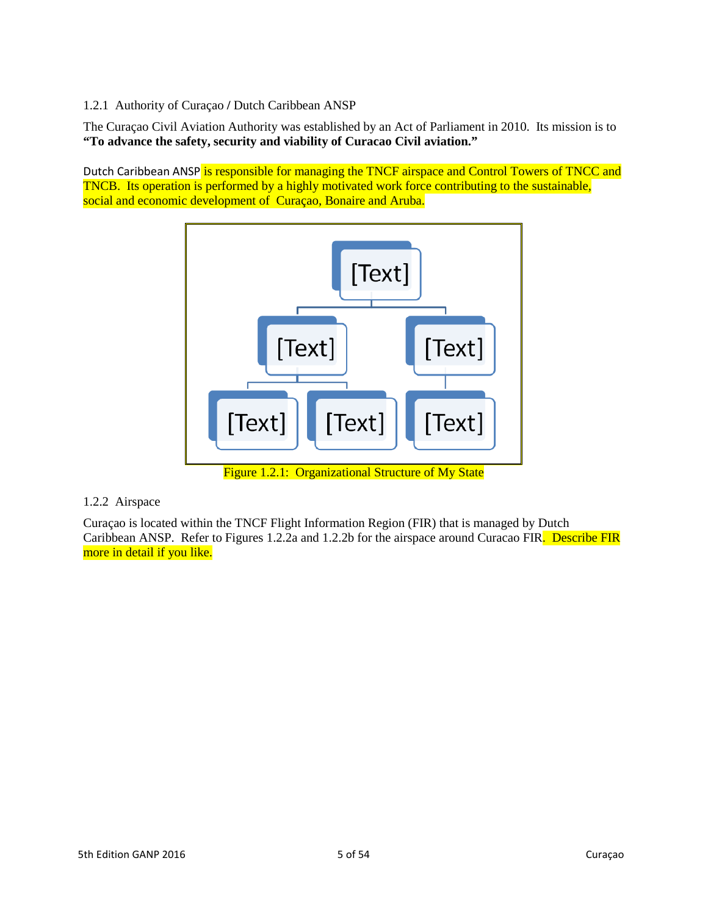### 1.2.1 Authority of Curaçao / Dutch Caribbean ANSP

The Curaçao Civil Aviation Authority was established by an Act of Parliament in 2010. Its mission is to **"To advance the safety, security and viability of Curacao Civil aviation."**

Dutch Caribbean ANSP is responsible for managing the TNCF airspace and Control Towers of TNCC and TNCB. Its operation is performed by a highly motivated work force contributing to the sustainable, social and economic development of Curaçao, Bonaire and Aruba.

[Text]

[Text] [Text]

[Text] [Text] [Text]

Figure 1.2.1: Organizational Structure of My State

### 1.2.2 Airspace

Curaçao is located within the TNCF Flight Information Region (FIR) that is managed by Dutch Caribbean ANSP. Refer to Figures 1.2.2a and 1.2.2b for the airspace around Curacao FIR. Describe FIR more in detail if you like.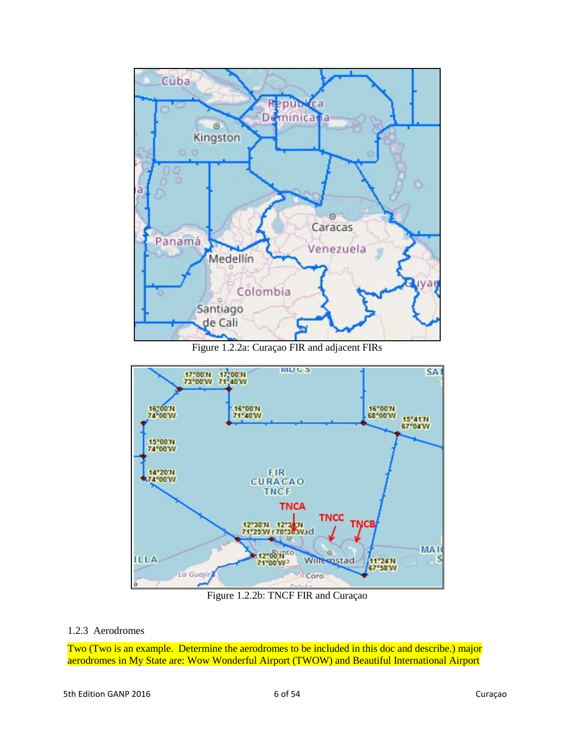Figure 1.2.2a: Curaçao FIR and adjacent FIRs

Figure 1.2.2b: TNCF FIR and Curaçao

### 1.2.3 Aerodromes

Two (Two is an example. Determine the aerodromes to be included in this doc and describe.) major aerodromes in My State are: Wow Wonderful Airport (TWOW) and Beautiful International Airport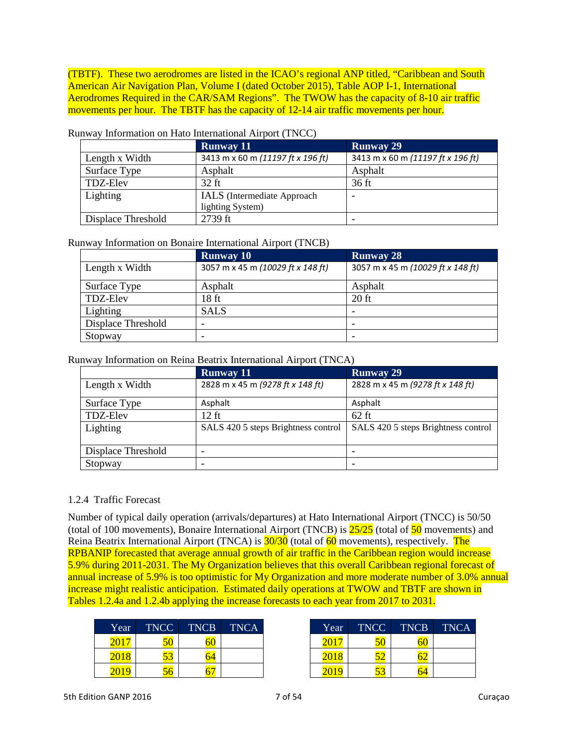(TBTF). These two aerodromes are listed in the ICAO's regional ANP titled, "Caribbean and South American Air Navigation Plan, Volume I (dated October 2015), Table AOP I-1, International Aerodromes Required in the CAR/SAM Regions". The TWOW has the capacity of 8-10 air traffic movements per hour. The TBTF has the capacity of 12-14 air traffic movements per hour.

Runway Information on Hato International Airport (TNCC)

| | Runway 11 | Runway 29 |
|---|---|---|
| Length x Width | 3413 m x 60 m *(11197 ft x 196 ft)* | 3413 m x 60 m *(11197 ft x 196 ft)* |
| Surface Type | Asphalt | Asphalt |
| TDZ-Elev | 32 ft | 36 ft |
| Lighting | IALS (Intermediate Approach lighting System) | - |
| Displace Threshold | 2739 ft | - |

Runway Information on Bonaire International Airport (TNCB)

| | Runway 10 | Runway 28 |
|---|---|---|
| Length x Width | 3057 m x 45 m *(10029 ft x 148 ft)* | 3057 m x 45 m *(10029 ft x 148 ft)* |
| Surface Type | Asphalt | Asphalt |
| TDZ-Elev | 18 ft | 20 ft |
| Lighting | SALS | - |
| Displace Threshold | - | - |
| Stopway | - | - |

Runway Information on Reina Beatrix International Airport (TNCA)

| | Runway 11 | Runway 29 |
|---|---|---|
| Length x Width | 2828 m x 45 m *(9278 ft x 148 ft)* | 2828 m x 45 m *(9278 ft x 148 ft)* |
| Surface Type | Asphalt | Asphalt |
| TDZ-Elev | 12 ft | 62 ft |
| Lighting | SALS 420 5 steps Brightness control | SALS 420 5 steps Brightness control |
| Displace Threshold | - | - |
| Stopway | - | - |

### 1.2.4 Traffic Forecast

Number of typical daily operation (arrivals/departures) at Hato International Airport (TNCC) is 50/50 (total of 100 movements), Bonaire International Airport (TNCB) is 25/25 (total of 50 movements) and Reina Beatrix International Airport (TNCA) is 30/30 (total of 60 movements), respectively. The RPBANIP forecasted that average annual growth of air traffic in the Caribbean region would increase 5.9% during 2011-2031. The My Organization believes that this overall Caribbean regional forecast of annual increase of 5.9% is too optimistic for My Organization and more moderate number of 3.0% annual increase might realistic anticipation. Estimated daily operations at TWOW and TBTF are shown in Tables 1.2.4a and 1.2.4b applying the increase forecasts to each year from 2017 to 2031.

| Year | TNCC | TNCB | TNCA |
|---|---|---|---|
| 2017 | 50 | 60 | |
| 2018 | 53 | 64 | |
| 2019 | 56 | 67 | |

| Year | TNCC | TNCB | TNCA |
|---|---|---|---|
| 2017 | 50 | 60 | |
| 2018 | 52 | 62 | |
| 2019 | 53 | 64 | |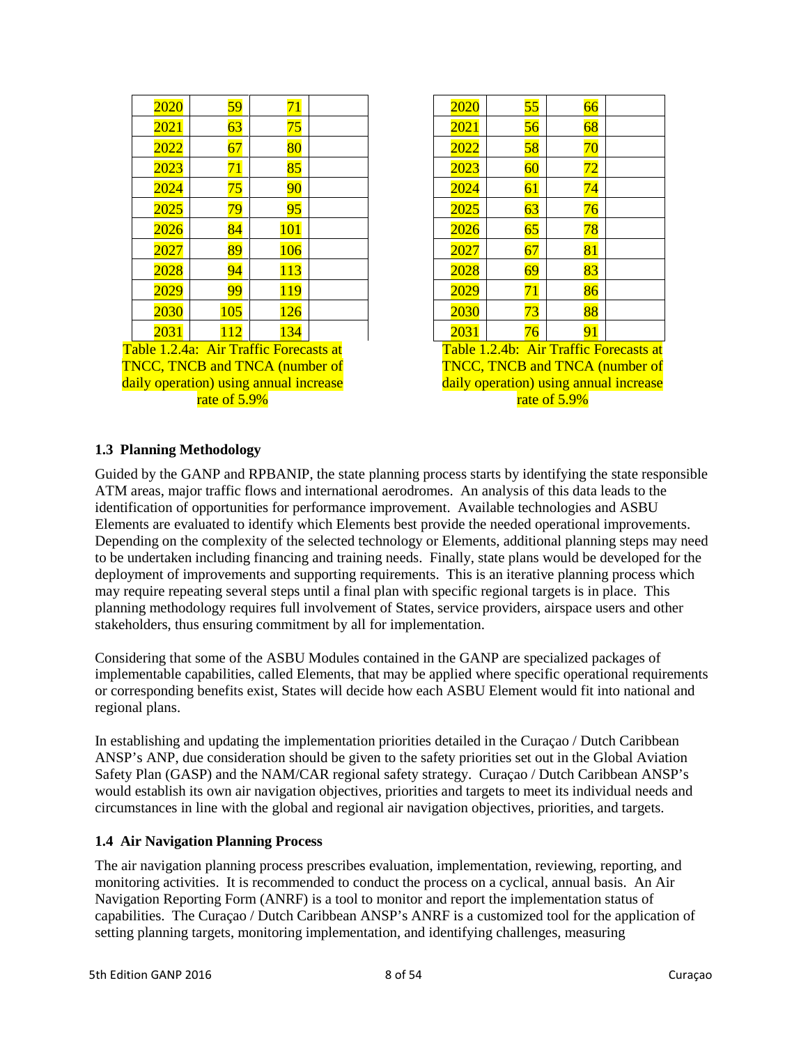| 2020 | 59 | 71 | |
|---|---|---|---|
| 2021 | 63 | 75 | |
| 2022 | 67 | 80 | |
| 2023 | 71 | 85 | |
| 2024 | 75 | 90 | |
| 2025 | 79 | 95 | |
| 2026 | 84 | 101 | |
| 2027 | 89 | 106 | |
| 2028 | 94 | 113 | |
| 2029 | 99 | 119 | |
| 2030 | 105 | 126 | |
| 2031 | 112 | 134 | |

Table 1.2.4a: Air Traffic Forecasts at TNCC, TNCB and TNCA (number of daily operation) using annual increase rate of 5.9%

| 2020 | 55 | 66 | |
|---|---|---|---|
| 2021 | 56 | 68 | |
| 2022 | 58 | 70 | |
| 2023 | 60 | 72 | |
| 2024 | 61 | 74 | |
| 2025 | 63 | 76 | |
| 2026 | 65 | 78 | |
| 2027 | 67 | 81 | |
| 2028 | 69 | 83 | |
| 2029 | 71 | 86 | |
| 2030 | 73 | 88 | |
| 2031 | 76 | 91 | |

Table 1.2.4b: Air Traffic Forecasts at TNCC, TNCB and TNCA (number of daily operation) using annual increase rate of 5.9%

### 1.3 Planning Methodology

Guided by the GANP and RPBANIP, the state planning process starts by identifying the state responsible ATM areas, major traffic flows and international aerodromes. An analysis of this data leads to the identification of opportunities for performance improvement. Available technologies and ASBU Elements are evaluated to identify which Elements best provide the needed operational improvements. Depending on the complexity of the selected technology or Elements, additional planning steps may need to be undertaken including financing and training needs. Finally, state plans would be developed for the deployment of improvements and supporting requirements. This is an iterative planning process which may require repeating several steps until a final plan with specific regional targets is in place. This planning methodology requires full involvement of States, service providers, airspace users and other stakeholders, thus ensuring commitment by all for implementation.

Considering that some of the ASBU Modules contained in the GANP are specialized packages of implementable capabilities, called Elements, that may be applied where specific operational requirements or corresponding benefits exist, States will decide how each ASBU Element would fit into national and regional plans.

In establishing and updating the implementation priorities detailed in the Curaçao / Dutch Caribbean ANSP's ANP, due consideration should be given to the safety priorities set out in the Global Aviation Safety Plan (GASP) and the NAM/CAR regional safety strategy. Curaçao / Dutch Caribbean ANSP's would establish its own air navigation objectives, priorities and targets to meet its individual needs and circumstances in line with the global and regional air navigation objectives, priorities, and targets.

### 1.4 Air Navigation Planning Process

The air navigation planning process prescribes evaluation, implementation, reviewing, reporting, and monitoring activities. It is recommended to conduct the process on a cyclical, annual basis. An Air Navigation Reporting Form (ANRF) is a tool to monitor and report the implementation status of capabilities. The Curaçao / Dutch Caribbean ANSP's ANRF is a customized tool for the application of setting planning targets, monitoring implementation, and identifying challenges, measuring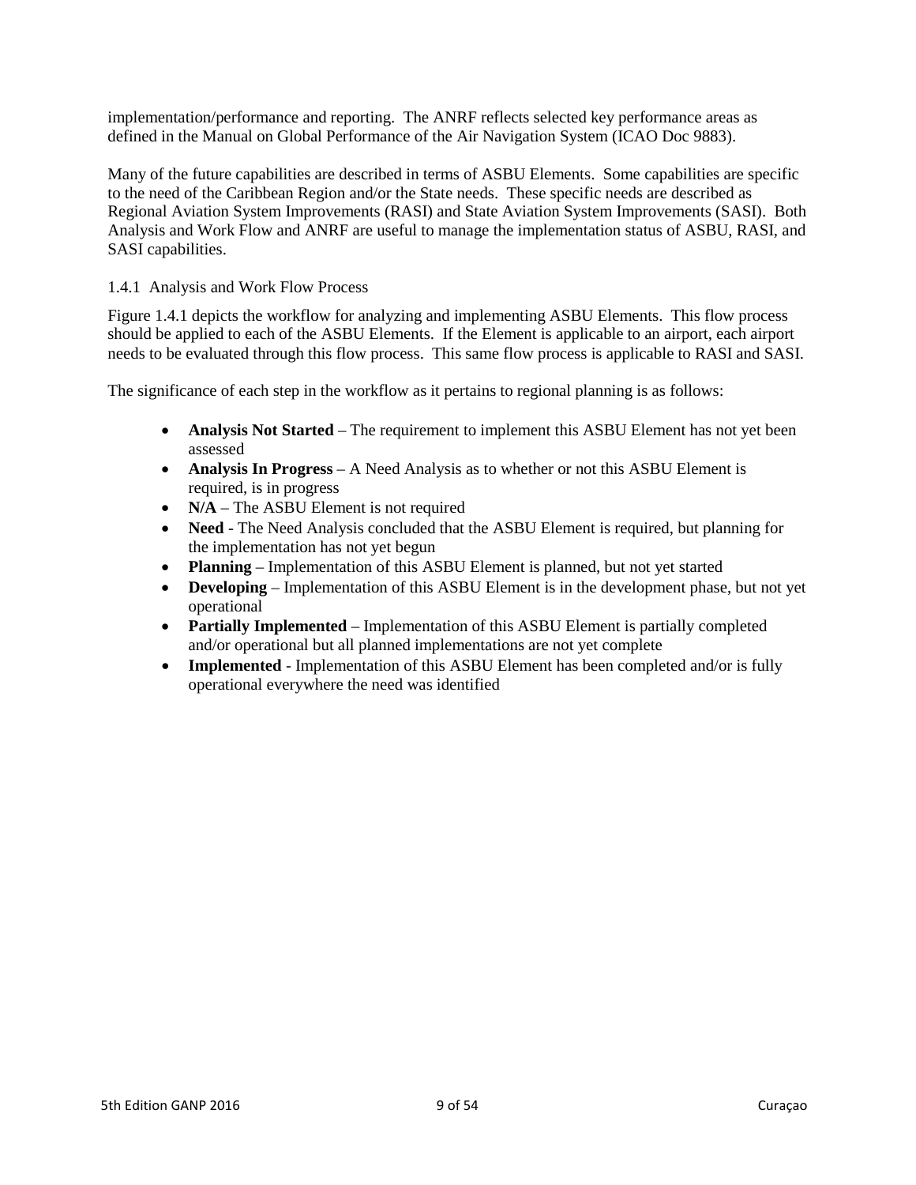implementation/performance and reporting. The ANRF reflects selected key performance areas as defined in the Manual on Global Performance of the Air Navigation System (ICAO Doc 9883).

Many of the future capabilities are described in terms of ASBU Elements. Some capabilities are specific to the need of the Caribbean Region and/or the State needs. These specific needs are described as Regional Aviation System Improvements (RASI) and State Aviation System Improvements (SASI). Both Analysis and Work Flow and ANRF are useful to manage the implementation status of ASBU, RASI, and SASI capabilities.

### 1.4.1 Analysis and Work Flow Process

Figure 1.4.1 depicts the workflow for analyzing and implementing ASBU Elements. This flow process should be applied to each of the ASBU Elements. If the Element is applicable to an airport, each airport needs to be evaluated through this flow process. This same flow process is applicable to RASI and SASI.

The significance of each step in the workflow as it pertains to regional planning is as follows:

- **Analysis Not Started** – The requirement to implement this ASBU Element has not yet been assessed
- **Analysis In Progress** – A Need Analysis as to whether or not this ASBU Element is required, is in progress
- **N/A** – The ASBU Element is not required
- **Need** - The Need Analysis concluded that the ASBU Element is required, but planning for the implementation has not yet begun
- **Planning** – Implementation of this ASBU Element is planned, but not yet started
- **Developing** – Implementation of this ASBU Element is in the development phase, but not yet operational
- **Partially Implemented** – Implementation of this ASBU Element is partially completed and/or operational but all planned implementations are not yet complete
- **Implemented** - Implementation of this ASBU Element has been completed and/or is fully operational everywhere the need was identified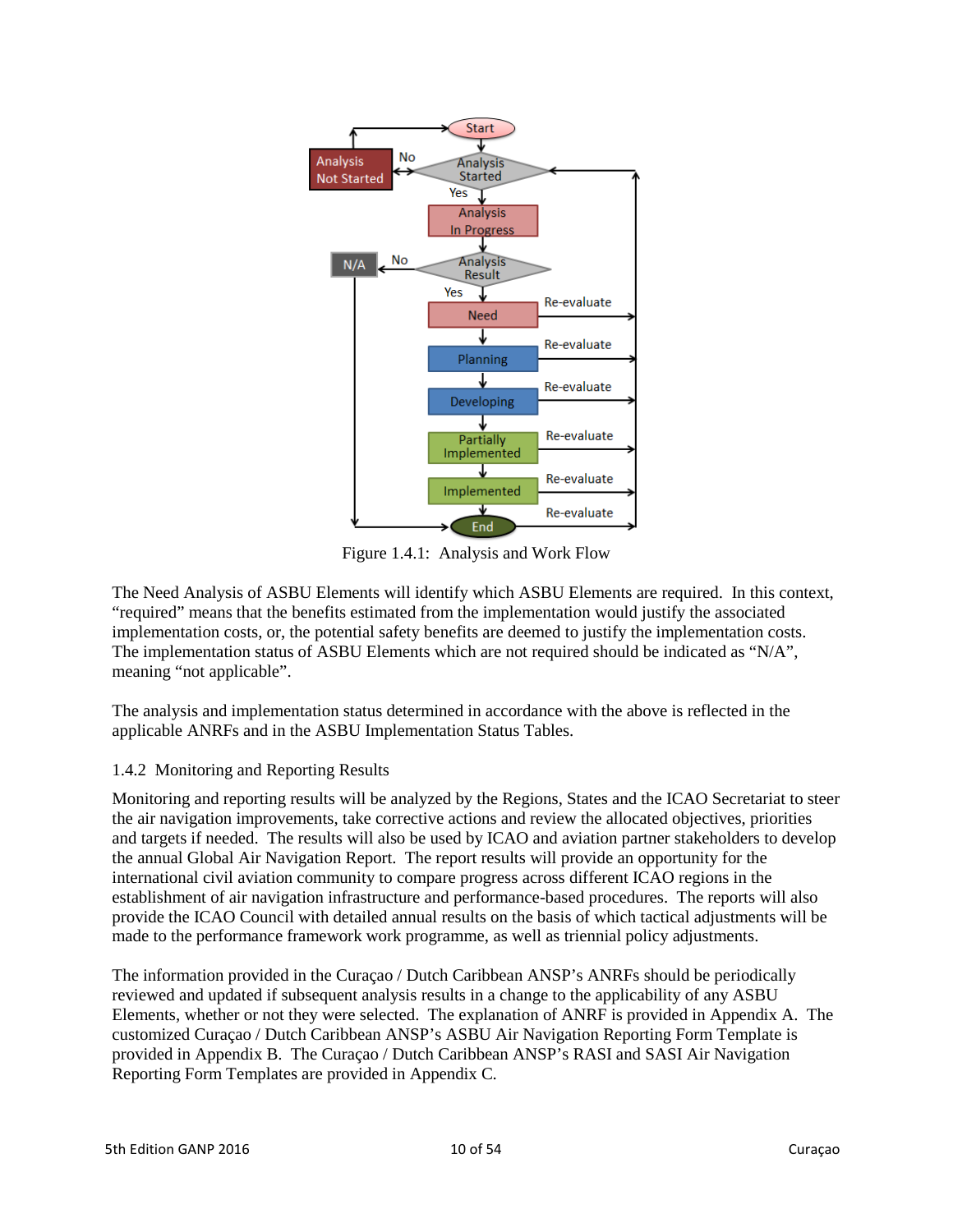Figure 1.4.1: Analysis and Work Flow

The Need Analysis of ASBU Elements will identify which ASBU Elements are required. In this context, “required” means that the benefits estimated from the implementation would justify the associated implementation costs, or, the potential safety benefits are deemed to justify the implementation costs. The implementation status of ASBU Elements which are not required should be indicated as “N/A”, meaning “not applicable”.

The analysis and implementation status determined in accordance with the above is reflected in the applicable ANRFs and in the ASBU Implementation Status Tables.

### 1.4.2 Monitoring and Reporting Results

Monitoring and reporting results will be analyzed by the Regions, States and the ICAO Secretariat to steer the air navigation improvements, take corrective actions and review the allocated objectives, priorities and targets if needed. The results will also be used by ICAO and aviation partner stakeholders to develop the annual Global Air Navigation Report. The report results will provide an opportunity for the international civil aviation community to compare progress across different ICAO regions in the establishment of air navigation infrastructure and performance-based procedures. The reports will also provide the ICAO Council with detailed annual results on the basis of which tactical adjustments will be made to the performance framework work programme, as well as triennial policy adjustments.

The information provided in the Curaçao / Dutch Caribbean ANSP’s ANRFs should be periodically reviewed and updated if subsequent analysis results in a change to the applicability of any ASBU Elements, whether or not they were selected. The explanation of ANRF is provided in Appendix A. The customized Curaçao / Dutch Caribbean ANSP’s ASBU Air Navigation Reporting Form Template is provided in Appendix B. The Curaçao / Dutch Caribbean ANSP’s RASI and SASI Air Navigation Reporting Form Templates are provided in Appendix C.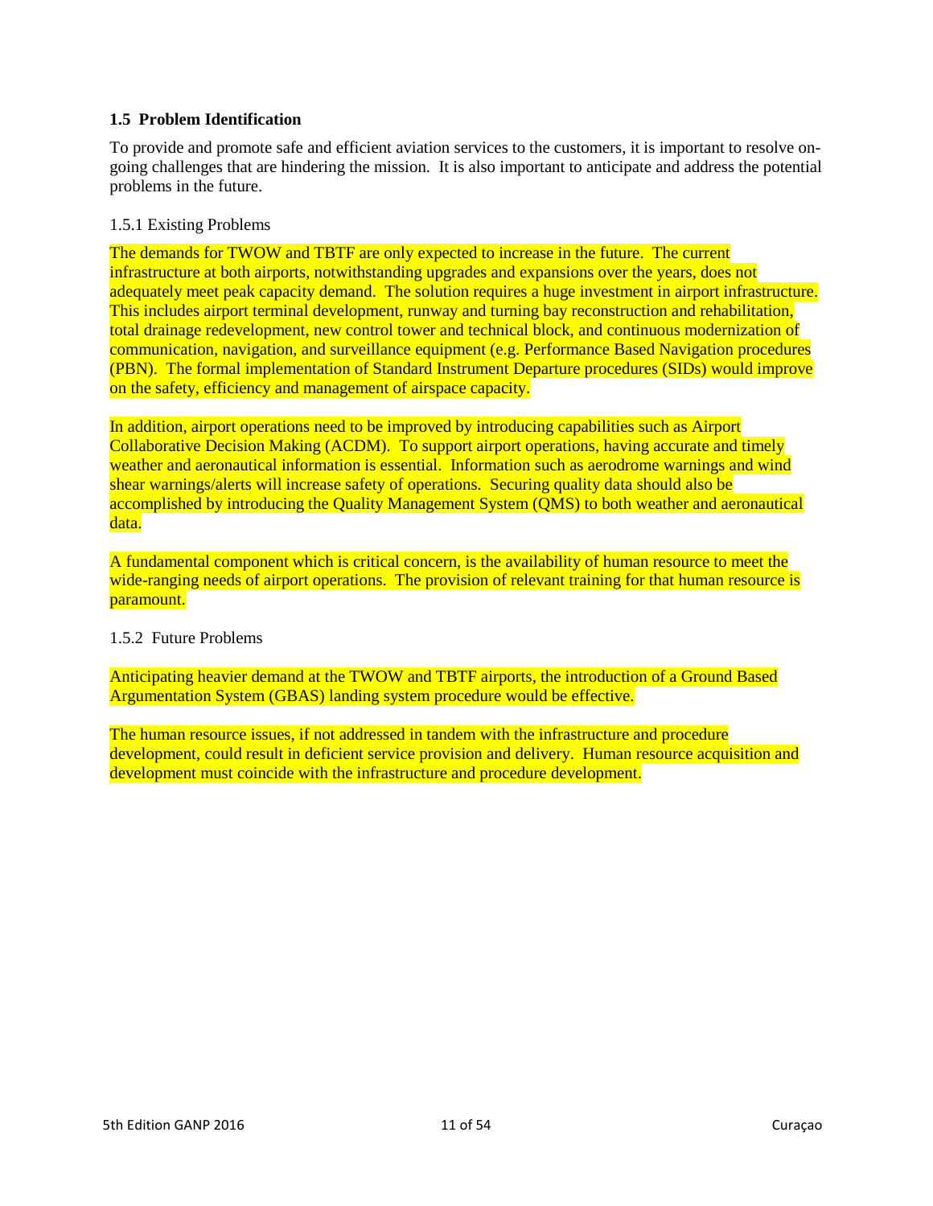### 1.5 Problem Identification

To provide and promote safe and efficient aviation services to the customers, it is important to resolve on-going challenges that are hindering the mission. It is also important to anticipate and address the potential problems in the future.

#### 1.5.1 Existing Problems

The demands for TWOW and TBTF are only expected to increase in the future. The current infrastructure at both airports, notwithstanding upgrades and expansions over the years, does not adequately meet peak capacity demand. The solution requires a huge investment in airport infrastructure. This includes airport terminal development, runway and turning bay reconstruction and rehabilitation, total drainage redevelopment, new control tower and technical block, and continuous modernization of communication, navigation, and surveillance equipment (e.g. Performance Based Navigation procedures (PBN). The formal implementation of Standard Instrument Departure procedures (SIDs) would improve on the safety, efficiency and management of airspace capacity.

In addition, airport operations need to be improved by introducing capabilities such as Airport Collaborative Decision Making (ACDM). To support airport operations, having accurate and timely weather and aeronautical information is essential. Information such as aerodrome warnings and wind shear warnings/alerts will increase safety of operations. Securing quality data should also be accomplished by introducing the Quality Management System (QMS) to both weather and aeronautical data.

A fundamental component which is critical concern, is the availability of human resource to meet the wide-ranging needs of airport operations. The provision of relevant training for that human resource is paramount.

#### 1.5.2 Future Problems

Anticipating heavier demand at the TWOW and TBTF airports, the introduction of a Ground Based Argumentation System (GBAS) landing system procedure would be effective.

The human resource issues, if not addressed in tandem with the infrastructure and procedure development, could result in deficient service provision and delivery. Human resource acquisition and development must coincide with the infrastructure and procedure development.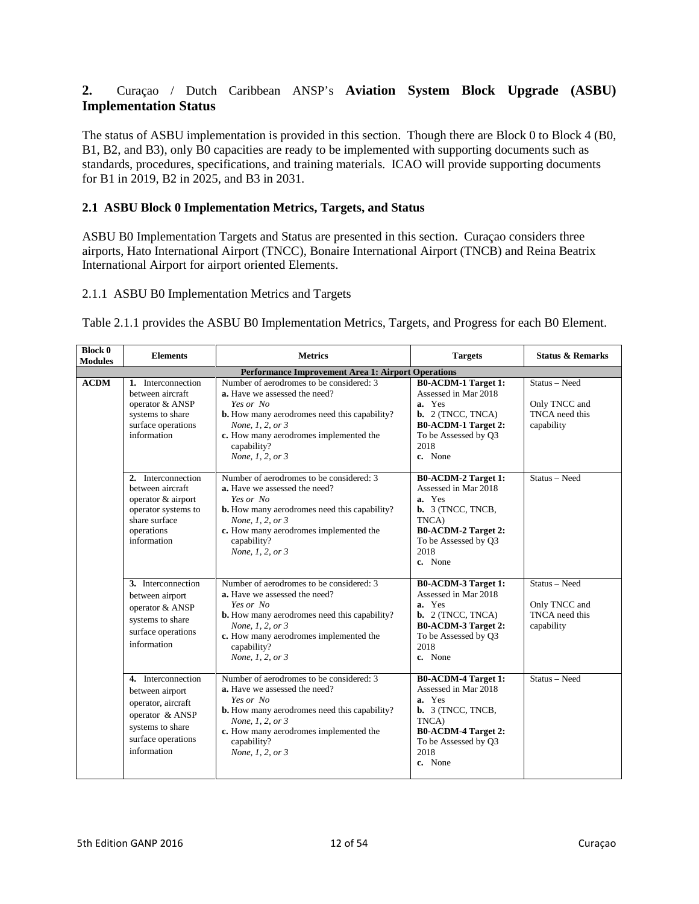## 2. Curaçao / Dutch Caribbean ANSP's **Aviation System Block Upgrade (ASBU) Implementation Status**

The status of ASBU implementation is provided in this section. Though there are Block 0 to Block 4 (B0, B1, B2, and B3), only B0 capacities are ready to be implemented with supporting documents such as standards, procedures, specifications, and training materials. ICAO will provide supporting documents for B1 in 2019, B2 in 2025, and B3 in 2031.

### 2.1 ASBU Block 0 Implementation Metrics, Targets, and Status

ASBU B0 Implementation Targets and Status are presented in this section. Curaçao considers three airports, Hato International Airport (TNCC), Bonaire International Airport (TNCB) and Reina Beatrix International Airport for airport oriented Elements.

#### 2.1.1 ASBU B0 Implementation Metrics and Targets

Table 2.1.1 provides the ASBU B0 Implementation Metrics, Targets, and Progress for each B0 Element.

| Block 0 Modules | Elements | Metrics | Targets | Status & Remarks |
|---|---|---|---|---|
| **Performance Improvement Area 1: Airport Operations** | | | | |
| **ACDM** | **1.** Interconnection between aircraft operator & ANSP systems to share surface operations information | Number of aerodromes to be considered: 3<br>**a.** Have we assessed the need?<br>*Yes or No*<br>**b.** How many aerodromes need this capability?<br>*None, 1, 2, or 3*<br>**c.** How many aerodromes implemented the capability?<br>*None, 1, 2, or 3* | **B0-ACDM-1 Target 1:** Assessed in Mar 2018<br>**a.** Yes<br>**b.** 2 (TNCC, TNCA)<br>**B0-ACDM-1 Target 2:** To be Assessed by Q3 2018<br>**c.** None | Status – Need<br><br>Only TNCC and TNCA need this capability |
| | **2.** Interconnection between aircraft operator & airport operator systems to share surface operations information | Number of aerodromes to be considered: 3<br>**a.** Have we assessed the need?<br>*Yes or No*<br>**b.** How many aerodromes need this capability?<br>*None, 1, 2, or 3*<br>**c.** How many aerodromes implemented the capability?<br>*None, 1, 2, or 3* | **B0-ACDM-2 Target 1:** Assessed in Mar 2018<br>**a.** Yes<br>**b.** 3 (TNCC, TNCB, TNCA)<br>**B0-ACDM-2 Target 2:** To be Assessed by Q3 2018<br>**c.** None | Status – Need |
| | **3.** Interconnection between airport operator & ANSP systems to share surface operations information | Number of aerodromes to be considered: 3<br>**a.** Have we assessed the need?<br>*Yes or No*<br>**b.** How many aerodromes need this capability?<br>*None, 1, 2, or 3*<br>**c.** How many aerodromes implemented the capability?<br>*None, 1, 2, or 3* | **B0-ACDM-3 Target 1:** Assessed in Mar 2018<br>**a.** Yes<br>**b.** 2 (TNCC, TNCA)<br>**B0-ACDM-3 Target 2:** To be Assessed by Q3 2018<br>**c.** None | Status – Need<br><br>Only TNCC and TNCA need this capability |
| | **4.** Interconnection between airport operator, aircraft operator & ANSP systems to share surface operations information | Number of aerodromes to be considered: 3<br>**a.** Have we assessed the need?<br>*Yes or No*<br>**b.** How many aerodromes need this capability?<br>*None, 1, 2, or 3*<br>**c.** How many aerodromes implemented the capability?<br>*None, 1, 2, or 3* | **B0-ACDM-4 Target 1:** Assessed in Mar 2018<br>**a.** Yes<br>**b.** 3 (TNCC, TNCB, TNCA)<br>**B0-ACDM-4 Target 2:** To be Assessed by Q3 2018<br>**c.** None | Status – Need |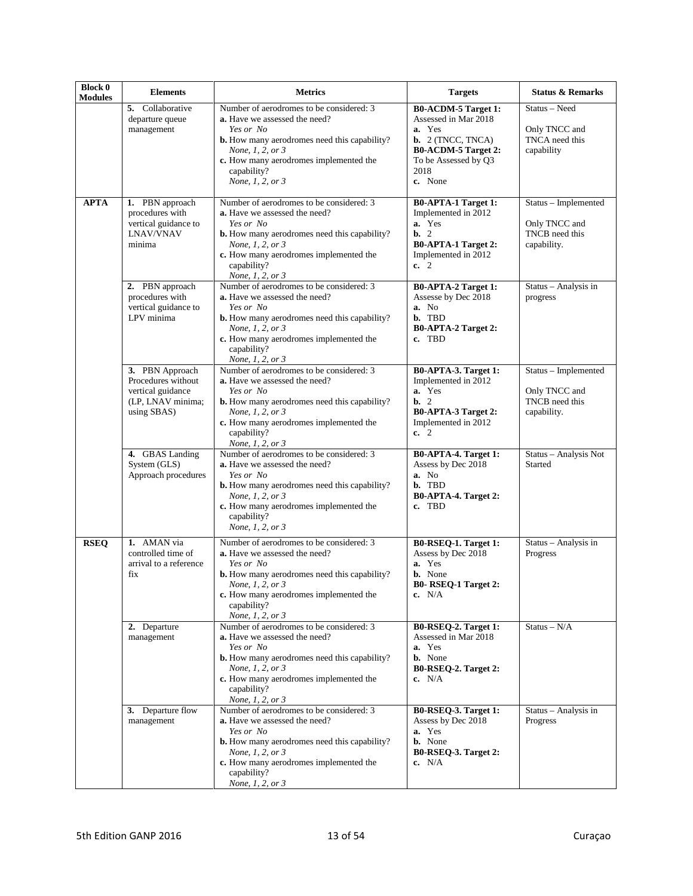| Block 0 Modules | Elements | Metrics | Targets | Status & Remarks |
|---|---|---|---|---|
| | **5.** Collaborative departure queue management | Number of aerodromes to be considered: 3<br>**a.** Have we assessed the need?<br>*Yes or No*<br>**b.** How many aerodromes need this capability?<br>*None, 1, 2, or 3*<br>**c.** How many aerodromes implemented the capability?<br>*None, 1, 2, or 3* | **B0-ACDM-5 Target 1:**<br>Assessed in Mar 2018<br>**a.** Yes<br>**b.** 2 (TNCC, TNCA)<br>**B0-ACDM-5 Target 2:**<br>To be Assessed by Q3 2018<br>**c.** None | Status – Need<br><br>Only TNCC and TNCA need this capability |
| **APTA** | **1.** PBN approach procedures with vertical guidance to LNAV/VNAV minima | Number of aerodromes to be considered: 3<br>**a.** Have we assessed the need?<br>*Yes or No*<br>**b.** How many aerodromes need this capability?<br>*None, 1, 2, or 3*<br>**c.** How many aerodromes implemented the capability?<br>*None, 1, 2, or 3* | **B0-APTA-1 Target 1:**<br>Implemented in 2012<br>**a.** Yes<br>**b.** 2<br>**B0-APTA-1 Target 2:**<br>Implemented in 2012<br>**c.** 2 | Status – Implemented<br><br>Only TNCC and TNCB need this capability. |
| | **2.** PBN approach procedures with vertical guidance to LPV minima | Number of aerodromes to be considered: 3<br>**a.** Have we assessed the need?<br>*Yes or No*<br>**b.** How many aerodromes need this capability?<br>*None, 1, 2, or 3*<br>**c.** How many aerodromes implemented the capability?<br>*None, 1, 2, or 3* | **B0-APTA-2 Target 1:**<br>Assesse by Dec 2018<br>**a.** No<br>**b.** TBD<br>**B0-APTA-2 Target 2:**<br>**c.** TBD | Status – Analysis in progress |
| | **3.** PBN Approach Procedures without vertical guidance (LP, LNAV minima; using SBAS) | Number of aerodromes to be considered: 3<br>**a.** Have we assessed the need?<br>*Yes or No*<br>**b.** How many aerodromes need this capability?<br>*None, 1, 2, or 3*<br>**c.** How many aerodromes implemented the capability?<br>*None, 1, 2, or 3* | **B0-APTA-3. Target 1:**<br>Implemented in 2012<br>**a.** Yes<br>**b.** 2<br>**B0-APTA-3 Target 2:**<br>Implemented in 2012<br>**c.** 2 | Status – Implemented<br><br>Only TNCC and TNCB need this capability. |
| | **4.** GBAS Landing System (GLS) Approach procedures | Number of aerodromes to be considered: 3<br>**a.** Have we assessed the need?<br>*Yes or No*<br>**b.** How many aerodromes need this capability?<br>*None, 1, 2, or 3*<br>**c.** How many aerodromes implemented the capability?<br>*None, 1, 2, or 3* | **B0-APTA-4. Target 1:**<br>Assess by Dec 2018<br>**a.** No<br>**b.** TBD<br>**B0-APTA-4. Target 2:**<br>**c.** TBD | Status – Analysis Not Started |
| **RSEQ** | **1.** AMAN via controlled time of arrival to a reference fix | Number of aerodromes to be considered: 3<br>**a.** Have we assessed the need?<br>*Yes or No*<br>**b.** How many aerodromes need this capability?<br>*None, 1, 2, or 3*<br>**c.** How many aerodromes implemented the capability?<br>*None, 1, 2, or 3* | **B0-RSEQ-1. Target 1:**<br>Assess by Dec 2018<br>**a.** Yes<br>**b.** None<br>**B0- RSEQ-1 Target 2:**<br>**c.** N/A | Status – Analysis in Progress |
| | **2.** Departure management | Number of aerodromes to be considered: 3<br>**a.** Have we assessed the need?<br>*Yes or No*<br>**b.** How many aerodromes need this capability?<br>*None, 1, 2, or 3*<br>**c.** How many aerodromes implemented the capability?<br>*None, 1, 2, or 3* | **B0-RSEQ-2. Target 1:**<br>Assessed in Mar 2018<br>**a.** Yes<br>**b.** None<br>**B0-RSEQ-2. Target 2:**<br>**c.** N/A | Status – N/A |
| | **3.** Departure flow management | Number of aerodromes to be considered: 3<br>**a.** Have we assessed the need?<br>*Yes or No*<br>**b.** How many aerodromes need this capability?<br>*None, 1, 2, or 3*<br>**c.** How many aerodromes implemented the capability?<br>*None, 1, 2, or 3* | **B0-RSEQ-3. Target 1:**<br>Assess by Dec 2018<br>**a.** Yes<br>**b.** None<br>**B0-RSEQ-3. Target 2:**<br>**c.** N/A | Status – Analysis in Progress |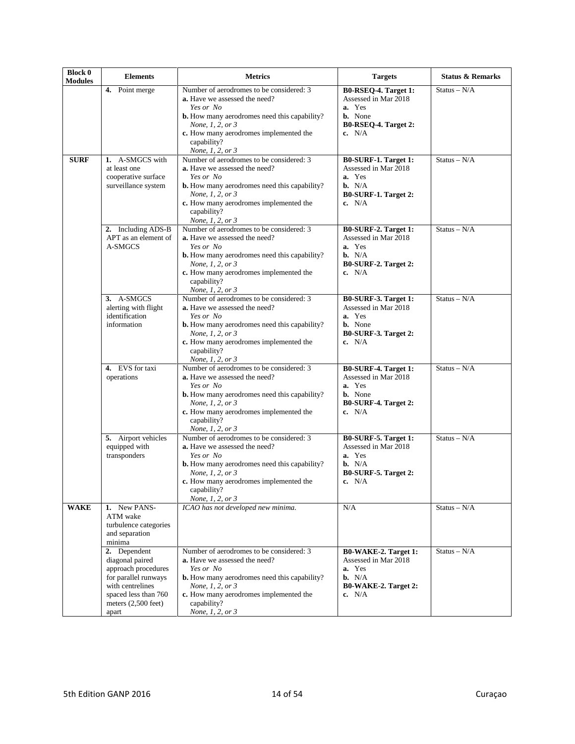| Block 0 Modules | Elements | Metrics | Targets | Status & Remarks |
|---|---|---|---|---|
| | **4.** Point merge | Number of aerodromes to be considered: 3<br>**a.** Have we assessed the need?<br>*Yes or No*<br>**b.** How many aerodromes need this capability?<br>*None, 1, 2, or 3*<br>**c.** How many aerodromes implemented the capability?<br>*None, 1, 2, or 3* | **B0-RSEQ-4. Target 1:**<br>Assessed in Mar 2018<br>**a.** Yes<br>**b.** None<br>**B0-RSEQ-4. Target 2:**<br>**c.** N/A | Status – N/A |
| **SURF** | **1.** A-SMGCS with at least one cooperative surface surveillance system | Number of aerodromes to be considered: 3<br>**a.** Have we assessed the need?<br>*Yes or No*<br>**b.** How many aerodromes need this capability?<br>*None, 1, 2, or 3*<br>**c.** How many aerodromes implemented the capability?<br>*None, 1, 2, or 3* | **B0-SURF-1. Target 1:**<br>Assessed in Mar 2018<br>**a.** Yes<br>**b.** N/A<br>**B0-SURF-1. Target 2:**<br>**c.** N/A | Status – N/A |
| | **2.** Including ADS-B APT as an element of A-SMGCS | Number of aerodromes to be considered: 3<br>**a.** Have we assessed the need?<br>*Yes or No*<br>**b.** How many aerodromes need this capability?<br>*None, 1, 2, or 3*<br>**c.** How many aerodromes implemented the capability?<br>*None, 1, 2, or 3* | **B0-SURF-2. Target 1:**<br>Assessed in Mar 2018<br>**a.** Yes<br>**b.** N/A<br>**B0-SURF-2. Target 2:**<br>**c.** N/A | Status – N/A |
| | **3.** A-SMGCS alerting with flight identification information | Number of aerodromes to be considered: 3<br>**a.** Have we assessed the need?<br>*Yes or No*<br>**b.** How many aerodromes need this capability?<br>*None, 1, 2, or 3*<br>**c.** How many aerodromes implemented the capability?<br>*None, 1, 2, or 3* | **B0-SURF-3. Target 1:**<br>Assessed in Mar 2018<br>**a.** Yes<br>**b.** None<br>**B0-SURF-3. Target 2:**<br>**c.** N/A | Status – N/A |
| | **4.** EVS for taxi operations | Number of aerodromes to be considered: 3<br>**a.** Have we assessed the need?<br>*Yes or No*<br>**b.** How many aerodromes need this capability?<br>*None, 1, 2, or 3*<br>**c.** How many aerodromes implemented the capability?<br>*None, 1, 2, or 3* | **B0-SURF-4. Target 1:**<br>Assessed in Mar 2018<br>**a.** Yes<br>**b.** None<br>**B0-SURF-4. Target 2:**<br>**c.** N/A | Status – N/A |
| | **5.** Airport vehicles equipped with transponders | Number of aerodromes to be considered: 3<br>**a.** Have we assessed the need?<br>*Yes or No*<br>**b.** How many aerodromes need this capability?<br>*None, 1, 2, or 3*<br>**c.** How many aerodromes implemented the capability?<br>*None, 1, 2, or 3* | **B0-SURF-5. Target 1:**<br>Assessed in Mar 2018<br>**a.** Yes<br>**b.** N/A<br>**B0-SURF-5. Target 2:**<br>**c.** N/A | Status – N/A |
| **WAKE** | **1.** New PANS-ATM wake turbulence categories and separation minima | *ICAO has not developed new minima.* | N/A | Status – N/A |
| | **2.** Dependent diagonal paired approach procedures for parallel runways with centrelines spaced less than 760 meters (2,500 feet) apart | Number of aerodromes to be considered: 3<br>**a.** Have we assessed the need?<br>*Yes or No*<br>**b.** How many aerodromes need this capability?<br>*None, 1, 2, or 3*<br>**c.** How many aerodromes implemented the capability?<br>*None, 1, 2, or 3* | **B0-WAKE-2. Target 1:**<br>Assessed in Mar 2018<br>**a.** Yes<br>**b.** N/A<br>**B0-WAKE-2. Target 2:**<br>**c.** N/A | Status – N/A |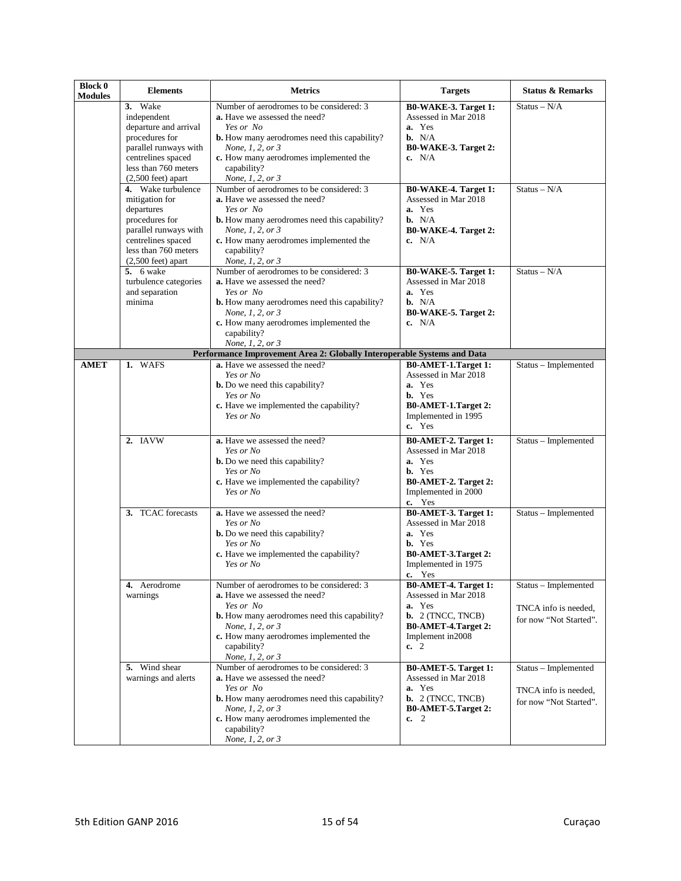| Block 0 Modules | Elements | Metrics | Targets | Status & Remarks |
|---|---|---|---|---|
| | **3.** Wake independent departure and arrival procedures for parallel runways with centrelines spaced less than 760 meters (2,500 feet) apart | Number of aerodromes to be considered: 3<br>**a.** Have we assessed the need?<br>*Yes or No*<br>**b.** How many aerodromes need this capability?<br>*None, 1, 2, or 3*<br>**c.** How many aerodromes implemented the capability?<br>*None, 1, 2, or 3* | **B0-WAKE-3. Target 1:**<br>Assessed in Mar 2018<br>**a.** Yes<br>**b.** N/A<br>**B0-WAKE-3. Target 2:**<br>**c.** N/A | Status – N/A |
| | **4.** Wake turbulence mitigation for departures procedures for parallel runways with centrelines spaced less than 760 meters (2,500 feet) apart | Number of aerodromes to be considered: 3<br>**a.** Have we assessed the need?<br>*Yes or No*<br>**b.** How many aerodromes need this capability?<br>*None, 1, 2, or 3*<br>**c.** How many aerodromes implemented the capability?<br>*None, 1, 2, or 3* | **B0-WAKE-4. Target 1:**<br>Assessed in Mar 2018<br>**a.** Yes<br>**b.** N/A<br>**B0-WAKE-4. Target 2:**<br>**c.** N/A | Status – N/A |
| | **5.** 6 wake turbulence categories and separation minima | Number of aerodromes to be considered: 3<br>**a.** Have we assessed the need?<br>*Yes or No*<br>**b.** How many aerodromes need this capability?<br>*None, 1, 2, or 3*<br>**c.** How many aerodromes implemented the capability?<br>*None, 1, 2, or 3* | **B0-WAKE-5. Target 1:**<br>Assessed in Mar 2018<br>**a.** Yes<br>**b.** N/A<br>**B0-WAKE-5. Target 2:**<br>**c.** N/A | Status – N/A |
| **Performance Improvement Area 2: Globally Interoperable Systems and Data** | | | | |
| **AMET** | **1.** WAFS | **a.** Have we assessed the need?<br>*Yes or No*<br>**b.** Do we need this capability?<br>*Yes or No*<br>**c.** Have we implemented the capability?<br>*Yes or No* | **B0-AMET-1.Target 1:**<br>Assessed in Mar 2018<br>**a.** Yes<br>**b.** Yes<br>**B0-AMET-1.Target 2:**<br>Implemented in 1995<br>**c.** Yes | Status – Implemented |
| | **2.** IAVW | **a.** Have we assessed the need?<br>*Yes or No*<br>**b.** Do we need this capability?<br>*Yes or No*<br>**c.** Have we implemented the capability?<br>*Yes or No* | **B0-AMET-2. Target 1:**<br>Assessed in Mar 2018<br>**a.** Yes<br>**b.** Yes<br>**B0-AMET-2. Target 2:**<br>Implemented in 2000<br>**c.** Yes | Status – Implemented |
| | **3.** TCAC forecasts | **a.** Have we assessed the need?<br>*Yes or No*<br>**b.** Do we need this capability?<br>*Yes or No*<br>**c.** Have we implemented the capability?<br>*Yes or No* | **B0-AMET-3. Target 1:**<br>Assessed in Mar 2018<br>**a.** Yes<br>**b.** Yes<br>**B0-AMET-3.Target 2:**<br>Implemented in 1975<br>**c.** Yes | Status – Implemented |
| | **4.** Aerodrome warnings | Number of aerodromes to be considered: 3<br>**a.** Have we assessed the need?<br>*Yes or No*<br>**b.** How many aerodromes need this capability?<br>*None, 1, 2, or 3*<br>**c.** How many aerodromes implemented the capability?<br>*None, 1, 2, or 3* | **B0-AMET-4. Target 1:**<br>Assessed in Mar 2018<br>**a.** Yes<br>**b.** 2 (TNCC, TNCB)<br>**B0-AMET-4.Target 2:**<br>Implement in2008<br>**c.** 2 | Status – Implemented<br><br>TNCA info is needed, for now "Not Started". |
| | **5.** Wind shear warnings and alerts | Number of aerodromes to be considered: 3<br>**a.** Have we assessed the need?<br>*Yes or No*<br>**b.** How many aerodromes need this capability?<br>*None, 1, 2, or 3*<br>**c.** How many aerodromes implemented the capability?<br>*None, 1, 2, or 3* | **B0-AMET-5. Target 1:**<br>Assessed in Mar 2018<br>**a.** Yes<br>**b.** 2 (TNCC, TNCB)<br>**B0-AMET-5.Target 2:**<br>**c.** 2 | Status – Implemented<br><br>TNCA info is needed, for now "Not Started". |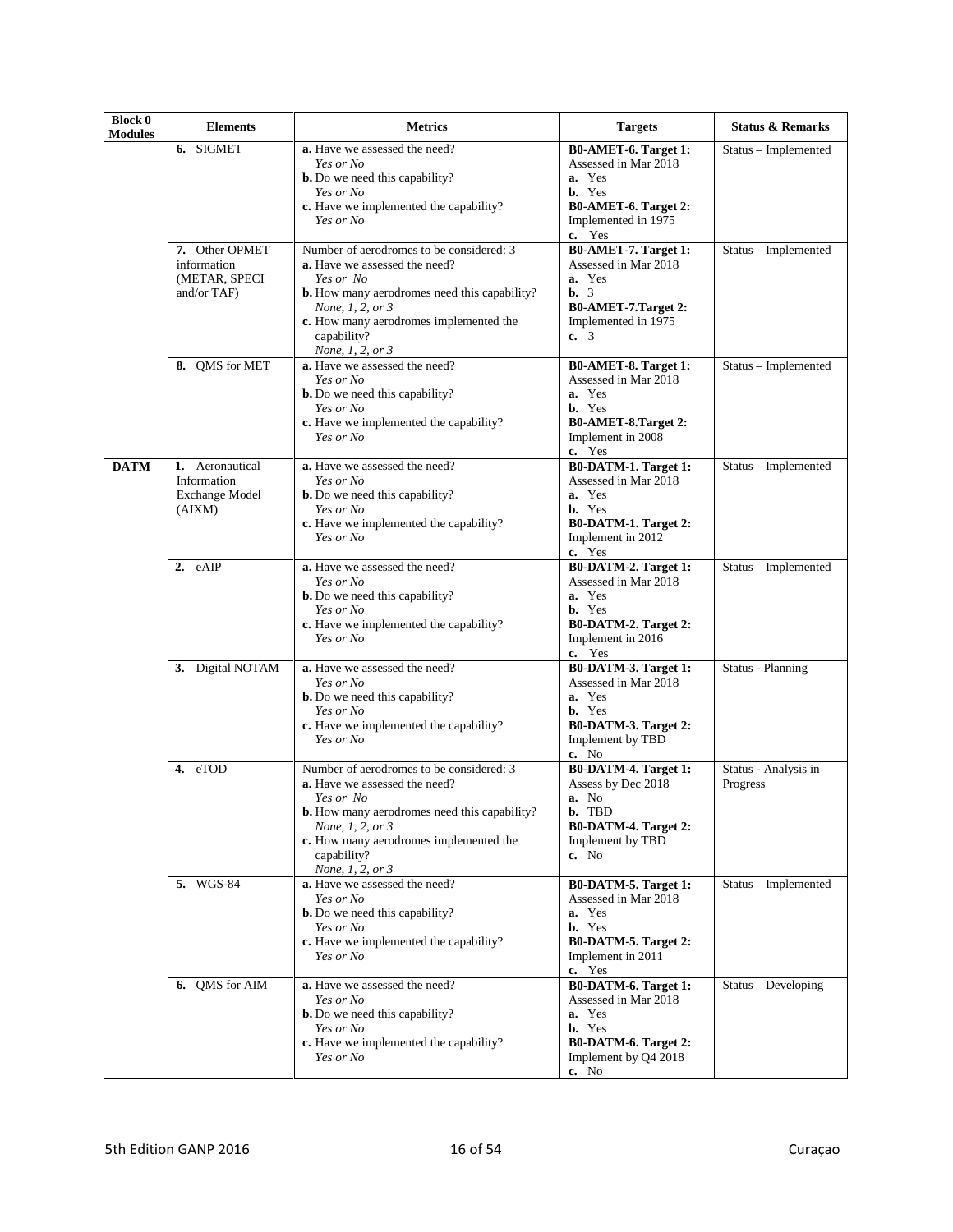| Block 0 Modules | Elements | Metrics | Targets | Status & Remarks |
|---|---|---|---|---|
| | **6.** SIGMET | **a.** Have we assessed the need? *Yes or No* **b.** Do we need this capability? *Yes or No* **c.** Have we implemented the capability? *Yes or No* | **B0-AMET-6. Target 1:** Assessed in Mar 2018 **a.** Yes **b.** Yes **B0-AMET-6. Target 2:** Implemented in 1975 **c.** Yes | Status – Implemented |
| | **7.** Other OPMET information (METAR, SPECI and/or TAF) | Number of aerodromes to be considered: 3 **a.** Have we assessed the need? *Yes or No* **b.** How many aerodromes need this capability? *None, 1, 2, or 3* **c.** How many aerodromes implemented the capability? *None, 1, 2, or 3* | **B0-AMET-7. Target 1:** Assessed in Mar 2018 **a.** Yes **b.** 3 **B0-AMET-7.Target 2:** Implemented in 1975 **c.** 3 | Status – Implemented |
| | **8.** QMS for MET | **a.** Have we assessed the need? *Yes or No* **b.** Do we need this capability? *Yes or No* **c.** Have we implemented the capability? *Yes or No* | **B0-AMET-8. Target 1:** Assessed in Mar 2018 **a.** Yes **b.** Yes **B0-AMET-8.Target 2:** Implement in 2008 **c.** Yes | Status – Implemented |
| **DATM** | **1.** Aeronautical Information Exchange Model (AIXM) | **a.** Have we assessed the need? *Yes or No* **b.** Do we need this capability? *Yes or No* **c.** Have we implemented the capability? *Yes or No* | **B0-DATM-1. Target 1:** Assessed in Mar 2018 **a.** Yes **b.** Yes **B0-DATM-1. Target 2:** Implement in 2012 **c.** Yes | Status – Implemented |
| | **2.** eAIP | **a.** Have we assessed the need? *Yes or No* **b.** Do we need this capability? *Yes or No* **c.** Have we implemented the capability? *Yes or No* | **B0-DATM-2. Target 1:** Assessed in Mar 2018 **a.** Yes **b.** Yes **B0-DATM-2. Target 2:** Implement in 2016 **c.** Yes | Status – Implemented |
| | **3.** Digital NOTAM | **a.** Have we assessed the need? *Yes or No* **b.** Do we need this capability? *Yes or No* **c.** Have we implemented the capability? *Yes or No* | **B0-DATM-3. Target 1:** Assessed in Mar 2018 **a.** Yes **b.** Yes **B0-DATM-3. Target 2:** Implement by TBD **c.** No | Status - Planning |
| | **4.** eTOD | Number of aerodromes to be considered: 3 **a.** Have we assessed the need? *Yes or No* **b.** How many aerodromes need this capability? *None, 1, 2, or 3* **c.** How many aerodromes implemented the capability? *None, 1, 2, or 3* | **B0-DATM-4. Target 1:** Assess by Dec 2018 **a.** No **b.** TBD **B0-DATM-4. Target 2:** Implement by TBD **c.** No | Status - Analysis in Progress |
| | **5.** WGS-84 | **a.** Have we assessed the need? *Yes or No* **b.** Do we need this capability? *Yes or No* **c.** Have we implemented the capability? *Yes or No* | **B0-DATM-5. Target 1:** Assessed in Mar 2018 **a.** Yes **b.** Yes **B0-DATM-5. Target 2:** Implement in 2011 **c.** Yes | Status – Implemented |
| | **6.** QMS for AIM | **a.** Have we assessed the need? *Yes or No* **b.** Do we need this capability? *Yes or No* **c.** Have we implemented the capability? *Yes or No* | **B0-DATM-6. Target 1:** Assessed in Mar 2018 **a.** Yes **b.** Yes **B0-DATM-6. Target 2:** Implement by Q4 2018 **c.** No | Status – Developing |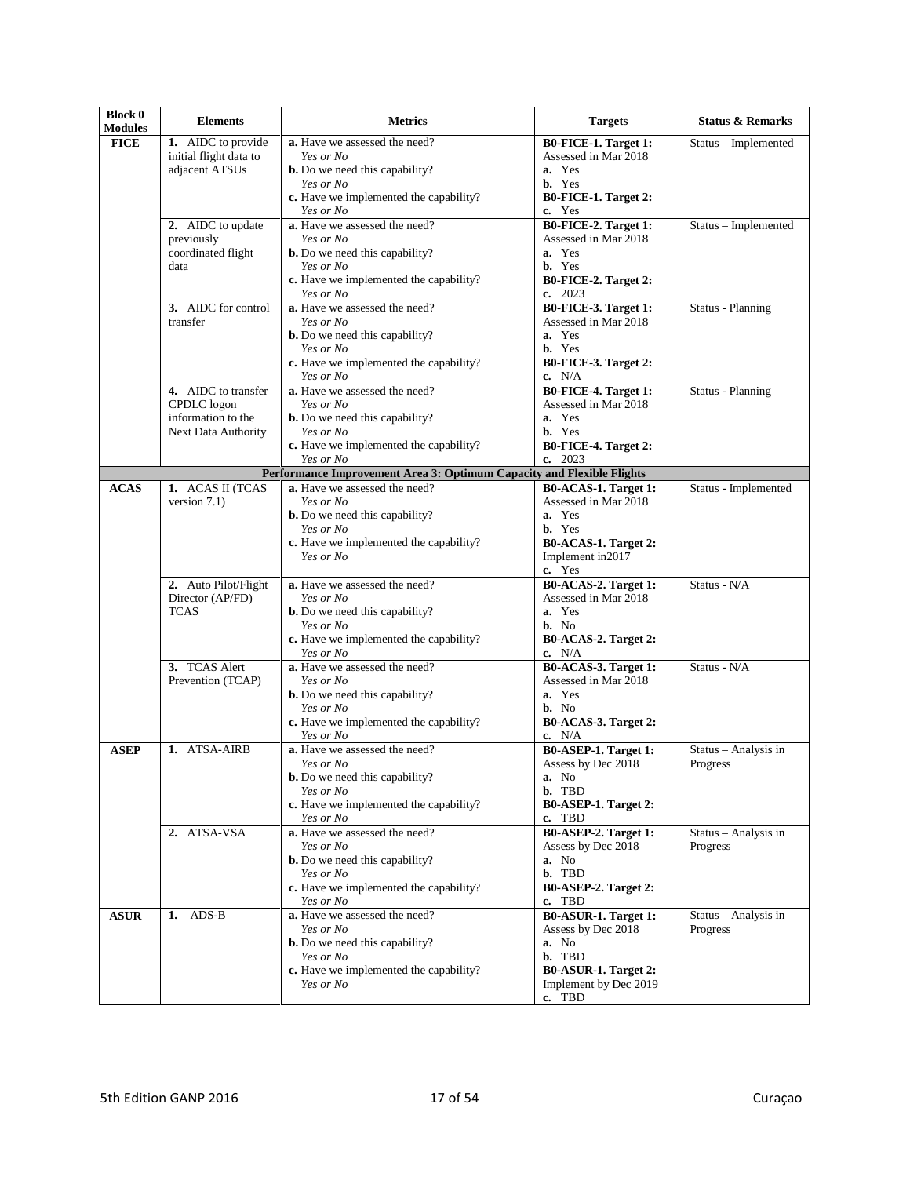| Block 0 Modules | Elements | Metrics | Targets | Status & Remarks |
|---|---|---|---|---|
| **FICE** | **1.** AIDC to provide initial flight data to adjacent ATSUs | **a.** Have we assessed the need? *Yes or No* **b.** Do we need this capability? *Yes or No* **c.** Have we implemented the capability? *Yes or No* | **B0-FICE-1. Target 1:** Assessed in Mar 2018 **a.** Yes **b.** Yes **B0-FICE-1. Target 2:** **c.** Yes | Status – Implemented |
| | **2.** AIDC to update previously coordinated flight data | **a.** Have we assessed the need? *Yes or No* **b.** Do we need this capability? *Yes or No* **c.** Have we implemented the capability? *Yes or No* | **B0-FICE-2. Target 1:** Assessed in Mar 2018 **a.** Yes **b.** Yes **B0-FICE-2. Target 2:** **c.** 2023 | Status – Implemented |
| | **3.** AIDC for control transfer | **a.** Have we assessed the need? *Yes or No* **b.** Do we need this capability? *Yes or No* **c.** Have we implemented the capability? *Yes or No* | **B0-FICE-3. Target 1:** Assessed in Mar 2018 **a.** Yes **b.** Yes **B0-FICE-3. Target 2:** **c.** N/A | Status - Planning |
| | **4.** AIDC to transfer CPDLC logon information to the Next Data Authority | **a.** Have we assessed the need? *Yes or No* **b.** Do we need this capability? *Yes or No* **c.** Have we implemented the capability? *Yes or No* | **B0-FICE-4. Target 1:** Assessed in Mar 2018 **a.** Yes **b.** Yes **B0-FICE-4. Target 2:** **c.** 2023 | Status - Planning |
| **Performance Improvement Area 3: Optimum Capacity and Flexible Flights** | | | | |
| **ACAS** | **1.** ACAS II (TCAS version 7.1) | **a.** Have we assessed the need? *Yes or No* **b.** Do we need this capability? *Yes or No* **c.** Have we implemented the capability? *Yes or No* | **B0-ACAS-1. Target 1:** Assessed in Mar 2018 **a.** Yes **b.** Yes **B0-ACAS-1. Target 2:** Implement in2017 **c.** Yes | Status - Implemented |
| | **2.** Auto Pilot/Flight Director (AP/FD) TCAS | **a.** Have we assessed the need? *Yes or No* **b.** Do we need this capability? *Yes or No* **c.** Have we implemented the capability? *Yes or No* | **B0-ACAS-2. Target 1:** Assessed in Mar 2018 **a.** Yes **b.** No **B0-ACAS-2. Target 2:** **c.** N/A | Status - N/A |
| | **3.** TCAS Alert Prevention (TCAP) | **a.** Have we assessed the need? *Yes or No* **b.** Do we need this capability? *Yes or No* **c.** Have we implemented the capability? *Yes or No* | **B0-ACAS-3. Target 1:** Assessed in Mar 2018 **a.** Yes **b.** No **B0-ACAS-3. Target 2:** **c.** N/A | Status - N/A |
| **ASEP** | **1.** ATSA-AIRB | **a.** Have we assessed the need? *Yes or No* **b.** Do we need this capability? *Yes or No* **c.** Have we implemented the capability? *Yes or No* | **B0-ASEP-1. Target 1:** Assess by Dec 2018 **a.** No **b.** TBD **B0-ASEP-1. Target 2:** **c.** TBD | Status – Analysis in Progress |
| | **2.** ATSA-VSA | **a.** Have we assessed the need? *Yes or No* **b.** Do we need this capability? *Yes or No* **c.** Have we implemented the capability? *Yes or No* | **B0-ASEP-2. Target 1:** Assess by Dec 2018 **a.** No **b.** TBD **B0-ASEP-2. Target 2:** **c.** TBD | Status – Analysis in Progress |
| **ASUR** | **1.** ADS-B | **a.** Have we assessed the need? *Yes or No* **b.** Do we need this capability? *Yes or No* **c.** Have we implemented the capability? *Yes or No* | **B0-ASUR-1. Target 1:** Assess by Dec 2018 **a.** No **b.** TBD **B0-ASUR-1. Target 2:** Implement by Dec 2019 **c.** TBD | Status – Analysis in Progress |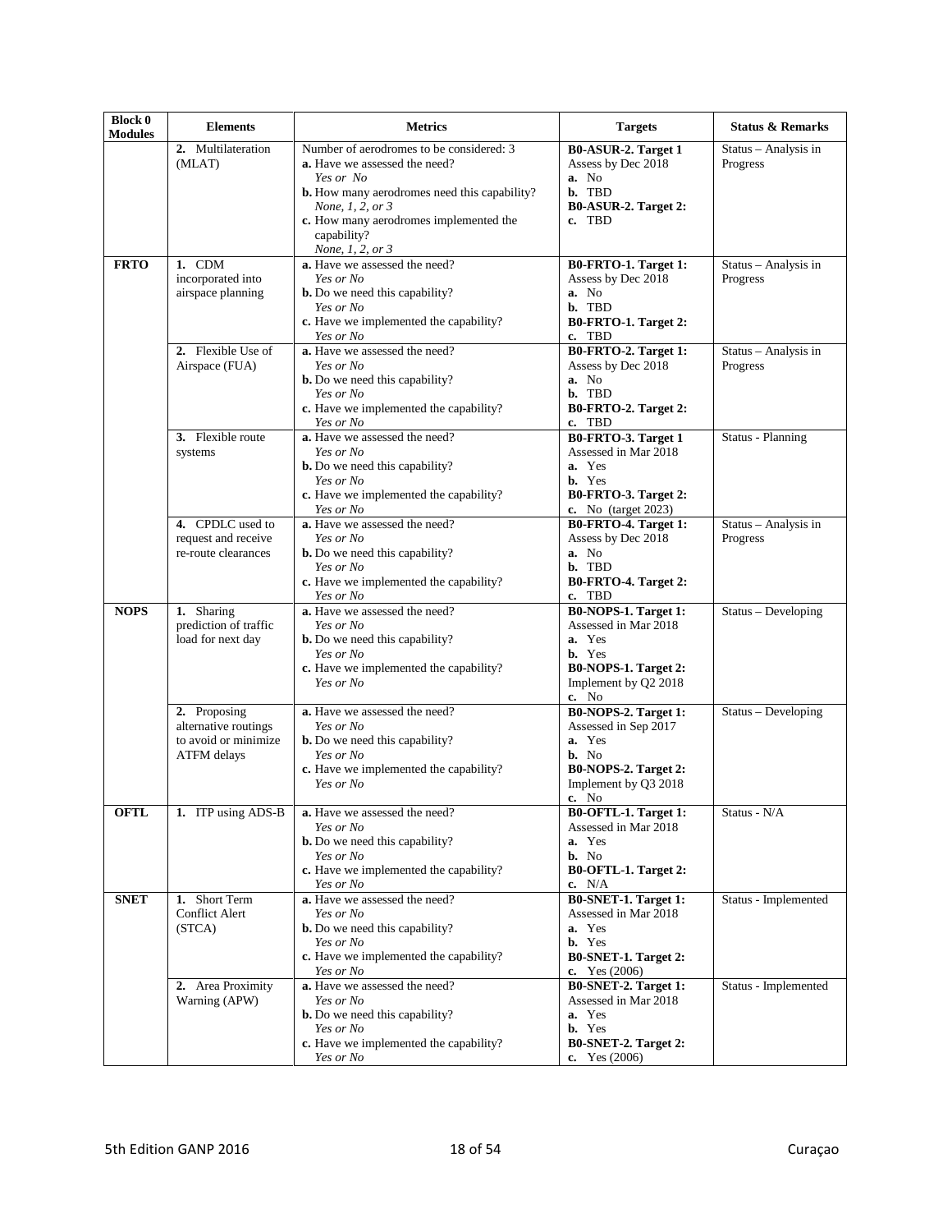| Block 0 Modules | Elements | Metrics | Targets | Status & Remarks |
|---|---|---|---|---|
| | **2.** Multilateration (MLAT) | Number of aerodromes to be considered: 3<br>**a.** Have we assessed the need?<br>*Yes or No*<br>**b.** How many aerodromes need this capability?<br>*None, 1, 2, or 3*<br>**c.** How many aerodromes implemented the capability?<br>*None, 1, 2, or 3* | **B0-ASUR-2. Target 1**<br>Assess by Dec 2018<br>**a.** No<br>**b.** TBD<br>**B0-ASUR-2. Target 2:**<br>**c.** TBD | Status – Analysis in Progress |
| **FRTO** | **1.** CDM incorporated into airspace planning | **a.** Have we assessed the need?<br>*Yes or No*<br>**b.** Do we need this capability?<br>*Yes or No*<br>**c.** Have we implemented the capability?<br>*Yes or No* | **B0-FRTO-1. Target 1:**<br>Assess by Dec 2018<br>**a.** No<br>**b.** TBD<br>**B0-FRTO-1. Target 2:**<br>**c.** TBD | Status – Analysis in Progress |
| | **2.** Flexible Use of Airspace (FUA) | **a.** Have we assessed the need?<br>*Yes or No*<br>**b.** Do we need this capability?<br>*Yes or No*<br>**c.** Have we implemented the capability?<br>*Yes or No* | **B0-FRTO-2. Target 1:**<br>Assess by Dec 2018<br>**a.** No<br>**b.** TBD<br>**B0-FRTO-2. Target 2:**<br>**c.** TBD | Status – Analysis in Progress |
| | **3.** Flexible route systems | **a.** Have we assessed the need?<br>*Yes or No*<br>**b.** Do we need this capability?<br>*Yes or No*<br>**c.** Have we implemented the capability?<br>*Yes or No* | **B0-FRTO-3. Target 1**<br>Assessed in Mar 2018<br>**a.** Yes<br>**b.** Yes<br>**B0-FRTO-3. Target 2:**<br>**c.** No (target 2023) | Status - Planning |
| | **4.** CPDLC used to request and receive re-route clearances | **a.** Have we assessed the need?<br>*Yes or No*<br>**b.** Do we need this capability?<br>*Yes or No*<br>**c.** Have we implemented the capability?<br>*Yes or No* | **B0-FRTO-4. Target 1:**<br>Assess by Dec 2018<br>**a.** No<br>**b.** TBD<br>**B0-FRTO-4. Target 2:**<br>**c.** TBD | Status – Analysis in Progress |
| **NOPS** | **1.** Sharing prediction of traffic load for next day | **a.** Have we assessed the need?<br>*Yes or No*<br>**b.** Do we need this capability?<br>*Yes or No*<br>**c.** Have we implemented the capability?<br>*Yes or No* | **B0-NOPS-1. Target 1:**<br>Assessed in Mar 2018<br>**a.** Yes<br>**b.** Yes<br>**B0-NOPS-1. Target 2:**<br>Implement by Q2 2018<br>**c.** No | Status – Developing |
| | **2.** Proposing alternative routings to avoid or minimize ATFM delays | **a.** Have we assessed the need?<br>*Yes or No*<br>**b.** Do we need this capability?<br>*Yes or No*<br>**c.** Have we implemented the capability?<br>*Yes or No* | **B0-NOPS-2. Target 1:**<br>Assessed in Sep 2017<br>**a.** Yes<br>**b.** No<br>**B0-NOPS-2. Target 2:**<br>Implement by Q3 2018<br>**c.** No | Status – Developing |
| **OFTL** | **1.** ITP using ADS-B | **a.** Have we assessed the need?<br>*Yes or No*<br>**b.** Do we need this capability?<br>*Yes or No*<br>**c.** Have we implemented the capability?<br>*Yes or No* | **B0-OFTL-1. Target 1:**<br>Assessed in Mar 2018<br>**a.** Yes<br>**b.** No<br>**B0-OFTL-1. Target 2:**<br>**c.** N/A | Status - N/A |
| **SNET** | **1.** Short Term Conflict Alert (STCA) | **a.** Have we assessed the need?<br>*Yes or No*<br>**b.** Do we need this capability?<br>*Yes or No*<br>**c.** Have we implemented the capability?<br>*Yes or No* | **B0-SNET-1. Target 1:**<br>Assessed in Mar 2018<br>**a.** Yes<br>**b.** Yes<br>**B0-SNET-1. Target 2:**<br>**c.** Yes (2006) | Status - Implemented |
| | **2.** Area Proximity Warning (APW) | **a.** Have we assessed the need?<br>*Yes or No*<br>**b.** Do we need this capability?<br>*Yes or No*<br>**c.** Have we implemented the capability?<br>*Yes or No* | **B0-SNET-2. Target 1:**<br>Assessed in Mar 2018<br>**a.** Yes<br>**b.** Yes<br>**B0-SNET-2. Target 2:**<br>**c.** Yes (2006) | Status - Implemented |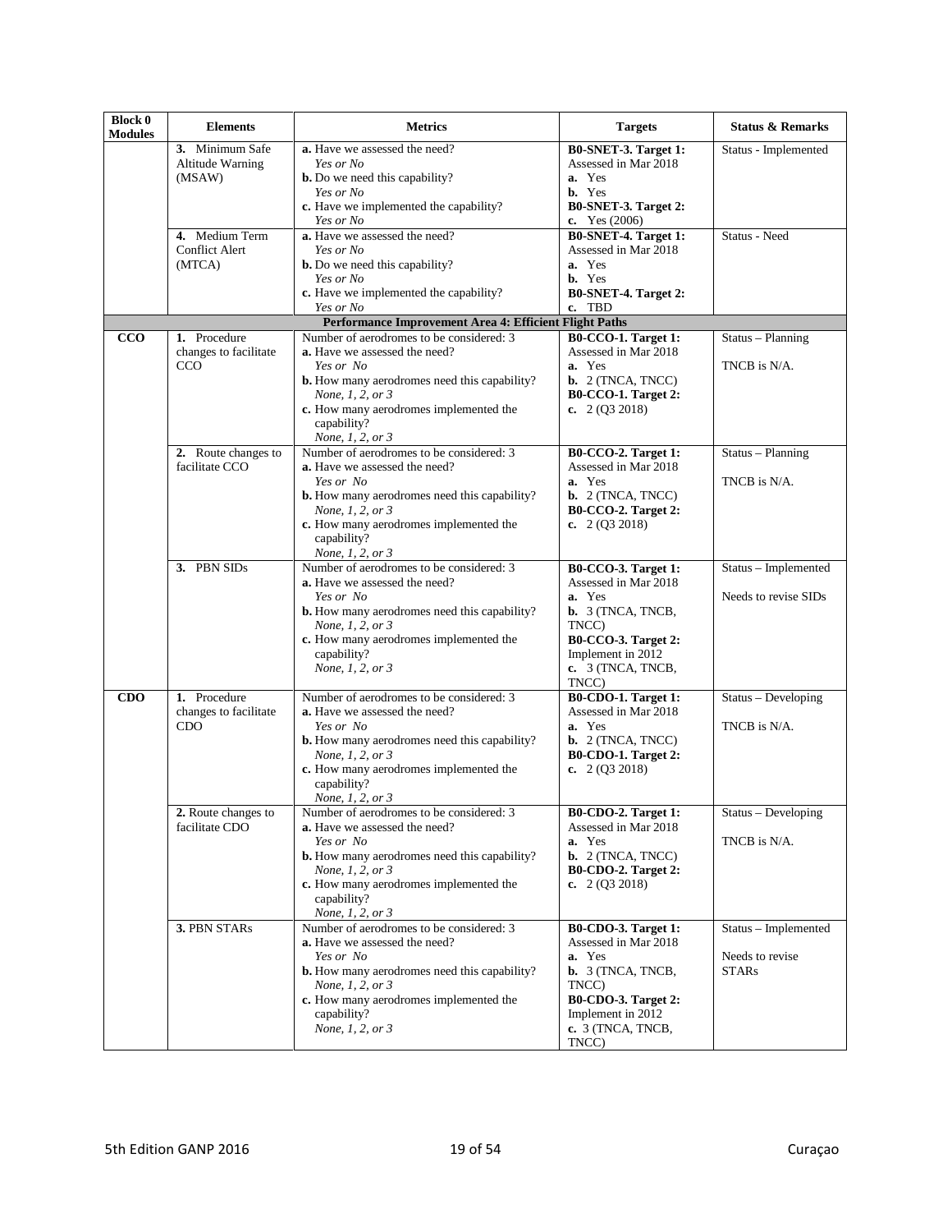| Block 0 Modules | Elements | Metrics | Targets | Status & Remarks |
|---|---|---|---|---|
| | **3.** Minimum Safe Altitude Warning (MSAW) | **a.** Have we assessed the need? *Yes or No* **b.** Do we need this capability? *Yes or No* **c.** Have we implemented the capability? *Yes or No* | **B0-SNET-3. Target 1:** Assessed in Mar 2018 **a.** Yes **b.** Yes **B0-SNET-3. Target 2:** **c.** Yes (2006) | Status - Implemented |
| | **4.** Medium Term Conflict Alert (MTCA) | **a.** Have we assessed the need? *Yes or No* **b.** Do we need this capability? *Yes or No* **c.** Have we implemented the capability? *Yes or No* | **B0-SNET-4. Target 1:** Assessed in Mar 2018 **a.** Yes **b.** Yes **B0-SNET-4. Target 2:** **c.** TBD | Status - Need |
| | | **Performance Improvement Area 4: Efficient Flight Paths** | | |
| **CCO** | **1.** Procedure changes to facilitate CCO | Number of aerodromes to be considered: 3 **a.** Have we assessed the need? *Yes or No* **b.** How many aerodromes need this capability? *None, 1, 2, or 3* **c.** How many aerodromes implemented the capability? *None, 1, 2, or 3* | **B0-CCO-1. Target 1:** Assessed in Mar 2018 **a.** Yes **b.** 2 (TNCA, TNCC) **B0-CCO-1. Target 2:** **c.** 2 (Q3 2018) | Status – Planning<br><br>TNCB is N/A. |
| | **2.** Route changes to facilitate CCO | Number of aerodromes to be considered: 3 **a.** Have we assessed the need? *Yes or No* **b.** How many aerodromes need this capability? *None, 1, 2, or 3* **c.** How many aerodromes implemented the capability? *None, 1, 2, or 3* | **B0-CCO-2. Target 1:** Assessed in Mar 2018 **a.** Yes **b.** 2 (TNCA, TNCC) **B0-CCO-2. Target 2:** **c.** 2 (Q3 2018) | Status – Planning<br><br>TNCB is N/A. |
| | **3.** PBN SIDs | Number of aerodromes to be considered: 3 **a.** Have we assessed the need? *Yes or No* **b.** How many aerodromes need this capability? *None, 1, 2, or 3* **c.** How many aerodromes implemented the capability? *None, 1, 2, or 3* | **B0-CCO-3. Target 1:** Assessed in Mar 2018 **a.** Yes **b.** 3 (TNCA, TNCB, TNCC) **B0-CCO-3. Target 2:** Implement in 2012 **c.** 3 (TNCA, TNCB, TNCC) | Status – Implemented<br><br>Needs to revise SIDs |
| **CDO** | **1.** Procedure changes to facilitate CDO | Number of aerodromes to be considered: 3 **a.** Have we assessed the need? *Yes or No* **b.** How many aerodromes need this capability? *None, 1, 2, or 3* **c.** How many aerodromes implemented the capability? *None, 1, 2, or 3* | **B0-CDO-1. Target 1:** Assessed in Mar 2018 **a.** Yes **b.** 2 (TNCA, TNCC) **B0-CDO-1. Target 2:** **c.** 2 (Q3 2018) | Status – Developing<br><br>TNCB is N/A. |
| | **2.** Route changes to facilitate CDO | Number of aerodromes to be considered: 3 **a.** Have we assessed the need? *Yes or No* **b.** How many aerodromes need this capability? *None, 1, 2, or 3* **c.** How many aerodromes implemented the capability? *None, 1, 2, or 3* | **B0-CDO-2. Target 1:** Assessed in Mar 2018 **a.** Yes **b.** 2 (TNCA, TNCC) **B0-CDO-2. Target 2:** **c.** 2 (Q3 2018) | Status – Developing<br><br>TNCB is N/A. |
| | **3.** PBN STARs | Number of aerodromes to be considered: 3 **a.** Have we assessed the need? *Yes or No* **b.** How many aerodromes need this capability? *None, 1, 2, or 3* **c.** How many aerodromes implemented the capability? *None, 1, 2, or 3* | **B0-CDO-3. Target 1:** Assessed in Mar 2018 **a.** Yes **b.** 3 (TNCA, TNCB, TNCC) **B0-CDO-3. Target 2:** Implement in 2012 **c.** 3 (TNCA, TNCB, TNCC) | Status – Implemented<br><br>Needs to revise STARs |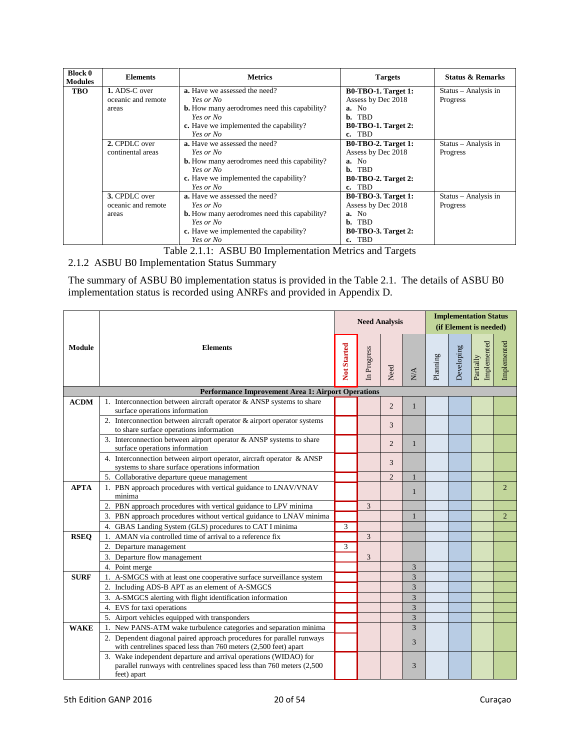| Block 0 Modules | Elements | Metrics | Targets | Status & Remarks |
|---|---|---|---|---|
| **TBO** | **1.** ADS-C over oceanic and remote areas | **a.** Have we assessed the need? *Yes or No* **b.** How many aerodromes need this capability? *Yes or No* **c.** Have we implemented the capability? *Yes or No* | **B0-TBO-1. Target 1:** Assess by Dec 2018 **a.** No **b.** TBD **B0-TBO-1. Target 2:** **c.** TBD | Status – Analysis in Progress |
| | **2.** CPDLC over continental areas | **a.** Have we assessed the need? *Yes or No* **b.** How many aerodromes need this capability? *Yes or No* **c.** Have we implemented the capability? *Yes or No* | **B0-TBO-2. Target 1:** Assess by Dec 2018 **a.** No **b.** TBD **B0-TBO-2. Target 2:** **c.** TBD | Status – Analysis in Progress |
| | **3.** CPDLC over oceanic and remote areas | **a.** Have we assessed the need? *Yes or No* **b.** How many aerodromes need this capability? *Yes or No* **c.** Have we implemented the capability? *Yes or No* | **B0-TBO-3. Target 1:** Assess by Dec 2018 **a.** No **b.** TBD **B0-TBO-3. Target 2:** **c.** TBD | Status – Analysis in Progress |

Table 2.1.1: ASBU B0 Implementation Metrics and Targets

### 2.1.2 ASBU B0 Implementation Status Summary

The summary of ASBU B0 implementation status is provided in the Table 2.1. The details of ASBU B0 implementation status is recorded using ANRFs and provided in Appendix D.

| Module | Elements | Need Analysis | | | | Implementation Status (if Element is needed) | | | |
|---|---|---|---|---|---|---|---|---|---|
| | | Not Started | In Progress | Need | N/A | Planning | Developing | Partially Implemented | Implemented |
| **Performance Improvement Area 1: Airport Operations** | | | | | | | | | |
| **ACDM** | 1. Interconnection between aircraft operator & ANSP systems to share surface operations information | | | 2 | 1 | | | | |
| | 2. Interconnection between aircraft operator & airport operator systems to share surface operations information | | | 3 | | | | | |
| | 3. Interconnection between airport operator & ANSP systems to share surface operations information | | | 2 | 1 | | | | |
| | 4. Interconnection between airport operator, aircraft operator & ANSP systems to share surface operations information | | | 3 | | | | | |
| | 5. Collaborative departure queue management | | | 2 | 1 | | | | |
| **APTA** | 1. PBN approach procedures with vertical guidance to LNAV/VNAV minima | | | | 1 | | | | 2 |
| | 2. PBN approach procedures with vertical guidance to LPV minima | | 3 | | | | | | |
| | 3. PBN approach procedures without vertical guidance to LNAV minima | | | | 1 | | | | 2 |
| | 4. GBAS Landing System (GLS) procedures to CAT I minima | 3 | | | | | | | |
| **RSEQ** | 1. AMAN via controlled time of arrival to a reference fix | | 3 | | | | | | |
| | 2. Departure management | 3 | | | | | | | |
| | 3. Departure flow management | | 3 | | | | | | |
| | 4. Point merge | | | | 3 | | | | |
| **SURF** | 1. A-SMGCS with at least one cooperative surface surveillance system | | | | 3 | | | | |
| | 2. Including ADS-B APT as an element of A-SMGCS | | | | 3 | | | | |
| | 3. A-SMGCS alerting with flight identification information | | | | 3 | | | | |
| | 4. EVS for taxi operations | | | | 3 | | | | |
| | 5. Airport vehicles equipped with transponders | | | | 3 | | | | |
| **WAKE** | 1. New PANS-ATM wake turbulence categories and separation minima | | | | 3 | | | | |
| | 2. Dependent diagonal paired approach procedures for parallel runways with centrelines spaced less than 760 meters (2,500 feet) apart | | | | 3 | | | | |
| | 3. Wake independent departure and arrival operations (WIDAO) for parallel runways with centrelines spaced less than 760 meters (2,500 feet) apart | | | | 3 | | | | |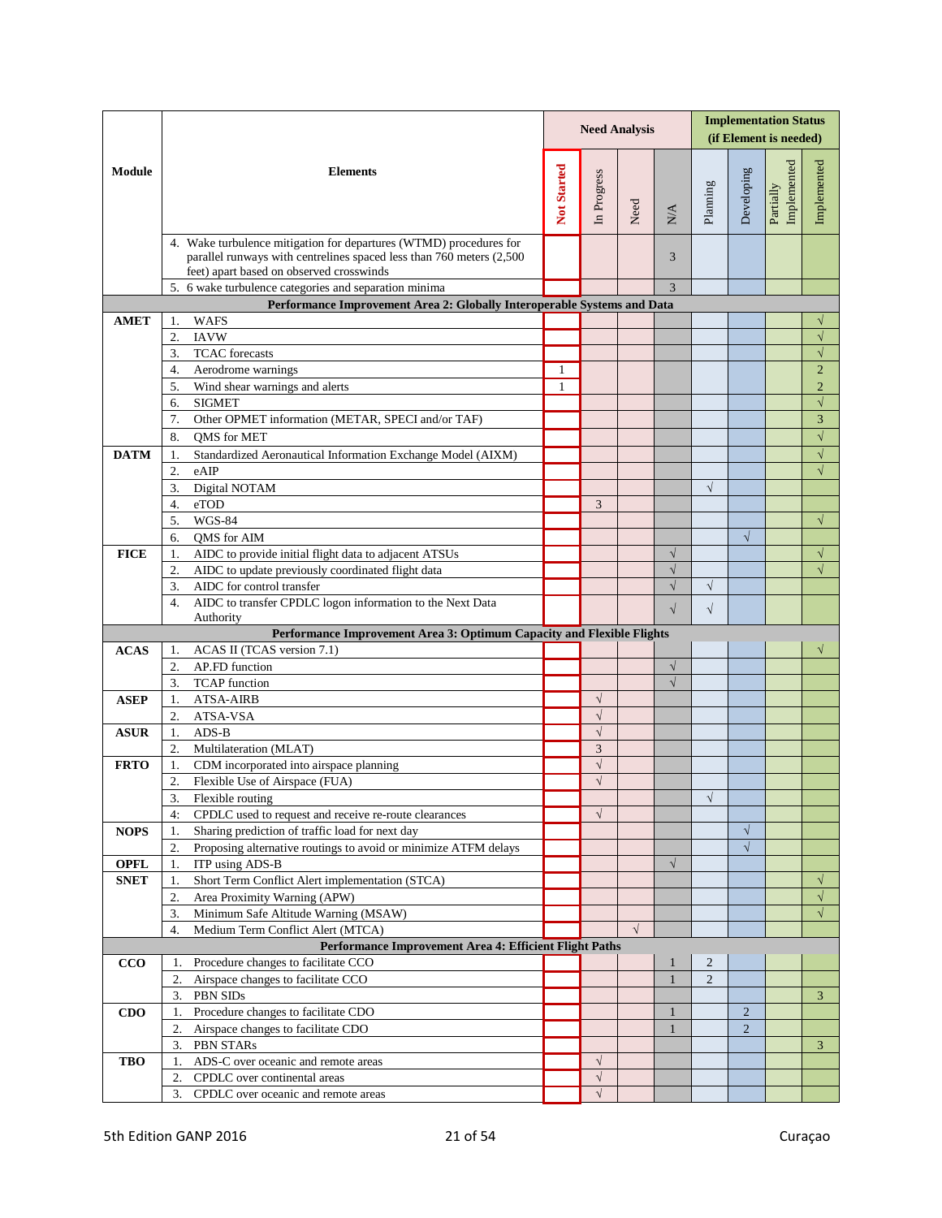| Module | Elements | Need Analysis | | | | Implementation Status (if Element is needed) | | | |
|---|---|---|---|---|---|---|---|---|---|
| | | Not Started | In Progress | Need | N/A | Planning | Developing | Partially Implemented | Implemented |
| | 4. Wake turbulence mitigation for departures (WTMD) procedures for parallel runways with centrelines spaced less than 760 meters (2,500 feet) apart based on observed crosswinds | | | | 3 | | | | |
| | 5. 6 wake turbulence categories and separation minima | | | | 3 | | | | |
| **Performance Improvement Area 2: Globally Interoperable Systems and Data** | | | | | | | | | |
| **AMET** | 1. WAFS | | | | | | | | √ |
| | 2. IAVW | | | | | | | | √ |
| | 3. TCAC forecasts | | | | | | | | √ |
| | 4. Aerodrome warnings | 1 | | | | | | | 2 |
| | 5. Wind shear warnings and alerts | 1 | | | | | | | 2 |
| | 6. SIGMET | | | | | | | | √ |
| | 7. Other OPMET information (METAR, SPECI and/or TAF) | | | | | | | | 3 |
| | 8. QMS for MET | | | | | | | | √ |
| **DATM** | 1. Standardized Aeronautical Information Exchange Model (AIXM) | | | | | | | | √ |
| | 2. eAIP | | | | | | | | √ |
| | 3. Digital NOTAM | | | | | √ | | | |
| | 4. eTOD | | 3 | | | | | | |
| | 5. WGS-84 | | | | | | | | √ |
| | 6. QMS for AIM | | | | | | √ | | |
| **FICE** | 1. AIDC to provide initial flight data to adjacent ATSUs | | | | √ | | | | √ |
| | 2. AIDC to update previously coordinated flight data | | | | √ | | | | √ |
| | 3. AIDC for control transfer | | | | √ | √ | | | |
| | 4. AIDC to transfer CPDLC logon information to the Next Data Authority | | | | √ | √ | | | |
| **Performance Improvement Area 3: Optimum Capacity and Flexible Flights** | | | | | | | | | |
| **ACAS** | 1. ACAS II (TCAS version 7.1) | | | | | | | | √ |
| | 2. AP.FD function | | | | √ | | | | |
| | 3. TCAP function | | | | √ | | | | |
| **ASEP** | 1. ATSA-AIRB | | √ | | | | | | |
| | 2. ATSA-VSA | | √ | | | | | | |
| **ASUR** | 1. ADS-B | | √ | | | | | | |
| | 2. Multilateration (MLAT) | | 3 | | | | | | |
| **FRTO** | 1. CDM incorporated into airspace planning | | √ | | | | | | |
| | 2. Flexible Use of Airspace (FUA) | | √ | | | | | | |
| | 3. Flexible routing | | | | | √ | | | |
| | 4: CPDLC used to request and receive re-route clearances | | √ | | | | | | |
| **NOPS** | 1. Sharing prediction of traffic load for next day | | | | | | √ | | |
| | 2. Proposing alternative routings to avoid or minimize ATFM delays | | | | | | √ | | |
| **OPFL** | 1. ITP using ADS-B | | | | √ | | | | |
| **SNET** | 1. Short Term Conflict Alert implementation (STCA) | | | | | | | | √ |
| | 2. Area Proximity Warning (APW) | | | | | | | | √ |
| | 3. Minimum Safe Altitude Warning (MSAW) | | | | | | | | √ |
| | 4. Medium Term Conflict Alert (MTCA) | | | √ | | | | | |
| **Performance Improvement Area 4: Efficient Flight Paths** | | | | | | | | | |
| **CCO** | 1. Procedure changes to facilitate CCO | | | | 1 | 2 | | | |
| | 2. Airspace changes to facilitate CCO | | | | 1 | 2 | | | |
| | 3. PBN SIDs | | | | | | | | 3 |
| **CDO** | 1. Procedure changes to facilitate CDO | | | | 1 | | 2 | | |
| | 2. Airspace changes to facilitate CDO | | | | 1 | | 2 | | |
| | 3. PBN STARs | | | | | | | | 3 |
| **TBO** | 1. ADS-C over oceanic and remote areas | | √ | | | | | | |
| | 2. CPDLC over continental areas | | √ | | | | | | |
| | 3. CPDLC over oceanic and remote areas | | √ | | | | | | |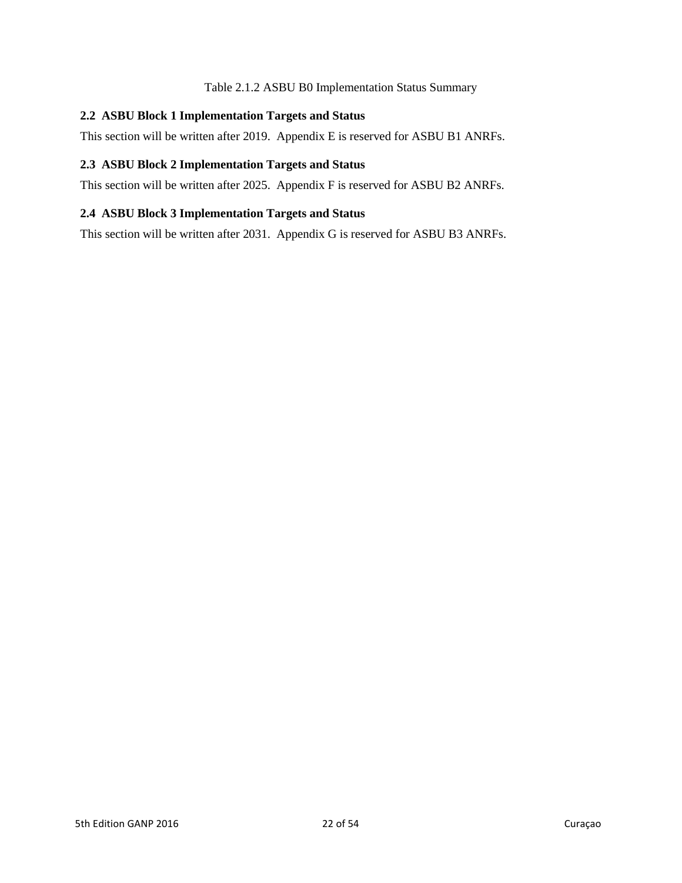Table 2.1.2 ASBU B0 Implementation Status Summary

## 2.2 ASBU Block 1 Implementation Targets and Status

This section will be written after 2019. Appendix E is reserved for ASBU B1 ANRFs.

## 2.3 ASBU Block 2 Implementation Targets and Status

This section will be written after 2025. Appendix F is reserved for ASBU B2 ANRFs.

## 2.4 ASBU Block 3 Implementation Targets and Status

This section will be written after 2031. Appendix G is reserved for ASBU B3 ANRFs.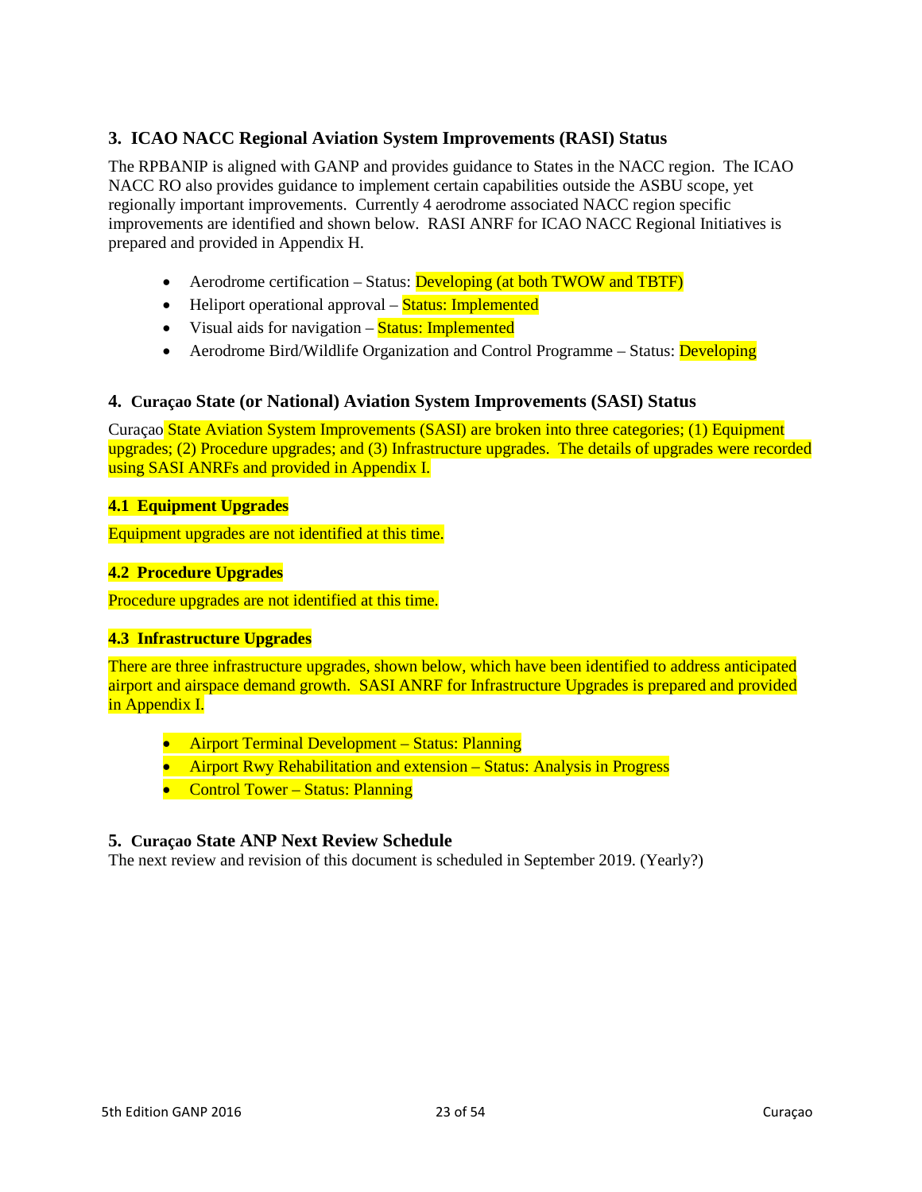## 3. ICAO NACC Regional Aviation System Improvements (RASI) Status

The RPBANIP is aligned with GANP and provides guidance to States in the NACC region. The ICAO NACC RO also provides guidance to implement certain capabilities outside the ASBU scope, yet regionally important improvements. Currently 4 aerodrome associated NACC region specific improvements are identified and shown below. RASI ANRF for ICAO NACC Regional Initiatives is prepared and provided in Appendix H.

- Aerodrome certification – Status: Developing (at both TWOW and TBTF)
- Heliport operational approval – Status: Implemented
- Visual aids for navigation – Status: Implemented
- Aerodrome Bird/Wildlife Organization and Control Programme – Status: Developing

## 4. Curaçao State (or National) Aviation System Improvements (SASI) Status

Curaçao State Aviation System Improvements (SASI) are broken into three categories; (1) Equipment upgrades; (2) Procedure upgrades; and (3) Infrastructure upgrades. The details of upgrades were recorded using SASI ANRFs and provided in Appendix I.

### 4.1 Equipment Upgrades

Equipment upgrades are not identified at this time.

### 4.2 Procedure Upgrades

Procedure upgrades are not identified at this time.

### 4.3 Infrastructure Upgrades

There are three infrastructure upgrades, shown below, which have been identified to address anticipated airport and airspace demand growth. SASI ANRF for Infrastructure Upgrades is prepared and provided in Appendix I.

- Airport Terminal Development – Status: Planning
- Airport Rwy Rehabilitation and extension – Status: Analysis in Progress
- Control Tower – Status: Planning

## 5. Curaçao State ANP Next Review Schedule

The next review and revision of this document is scheduled in September 2019. (Yearly?)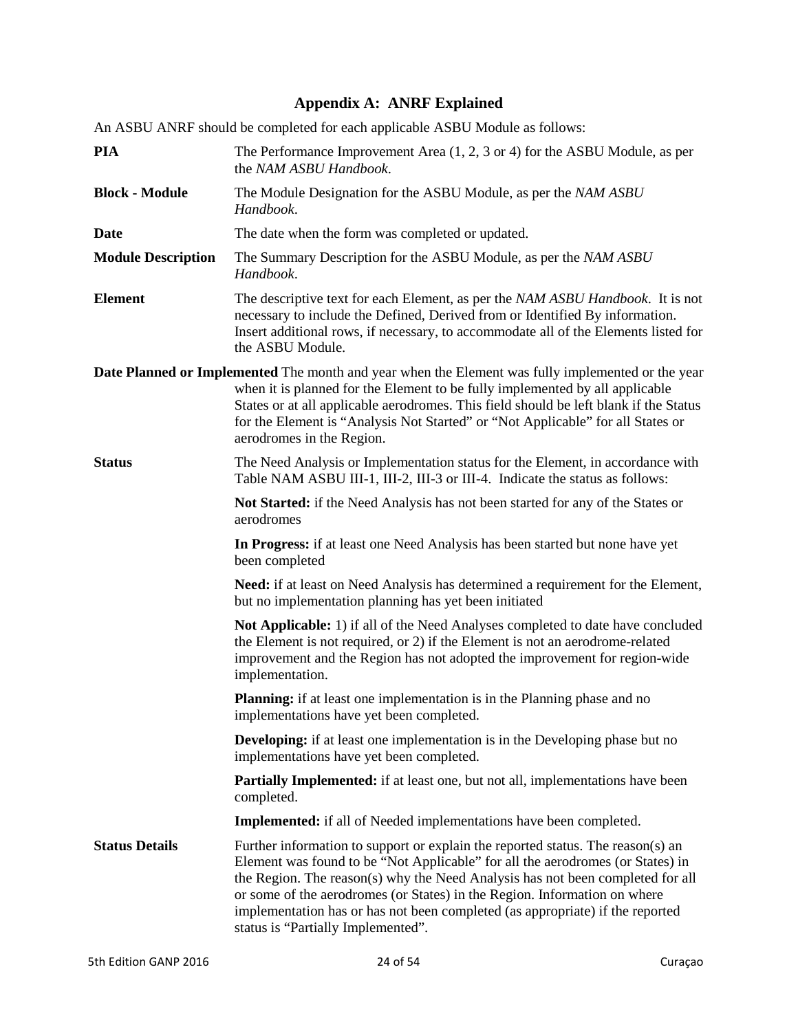## Appendix A: ANRF Explained

An ASBU ANRF should be completed for each applicable ASBU Module as follows:

**PIA** The Performance Improvement Area (1, 2, 3 or 4) for the ASBU Module, as per the *NAM ASBU Handbook*.

**Block - Module** The Module Designation for the ASBU Module, as per the *NAM ASBU Handbook*.

**Date** The date when the form was completed or updated.

**Module Description** The Summary Description for the ASBU Module, as per the *NAM ASBU Handbook*.

**Element** The descriptive text for each Element, as per the *NAM ASBU Handbook*. It is not necessary to include the Defined, Derived from or Identified By information. Insert additional rows, if necessary, to accommodate all of the Elements listed for the ASBU Module.

**Date Planned or Implemented** The month and year when the Element was fully implemented or the year when it is planned for the Element to be fully implemented by all applicable States or at all applicable aerodromes. This field should be left blank if the Status for the Element is "Analysis Not Started" or "Not Applicable" for all States or aerodromes in the Region.

**Status** The Need Analysis or Implementation status for the Element, in accordance with Table NAM ASBU III-1, III-2, III-3 or III-4. Indicate the status as follows:

**Not Started:** if the Need Analysis has not been started for any of the States or aerodromes

**In Progress:** if at least one Need Analysis has been started but none have yet been completed

**Need:** if at least on Need Analysis has determined a requirement for the Element, but no implementation planning has yet been initiated

**Not Applicable:** 1) if all of the Need Analyses completed to date have concluded the Element is not required, or 2) if the Element is not an aerodrome-related improvement and the Region has not adopted the improvement for region-wide implementation.

**Planning:** if at least one implementation is in the Planning phase and no implementations have yet been completed.

**Developing:** if at least one implementation is in the Developing phase but no implementations have yet been completed.

**Partially Implemented:** if at least one, but not all, implementations have been completed.

**Implemented:** if all of Needed implementations have been completed.

**Status Details** Further information to support or explain the reported status. The reason(s) an Element was found to be "Not Applicable" for all the aerodromes (or States) in the Region. The reason(s) why the Need Analysis has not been completed for all or some of the aerodromes (or States) in the Region. Information on where implementation has or has not been completed (as appropriate) if the reported status is "Partially Implemented".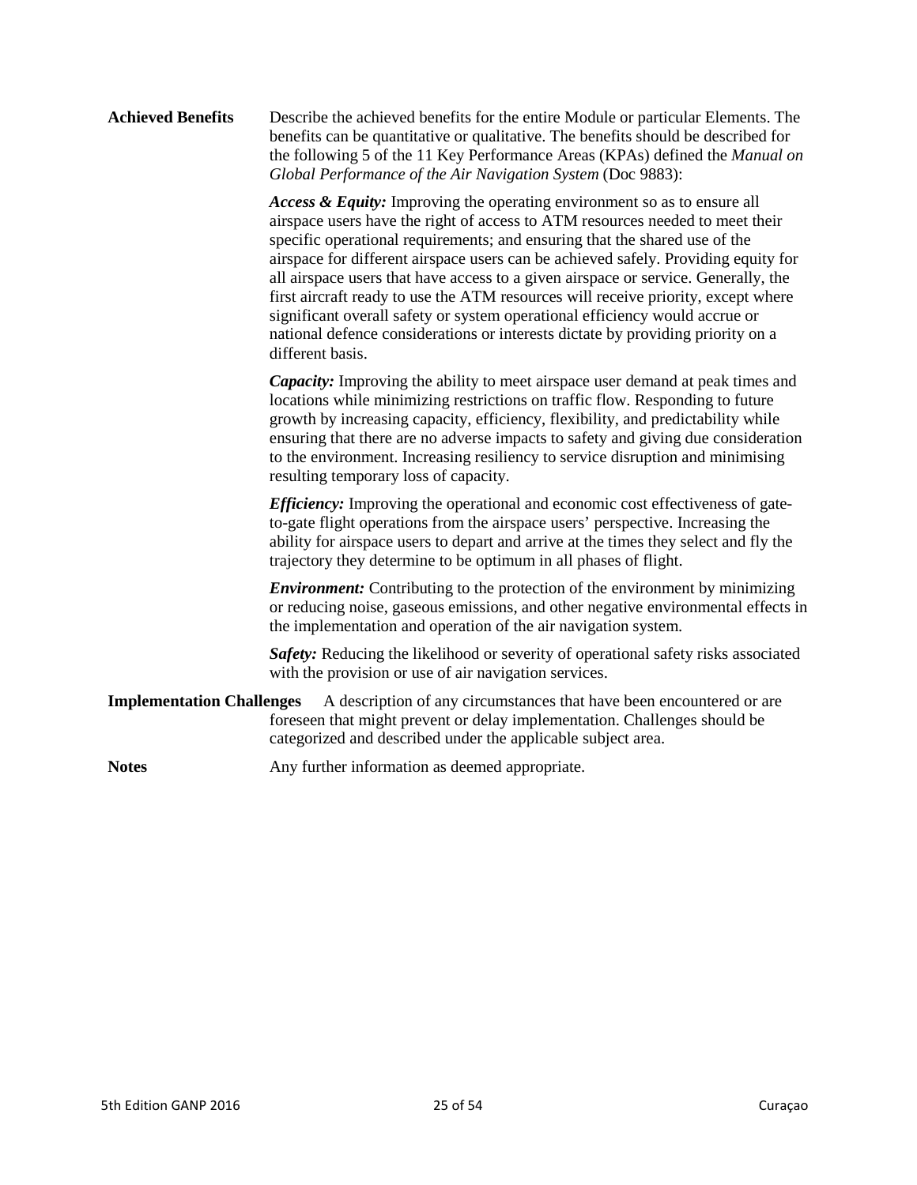**Achieved Benefits** Describe the achieved benefits for the entire Module or particular Elements. The benefits can be quantitative or qualitative. The benefits should be described for the following 5 of the 11 Key Performance Areas (KPAs) defined the *Manual on Global Performance of the Air Navigation System* (Doc 9883):

***Access & Equity:*** Improving the operating environment so as to ensure all airspace users have the right of access to ATM resources needed to meet their specific operational requirements; and ensuring that the shared use of the airspace for different airspace users can be achieved safely. Providing equity for all airspace users that have access to a given airspace or service. Generally, the first aircraft ready to use the ATM resources will receive priority, except where significant overall safety or system operational efficiency would accrue or national defence considerations or interests dictate by providing priority on a different basis.

***Capacity:*** Improving the ability to meet airspace user demand at peak times and locations while minimizing restrictions on traffic flow. Responding to future growth by increasing capacity, efficiency, flexibility, and predictability while ensuring that there are no adverse impacts to safety and giving due consideration to the environment. Increasing resiliency to service disruption and minimising resulting temporary loss of capacity.

***Efficiency:*** Improving the operational and economic cost effectiveness of gate-to-gate flight operations from the airspace users' perspective. Increasing the ability for airspace users to depart and arrive at the times they select and fly the trajectory they determine to be optimum in all phases of flight.

***Environment:*** Contributing to the protection of the environment by minimizing or reducing noise, gaseous emissions, and other negative environmental effects in the implementation and operation of the air navigation system.

***Safety:*** Reducing the likelihood or severity of operational safety risks associated with the provision or use of air navigation services.

**Implementation Challenges** A description of any circumstances that have been encountered or are foreseen that might prevent or delay implementation. Challenges should be categorized and described under the applicable subject area.

**Notes** Any further information as deemed appropriate.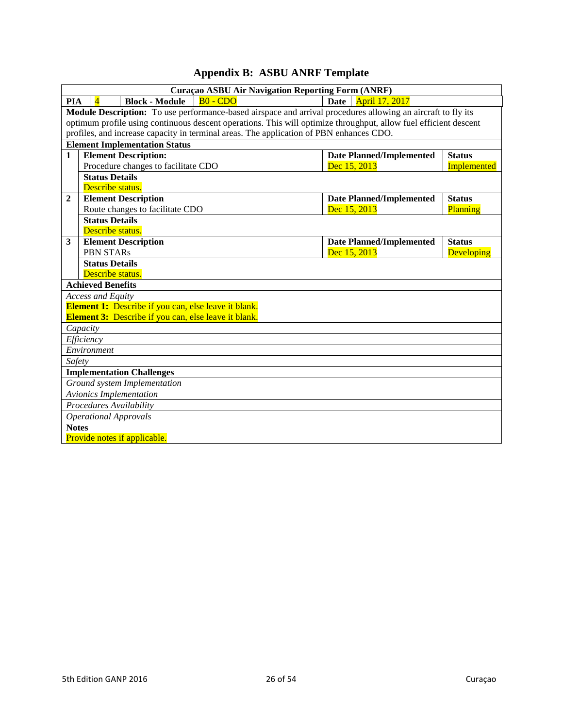# Appendix B: ASBU ANRF Template

| Curaçao ASBU Air Navigation Reporting Form (ANRF) | | | |
|---|---|---|---|
| **PIA** 4 | **Block - Module** B0 - CDO | **Date** April 17, 2017 | |
| **Module Description:** To use performance-based airspace and arrival procedures allowing an aircraft to fly its optimum profile using continuous descent operations. This will optimize throughput, allow fuel efficient descent profiles, and increase capacity in terminal areas. The application of PBN enhances CDO. | | | |
| **Element Implementation Status** | | | |
| **1** | **Element Description:** Procedure changes to facilitate CDO | **Date Planned/Implemented** Dec 15, 2013 | **Status** Implemented |
| | **Status Details** Describe status. | | |
| **2** | **Element Description** Route changes to facilitate CDO | **Date Planned/Implemented** Dec 15, 2013 | **Status** Planning |
| | **Status Details** Describe status. | | |
| **3** | **Element Description** PBN STARs | **Date Planned/Implemented** Dec 15, 2013 | **Status** Developing |
| | **Status Details** Describe status. | | |
| **Achieved Benefits** | | | |
| *Access and Equity*<br>**Element 1:** Describe if you can, else leave it blank.<br>**Element 3:** Describe if you can, else leave it blank. | | | |
| *Capacity* | | | |
| *Efficiency* | | | |
| *Environment* | | | |
| *Safety* | | | |
| **Implementation Challenges** | | | |
| *Ground system Implementation* | | | |
| *Avionics Implementation* | | | |
| *Procedures Availability* | | | |
| *Operational Approvals* | | | |
| **Notes**<br>Provide notes if applicable. | | | |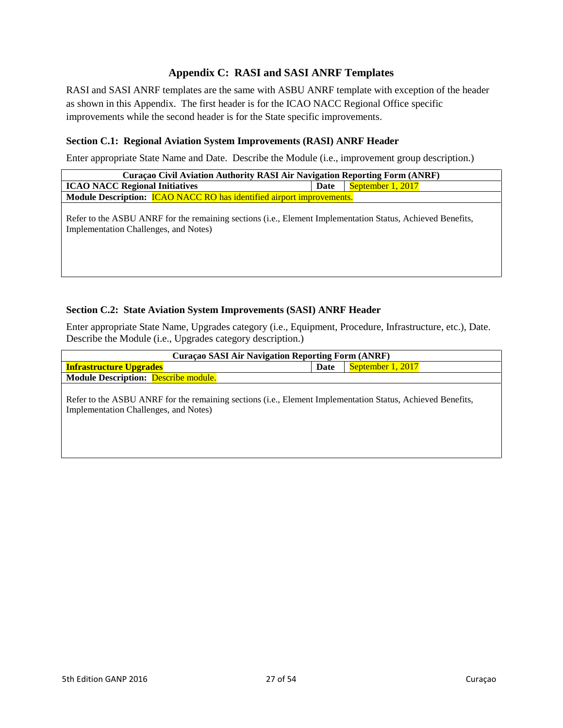# Appendix C: RASI and SASI ANRF Templates

RASI and SASI ANRF templates are the same with ASBU ANRF template with exception of the header as shown in this Appendix. The first header is for the ICAO NACC Regional Office specific improvements while the second header is for the State specific improvements.

### Section C.1: Regional Aviation System Improvements (RASI) ANRF Header

Enter appropriate State Name and Date. Describe the Module (i.e., improvement group description.)

| **Curaçao Civil Aviation Authority RASI Air Navigation Reporting Form (ANRF)** | | |
|---|---|---|
| **ICAO NACC Regional Initiatives** | **Date** | September 1, 2017 |
| **Module Description:** ICAO NACC RO has identified airport improvements. | | |
| Refer to the ASBU ANRF for the remaining sections (i.e., Element Implementation Status, Achieved Benefits, Implementation Challenges, and Notes) | | |

### Section C.2: State Aviation System Improvements (SASI) ANRF Header

Enter appropriate State Name, Upgrades category (i.e., Equipment, Procedure, Infrastructure, etc.), Date. Describe the Module (i.e., Upgrades category description.)

| **Curaçao SASI Air Navigation Reporting Form (ANRF)** | | |
|---|---|---|
| **Infrastructure Upgrades** | **Date** | September 1, 2017 |
| **Module Description:** Describe module. | | |
| Refer to the ASBU ANRF for the remaining sections (i.e., Element Implementation Status, Achieved Benefits, Implementation Challenges, and Notes) | | |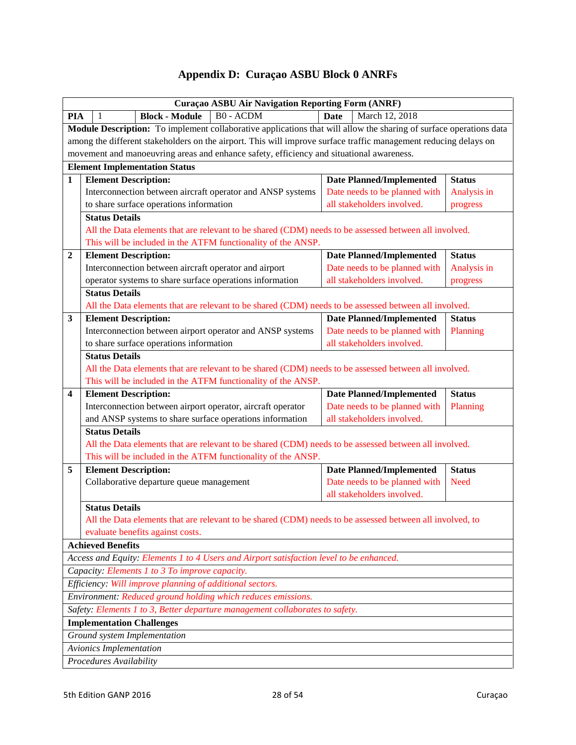# Appendix D: Curaçao ASBU Block 0 ANRFs

| Curaçao ASBU Air Navigation Reporting Form (ANRF) | | | | | |
|---|---|---|---|---|---|
| **PIA** | 1 | **Block - Module** | B0 - ACDM | **Date** | March 12, 2018 |
| **Module Description:** To implement collaborative applications that will allow the sharing of surface operations data among the different stakeholders on the airport. This will improve surface traffic management reducing delays on movement and manoeuvring areas and enhance safety, efficiency and situational awareness. | | | | | |
| **Element Implementation Status** | | | | | |
| **1** | **Element Description:** Interconnection between aircraft operator and ANSP systems to share surface operations information | | **Date Planned/Implemented** Date needs to be planned with all stakeholders involved. | | **Status** Analysis in progress |
| | **Status Details** All the Data elements that are relevant to be shared (CDM) needs to be assessed between all involved. This will be included in the ATFM functionality of the ANSP. | | | | |
| **2** | **Element Description:** Interconnection between aircraft operator and airport operator systems to share surface operations information | | **Date Planned/Implemented** Date needs to be planned with all stakeholders involved. | | **Status** Analysis in progress |
| | **Status Details** All the Data elements that are relevant to be shared (CDM) needs to be assessed between all involved. | | | | |
| **3** | **Element Description:** Interconnection between airport operator and ANSP systems to share surface operations information | | **Date Planned/Implemented** Date needs to be planned with all stakeholders involved. | | **Status** Planning |
| | **Status Details** All the Data elements that are relevant to be shared (CDM) needs to be assessed between all involved. This will be included in the ATFM functionality of the ANSP. | | | | |
| **4** | **Element Description:** Interconnection between airport operator, aircraft operator and ANSP systems to share surface operations information | | **Date Planned/Implemented** Date needs to be planned with all stakeholders involved. | | **Status** Planning |
| | **Status Details** All the Data elements that are relevant to be shared (CDM) needs to be assessed between all involved. This will be included in the ATFM functionality of the ANSP. | | | | |
| **5** | **Element Description:** Collaborative departure queue management | | **Date Planned/Implemented** Date needs to be planned with all stakeholders involved. | | **Status** Need |
| | **Status Details** All the Data elements that are relevant to be shared (CDM) needs to be assessed between all involved, to evaluate benefits against costs. | | | | |
| **Achieved Benefits** | | | | | |
| *Access and Equity: Elements 1 to 4 Users and Airport satisfaction level to be enhanced.* | | | | | |
| *Capacity: Elements 1 to 3 To improve capacity.* | | | | | |
| *Efficiency: Will improve planning of additional sectors.* | | | | | |
| *Environment: Reduced ground holding which reduces emissions.* | | | | | |
| *Safety: Elements 1 to 3, Better departure management collaborates to safety.* | | | | | |
| **Implementation Challenges** | | | | | |
| *Ground system Implementation* | | | | | |
| *Avionics Implementation* | | | | | |
| *Procedures Availability* | | | | | |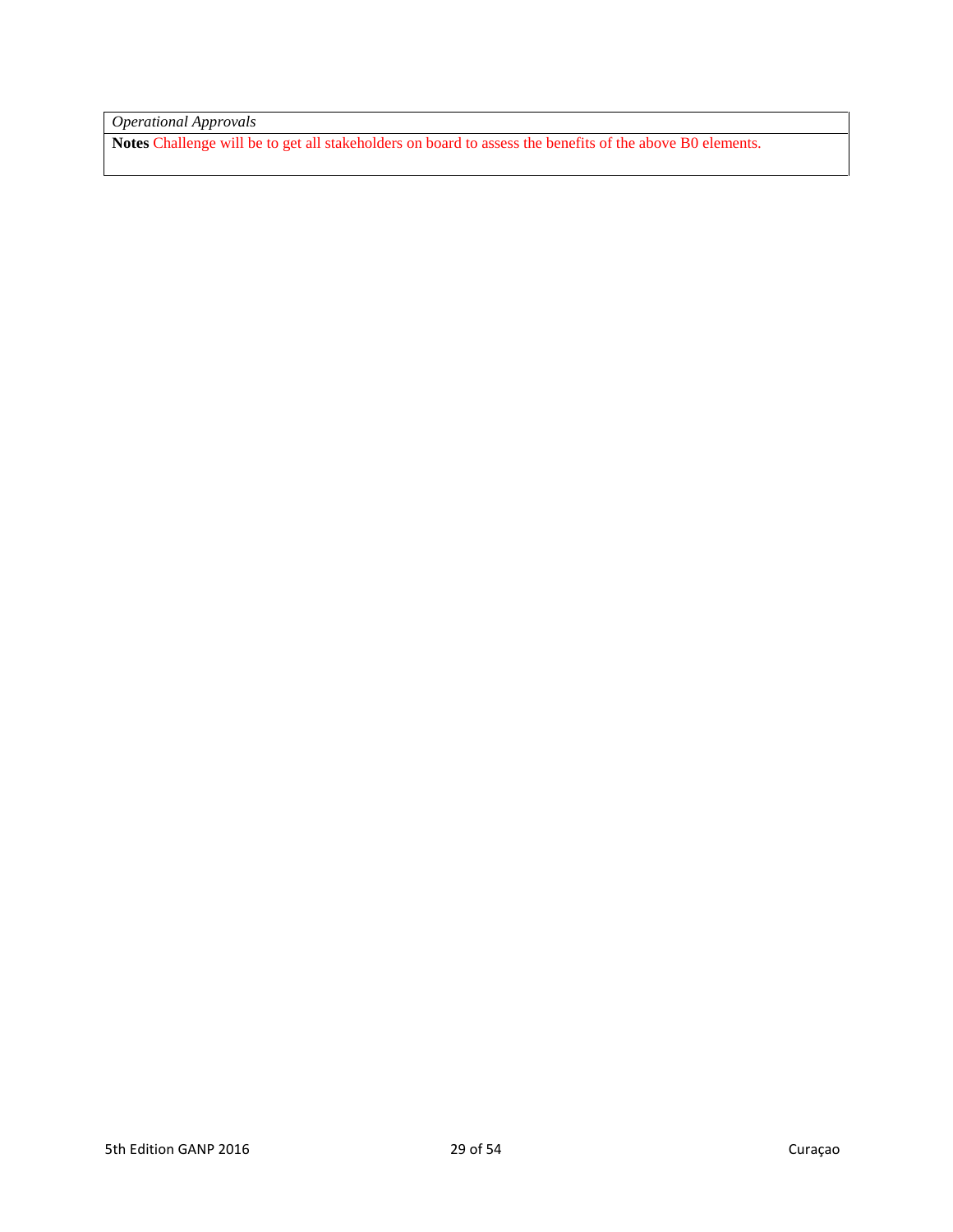| *Operational Approvals* |
| --- |
| **Notes** Challenge will be to get all stakeholders on board to assess the benefits of the above B0 elements. |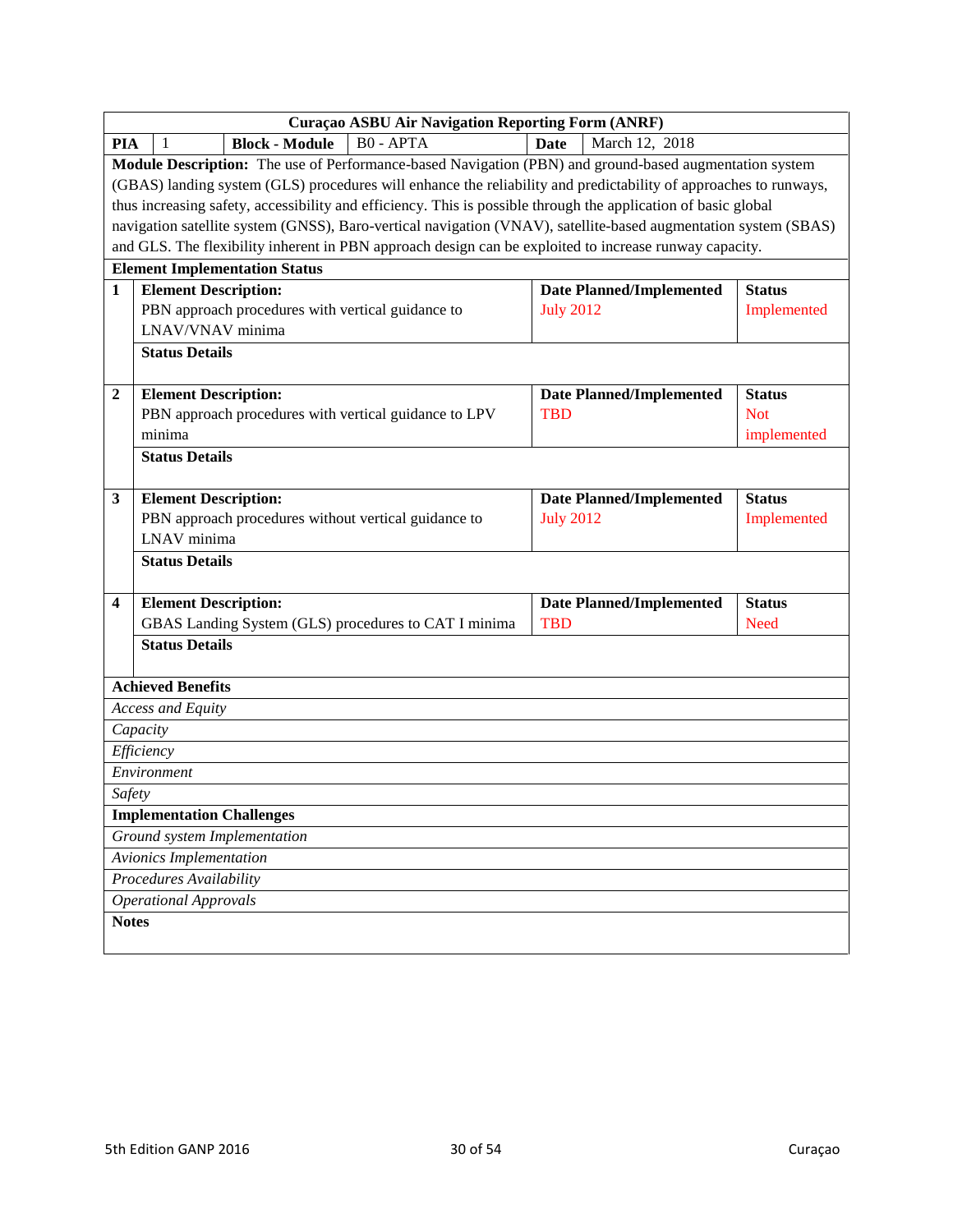| Curaçao ASBU Air Navigation Reporting Form (ANRF) | | | | | |
|---|---|---|---|---|---|
| **PIA** | 1 | **Block - Module** | B0 - APTA | **Date** | March 12, 2018 |

**Module Description:** The use of Performance-based Navigation (PBN) and ground-based augmentation system (GBAS) landing system (GLS) procedures will enhance the reliability and predictability of approaches to runways, thus increasing safety, accessibility and efficiency. This is possible through the application of basic global navigation satellite system (GNSS), Baro-vertical navigation (VNAV), satellite-based augmentation system (SBAS) and GLS. The flexibility inherent in PBN approach design can be exploited to increase runway capacity.

**Element Implementation Status**

| # | Element Description | Date Planned/Implemented | Status |
|---|---|---|---|
| 1 | PBN approach procedures with vertical guidance to LNAV/VNAV minima | July 2012 | Implemented |
| | **Status Details** | | |
| 2 | PBN approach procedures with vertical guidance to LPV minima | TBD | Not implemented |
| | **Status Details** | | |
| 3 | PBN approach procedures without vertical guidance to LNAV minima | July 2012 | Implemented |
| | **Status Details** | | |
| 4 | GBAS Landing System (GLS) procedures to CAT I minima | TBD | Need |
| | **Status Details** | | |

**Achieved Benefits**

| |
|---|
| *Access and Equity* |
| *Capacity* |
| *Efficiency* |
| *Environment* |
| *Safety* |

**Implementation Challenges**

| |
|---|
| *Ground system Implementation* |
| *Avionics Implementation* |
| *Procedures Availability* |
| *Operational Approvals* |

**Notes**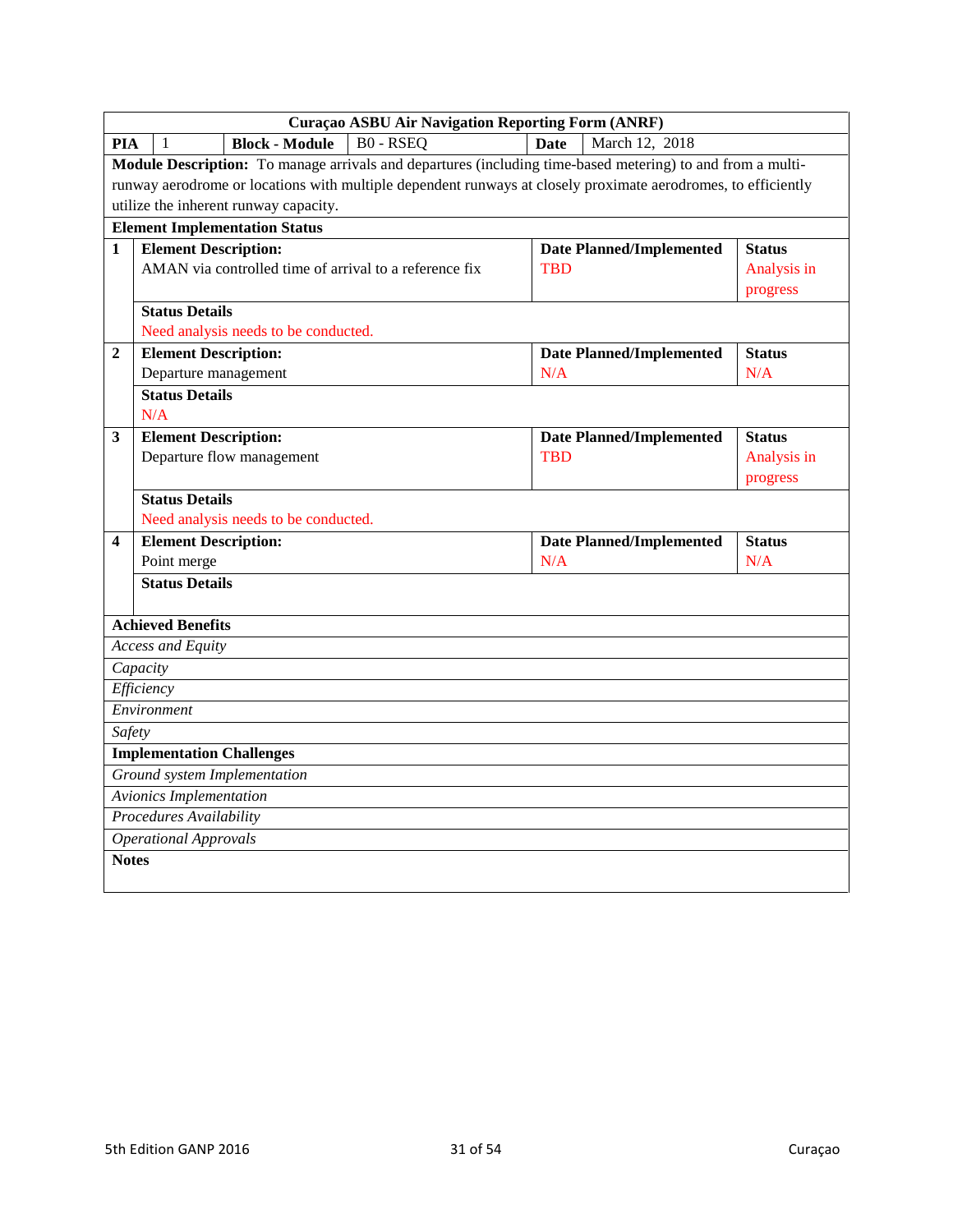| Curaçao ASBU Air Navigation Reporting Form (ANRF) | | | | | | |
|---|---|---|---|---|---|---|
| **PIA** | 1 | **Block - Module** | B0 - RSEQ | **Date** | March 12, 2018 | |
| **Module Description:** To manage arrivals and departures (including time-based metering) to and from a multi-runway aerodrome or locations with multiple dependent runways at closely proximate aerodromes, to efficiently utilize the inherent runway capacity. | | | | | | |
| **Element Implementation Status** | | | | | | |
| **1** | **Element Description:** AMAN via controlled time of arrival to a reference fix | | | **Date Planned/Implemented** TBD | | **Status** Analysis in progress |
| | **Status Details** Need analysis needs to be conducted. | | | | | |
| **2** | **Element Description:** Departure management | | | **Date Planned/Implemented** N/A | | **Status** N/A |
| | **Status Details** N/A | | | | | |
| **3** | **Element Description:** Departure flow management | | | **Date Planned/Implemented** TBD | | **Status** Analysis in progress |
| | **Status Details** Need analysis needs to be conducted. | | | | | |
| **4** | **Element Description:** Point merge | | | **Date Planned/Implemented** N/A | | **Status** N/A |
| | **Status Details** | | | | | |
| **Achieved Benefits** | | | | | | |
| *Access and Equity* | | | | | | |
| *Capacity* | | | | | | |
| *Efficiency* | | | | | | |
| *Environment* | | | | | | |
| *Safety* | | | | | | |
| **Implementation Challenges** | | | | | | |
| *Ground system Implementation* | | | | | | |
| *Avionics Implementation* | | | | | | |
| *Procedures Availability* | | | | | | |
| *Operational Approvals* | | | | | | |
| **Notes** | | | | | | |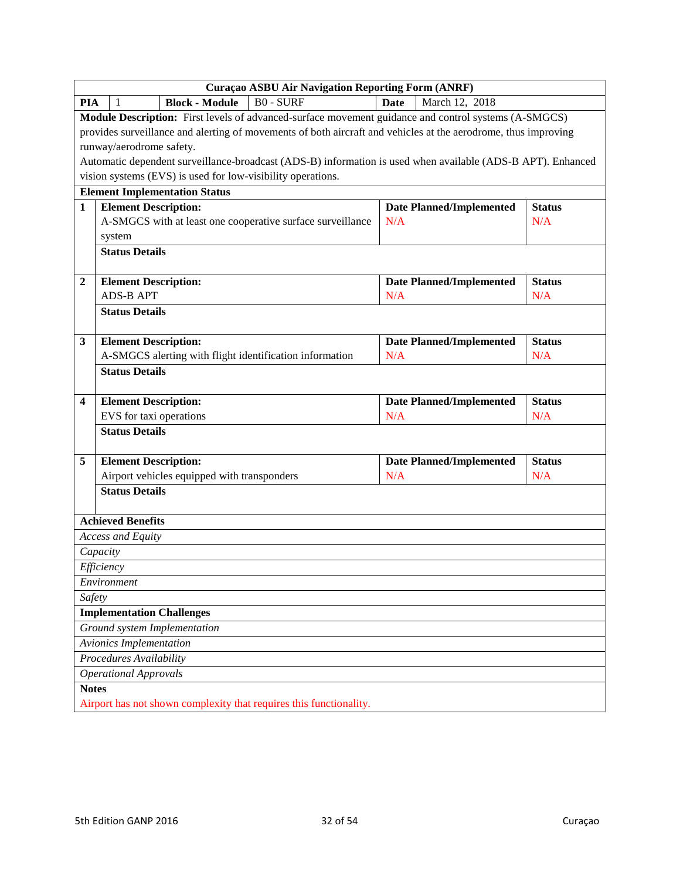**Curaçao ASBU Air Navigation Reporting Form (ANRF)**

| **PIA** | 1 | **Block - Module** | B0 - SURF | **Date** | March 12, 2018 |
|---|---|---|---|---|---|

**Module Description:** First levels of advanced-surface movement guidance and control systems (A-SMGCS) provides surveillance and alerting of movements of both aircraft and vehicles at the aerodrome, thus improving runway/aerodrome safety.

Automatic dependent surveillance-broadcast (ADS-B) information is used when available (ADS-B APT). Enhanced vision systems (EVS) is used for low-visibility operations.

**Element Implementation Status**

| # | Element Description | Date Planned/Implemented | Status | Status Details |
|---|---|---|---|---|
| 1 | A-SMGCS with at least one cooperative surface surveillance system | N/A | N/A | |
| 2 | ADS-B APT | N/A | N/A | |
| 3 | A-SMGCS alerting with flight identification information | N/A | N/A | |
| 4 | EVS for taxi operations | N/A | N/A | |
| 5 | Airport vehicles equipped with transponders | N/A | N/A | |

**Achieved Benefits**

| | |
|---|---|
| *Access and Equity* | |
| *Capacity* | |
| *Efficiency* | |
| *Environment* | |
| *Safety* | |

**Implementation Challenges**

| | |
|---|---|
| *Ground system Implementation* | |
| *Avionics Implementation* | |
| *Procedures Availability* | |
| *Operational Approvals* | |

**Notes**

Airport has not shown complexity that requires this functionality.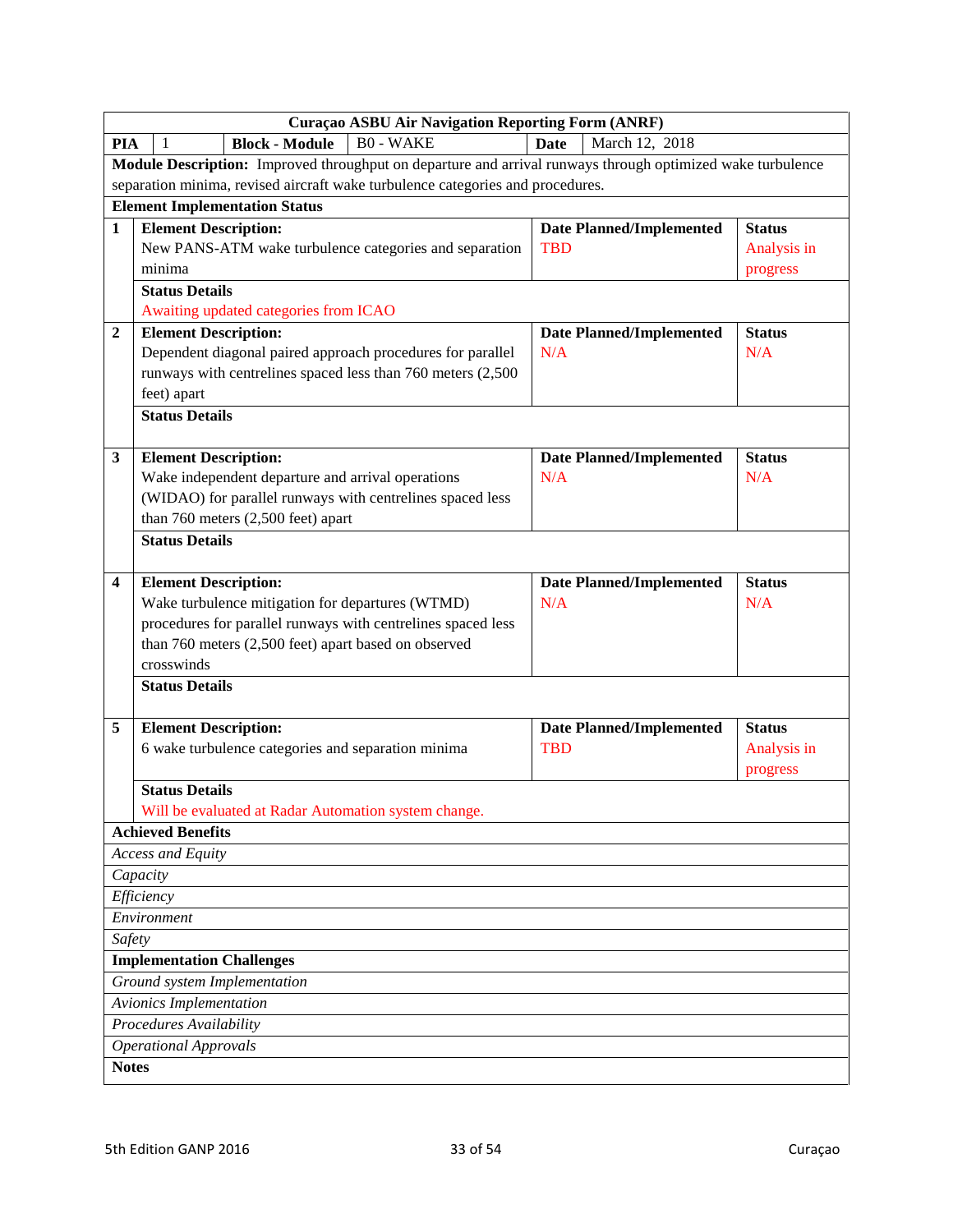| Curaçao ASBU Air Navigation Reporting Form (ANRF) | | | | | |
|---|---|---|---|---|---|
| **PIA** | 1 | **Block - Module** | B0 - WAKE | **Date** | March 12, 2018 |
| **Module Description:** Improved throughput on departure and arrival runways through optimized wake turbulence separation minima, revised aircraft wake turbulence categories and procedures. | | | | | |
| **Element Implementation Status** | | | | | |
| **1** | **Element Description:** New PANS-ATM wake turbulence categories and separation minima | | **Date Planned/Implemented** TBD | | **Status** Analysis in progress |
| | **Status Details** Awaiting updated categories from ICAO | | | | |
| **2** | **Element Description:** Dependent diagonal paired approach procedures for parallel runways with centrelines spaced less than 760 meters (2,500 feet) apart | | **Date Planned/Implemented** N/A | | **Status** N/A |
| | **Status Details** | | | | |
| **3** | **Element Description:** Wake independent departure and arrival operations (WIDAO) for parallel runways with centrelines spaced less than 760 meters (2,500 feet) apart | | **Date Planned/Implemented** N/A | | **Status** N/A |
| | **Status Details** | | | | |
| **4** | **Element Description:** Wake turbulence mitigation for departures (WTMD) procedures for parallel runways with centrelines spaced less than 760 meters (2,500 feet) apart based on observed crosswinds | | **Date Planned/Implemented** N/A | | **Status** N/A |
| | **Status Details** | | | | |
| **5** | **Element Description:** 6 wake turbulence categories and separation minima | | **Date Planned/Implemented** TBD | | **Status** Analysis in progress |
| | **Status Details** Will be evaluated at Radar Automation system change. | | | | |
| **Achieved Benefits** | | | | | |
| *Access and Equity* | | | | | |
| *Capacity* | | | | | |
| *Efficiency* | | | | | |
| *Environment* | | | | | |
| *Safety* | | | | | |
| **Implementation Challenges** | | | | | |
| *Ground system Implementation* | | | | | |
| *Avionics Implementation* | | | | | |
| *Procedures Availability* | | | | | |
| *Operational Approvals* | | | | | |
| **Notes** | | | | | |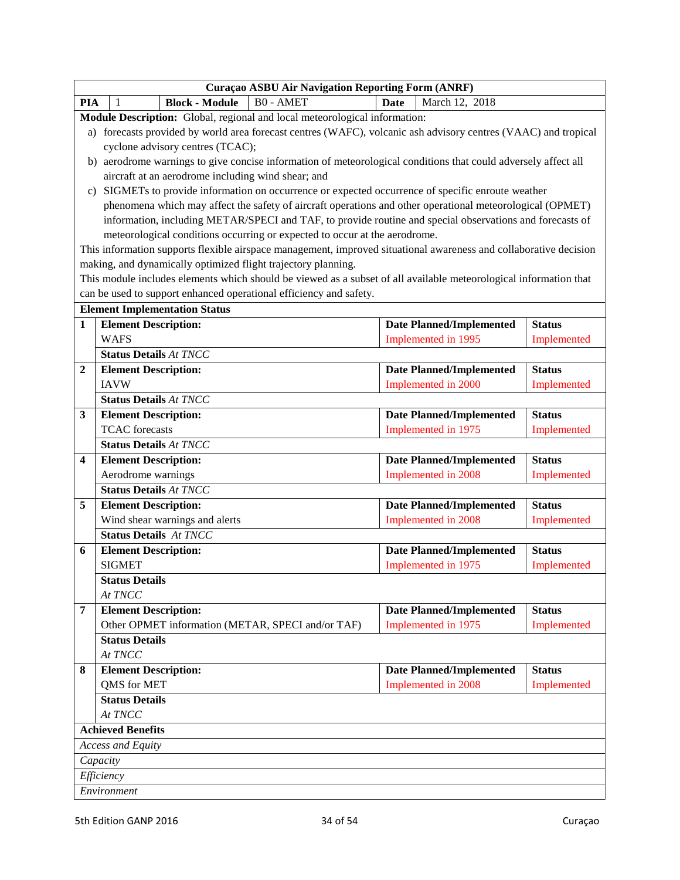**Curaçao ASBU Air Navigation Reporting Form (ANRF)**

| PIA | 1 | Block - Module | B0 - AMET | Date | March 12, 2018 |
|---|---|---|---|---|---|

**Module Description:** Global, regional and local meteorological information:

a) forecasts provided by world area forecast centres (WAFC), volcanic ash advisory centres (VAAC) and tropical cyclone advisory centres (TCAC);
b) aerodrome warnings to give concise information of meteorological conditions that could adversely affect all aircraft at an aerodrome including wind shear; and
c) SIGMETs to provide information on occurrence or expected occurrence of specific enroute weather phenomena which may affect the safety of aircraft operations and other operational meteorological (OPMET) information, including METAR/SPECI and TAF, to provide routine and special observations and forecasts of meteorological conditions occurring or expected to occur at the aerodrome.

This information supports flexible airspace management, improved situational awareness and collaborative decision making, and dynamically optimized flight trajectory planning.

This module includes elements which should be viewed as a subset of all available meteorological information that can be used to support enhanced operational efficiency and safety.

**Element Implementation Status**

| # | Element Description | Date Planned/Implemented | Status |
|---|---|---|---|
| 1 | WAFS | Implemented in 1995 | Implemented |
| | **Status Details** *At TNCC* | | |
| 2 | IAVW | Implemented in 2000 | Implemented |
| | **Status Details** *At TNCC* | | |
| 3 | TCAC forecasts | Implemented in 1975 | Implemented |
| | **Status Details** *At TNCC* | | |
| 4 | Aerodrome warnings | Implemented in 2008 | Implemented |
| | **Status Details** *At TNCC* | | |
| 5 | Wind shear warnings and alerts | Implemented in 2008 | Implemented |
| | **Status Details** *At TNCC* | | |
| 6 | SIGMET | Implemented in 1975 | Implemented |
| | **Status Details** *At TNCC* | | |
| 7 | Other OPMET information (METAR, SPECI and/or TAF) | Implemented in 1975 | Implemented |
| | **Status Details** *At TNCC* | | |
| 8 | QMS for MET | Implemented in 2008 | Implemented |
| | **Status Details** *At TNCC* | | |

**Achieved Benefits**

| |
|---|
| *Access and Equity* |
| *Capacity* |
| *Efficiency* |
| *Environment* |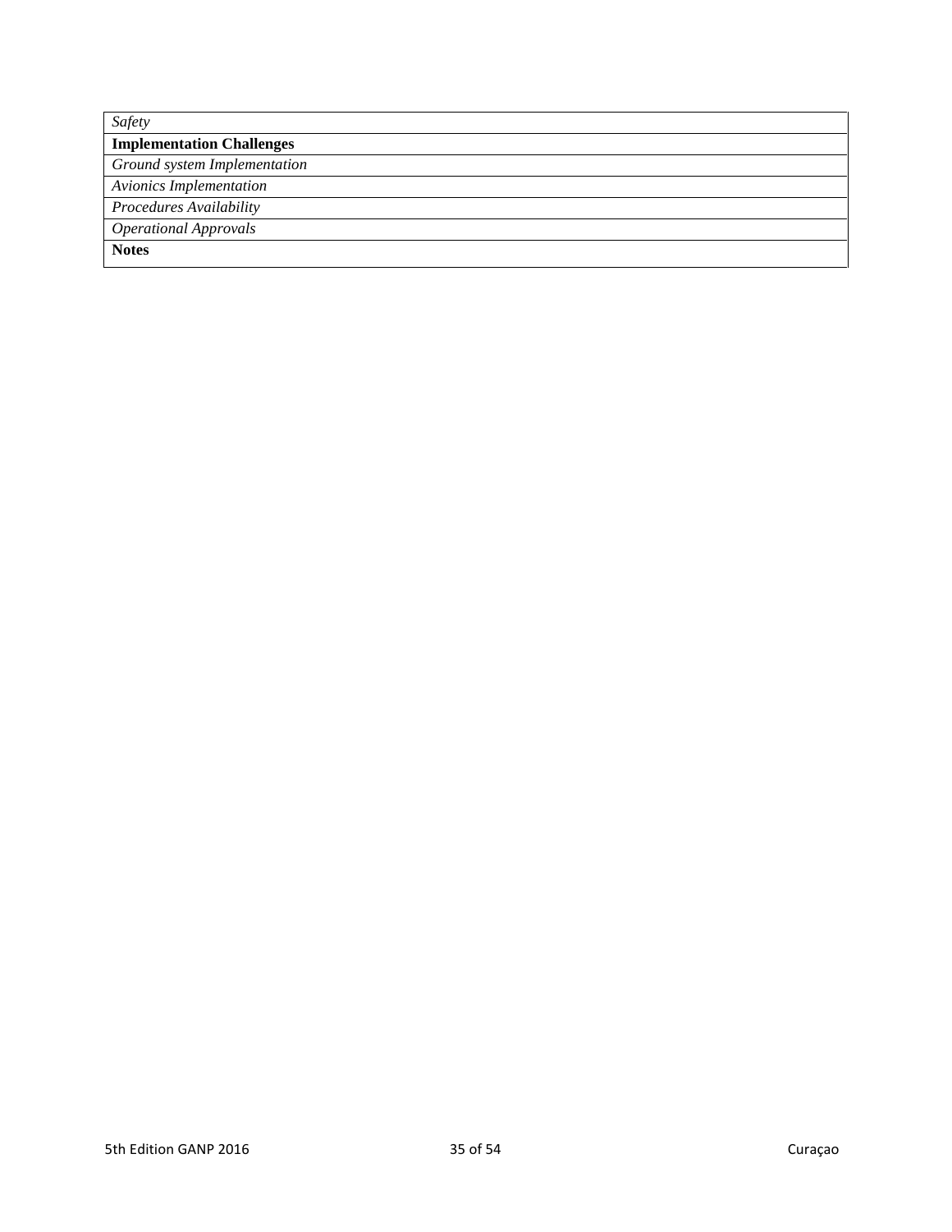| *Safety* |
| --- |
| **Implementation Challenges** |
| *Ground system Implementation* |
| *Avionics Implementation* |
| *Procedures Availability* |
| *Operational Approvals* |
| **Notes** |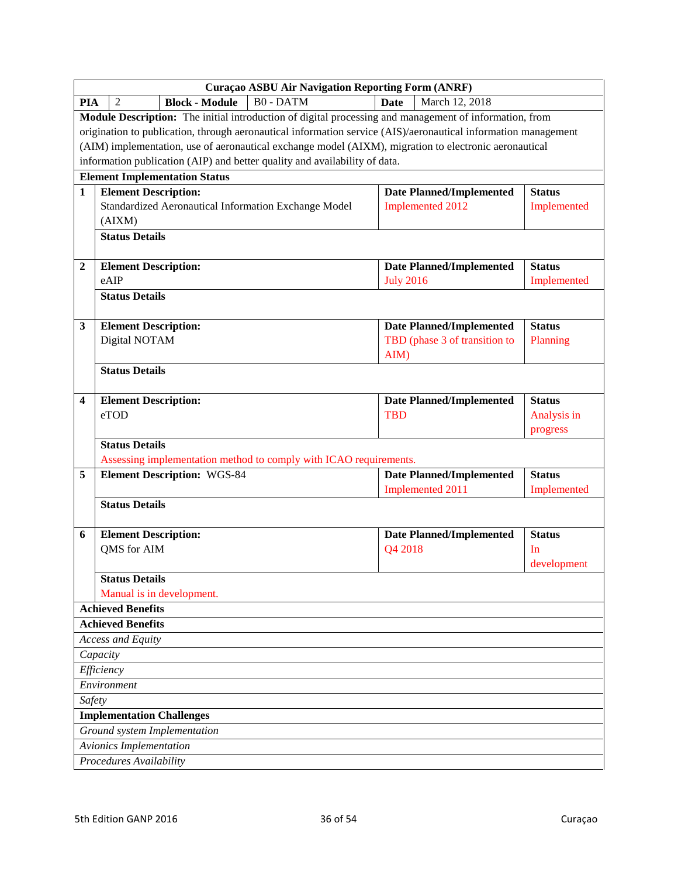| Curaçao ASBU Air Navigation Reporting Form (ANRF) | | | | | |
|---|---|---|---|---|---|
| **PIA** | 2 | **Block - Module** | B0 - DATM | **Date** | March 12, 2018 |

**Module Description:** The initial introduction of digital processing and management of information, from origination to publication, through aeronautical information service (AIS)/aeronautical information management (AIM) implementation, use of aeronautical exchange model (AIXM), migration to electronic aeronautical information publication (AIP) and better quality and availability of data.

**Element Implementation Status**

| # | Element Description | Date Planned/Implemented | Status |
|---|---|---|---|
| 1 | Standardized Aeronautical Information Exchange Model (AIXM) | Implemented 2012 | Implemented |
| | **Status Details** | | |
| 2 | eAIP | July 2016 | Implemented |
| | **Status Details** | | |
| 3 | Digital NOTAM | TBD (phase 3 of transition to AIM) | Planning |
| | **Status Details** | | |
| 4 | eTOD | TBD | Analysis in progress |
| | **Status Details** Assessing implementation method to comply with ICAO requirements. | | |
| 5 | WGS-84 | Implemented 2011 | Implemented |
| | **Status Details** | | |
| 6 | QMS for AIM | Q4 2018 | In development |
| | **Status Details** Manual is in development. | | |

**Achieved Benefits**

| **Achieved Benefits** |
|---|
| *Access and Equity* |
| *Capacity* |
| *Efficiency* |
| *Environment* |
| *Safety* |

| **Implementation Challenges** |
|---|
| *Ground system Implementation* |
| *Avionics Implementation* |
| *Procedures Availability* |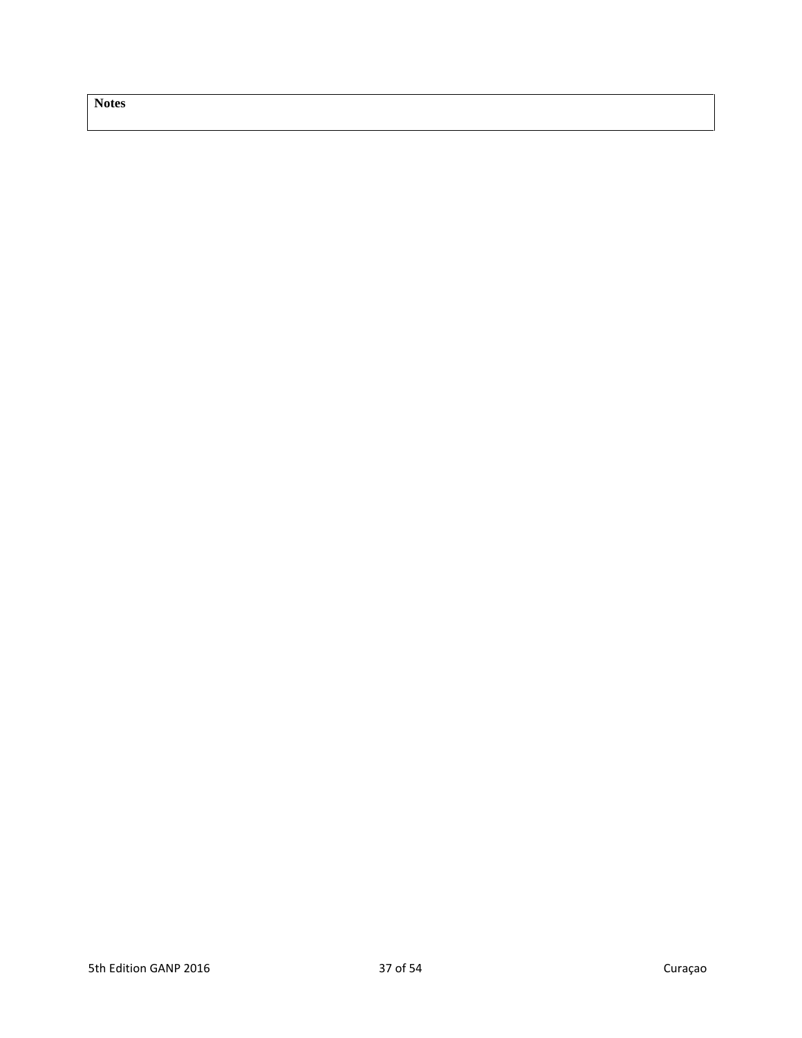| **Notes** |
| --- |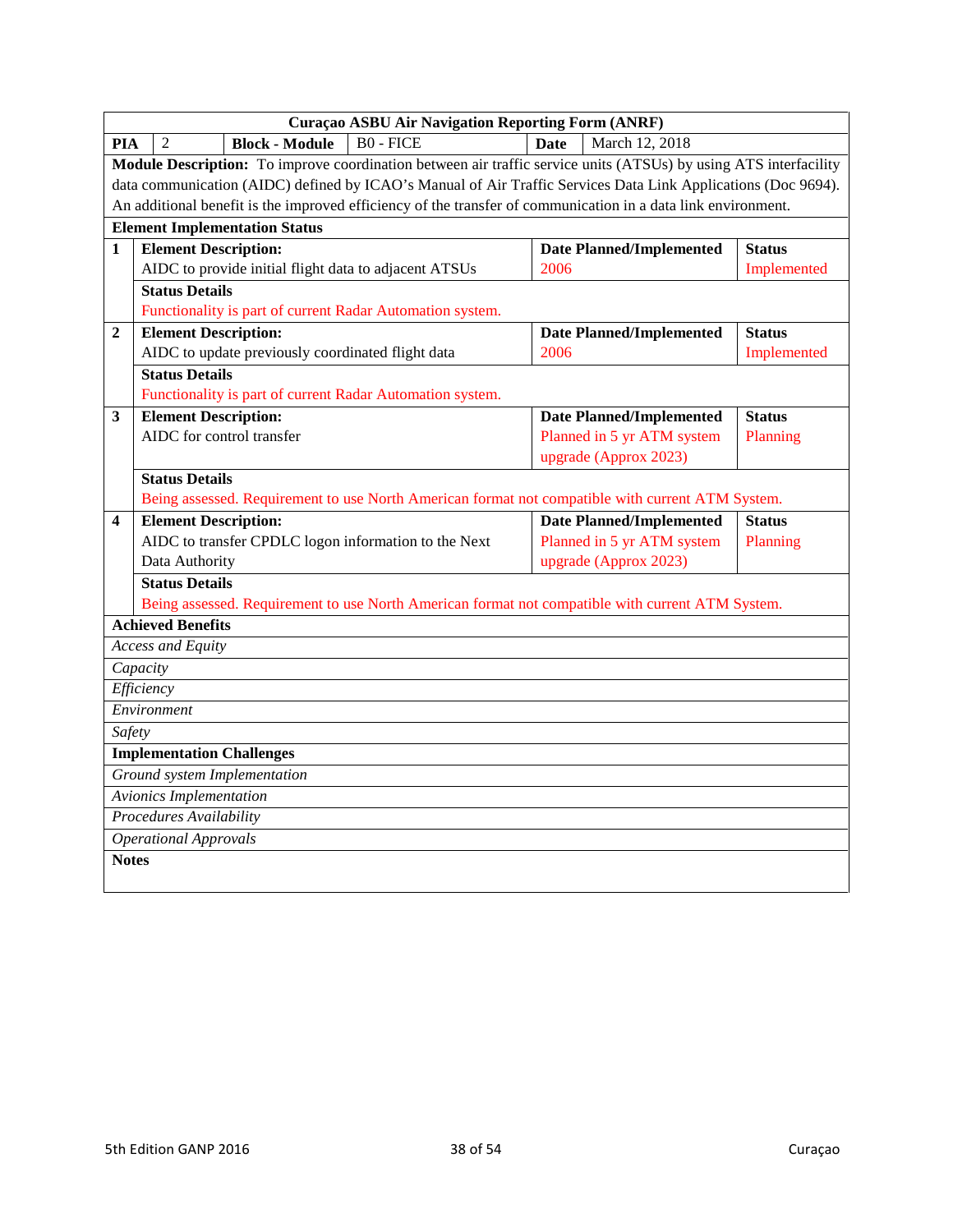| Curaçao ASBU Air Navigation Reporting Form (ANRF) | | | | | |
|---|---|---|---|---|---|
| **PIA** | 2 | **Block - Module** | B0 - FICE | **Date** | March 12, 2018 |

**Module Description:** To improve coordination between air traffic service units (ATSUs) by using ATS interfacility data communication (AIDC) defined by ICAO's Manual of Air Traffic Services Data Link Applications (Doc 9694). An additional benefit is the improved efficiency of the transfer of communication in a data link environment.

**Element Implementation Status**

| # | Element Description | Date Planned/Implemented | Status |
|---|---|---|---|
| 1 | AIDC to provide initial flight data to adjacent ATSUs | 2006 | Implemented |
| | **Status Details:** Functionality is part of current Radar Automation system. | | |
| 2 | AIDC to update previously coordinated flight data | 2006 | Implemented |
| | **Status Details:** Functionality is part of current Radar Automation system. | | |
| 3 | AIDC for control transfer | Planned in 5 yr ATM system upgrade (Approx 2023) | Planning |
| | **Status Details:** Being assessed. Requirement to use North American format not compatible with current ATM System. | | |
| 4 | AIDC to transfer CPDLC logon information to the Next Data Authority | Planned in 5 yr ATM system upgrade (Approx 2023) | Planning |
| | **Status Details:** Being assessed. Requirement to use North American format not compatible with current ATM System. | | |

**Achieved Benefits**

| |
|---|
| *Access and Equity* |
| *Capacity* |
| *Efficiency* |
| *Environment* |
| *Safety* |

**Implementation Challenges**

| |
|---|
| *Ground system Implementation* |
| *Avionics Implementation* |
| *Procedures Availability* |
| *Operational Approvals* |

**Notes**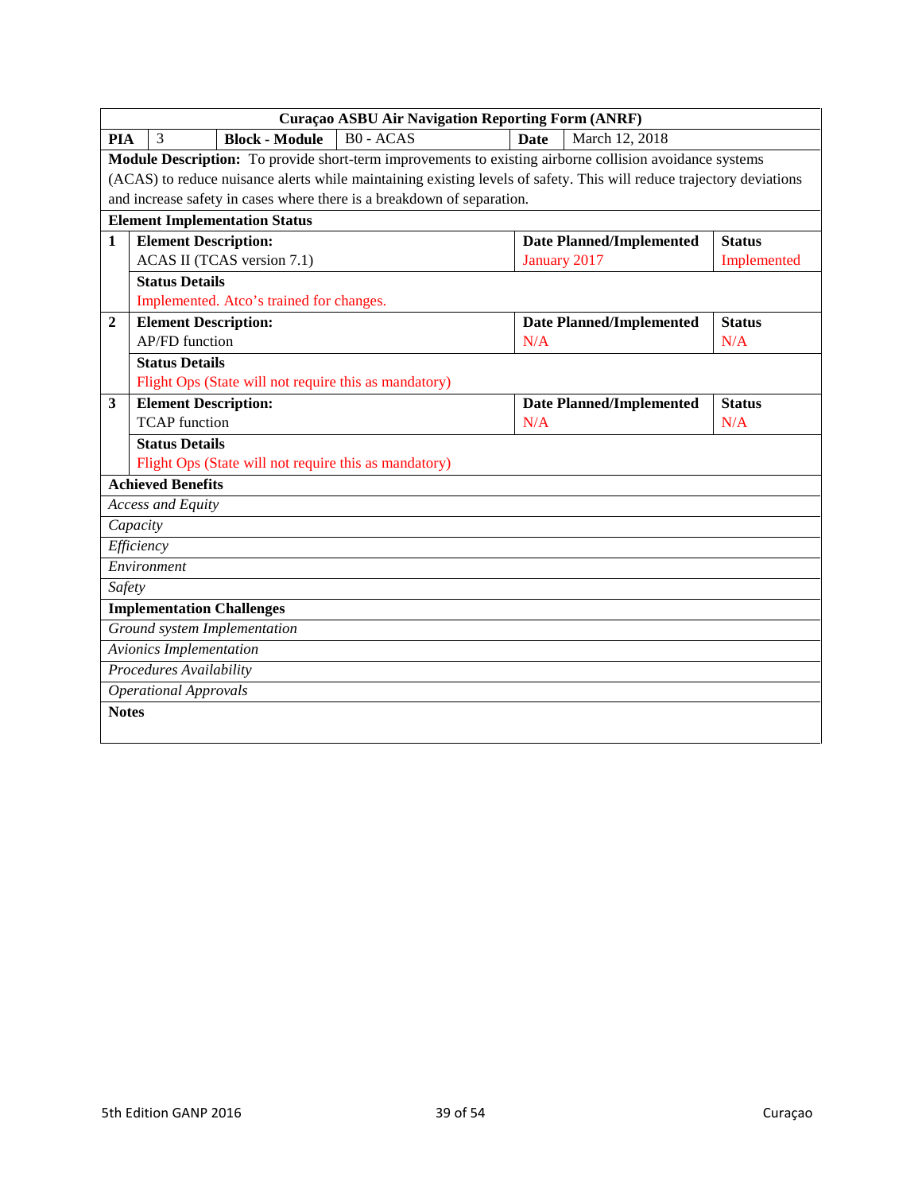| Curaçao ASBU Air Navigation Reporting Form (ANRF) | | | | | | |
|---|---|---|---|---|---|---|
| **PIA** | 3 | **Block - Module** | B0 - ACAS | **Date** | March 12, 2018 | |
| **Module Description:** To provide short-term improvements to existing airborne collision avoidance systems (ACAS) to reduce nuisance alerts while maintaining existing levels of safety. This will reduce trajectory deviations and increase safety in cases where there is a breakdown of separation. | | | | | | |
| **Element Implementation Status** | | | | | | |
| **1** | **Element Description:** ACAS II (TCAS version 7.1) | | | **Date Planned/Implemented** January 2017 | | **Status** Implemented |
| | **Status Details** Implemented. Atco's trained for changes. | | | | | |
| **2** | **Element Description:** AP/FD function | | | **Date Planned/Implemented** N/A | | **Status** N/A |
| | **Status Details** Flight Ops (State will not require this as mandatory) | | | | | |
| **3** | **Element Description:** TCAP function | | | **Date Planned/Implemented** N/A | | **Status** N/A |
| | **Status Details** Flight Ops (State will not require this as mandatory) | | | | | |
| **Achieved Benefits** | | | | | | |
| *Access and Equity* | | | | | | |
| *Capacity* | | | | | | |
| *Efficiency* | | | | | | |
| *Environment* | | | | | | |
| *Safety* | | | | | | |
| **Implementation Challenges** | | | | | | |
| *Ground system Implementation* | | | | | | |
| *Avionics Implementation* | | | | | | |
| *Procedures Availability* | | | | | | |
| *Operational Approvals* | | | | | | |
| **Notes** | | | | | | |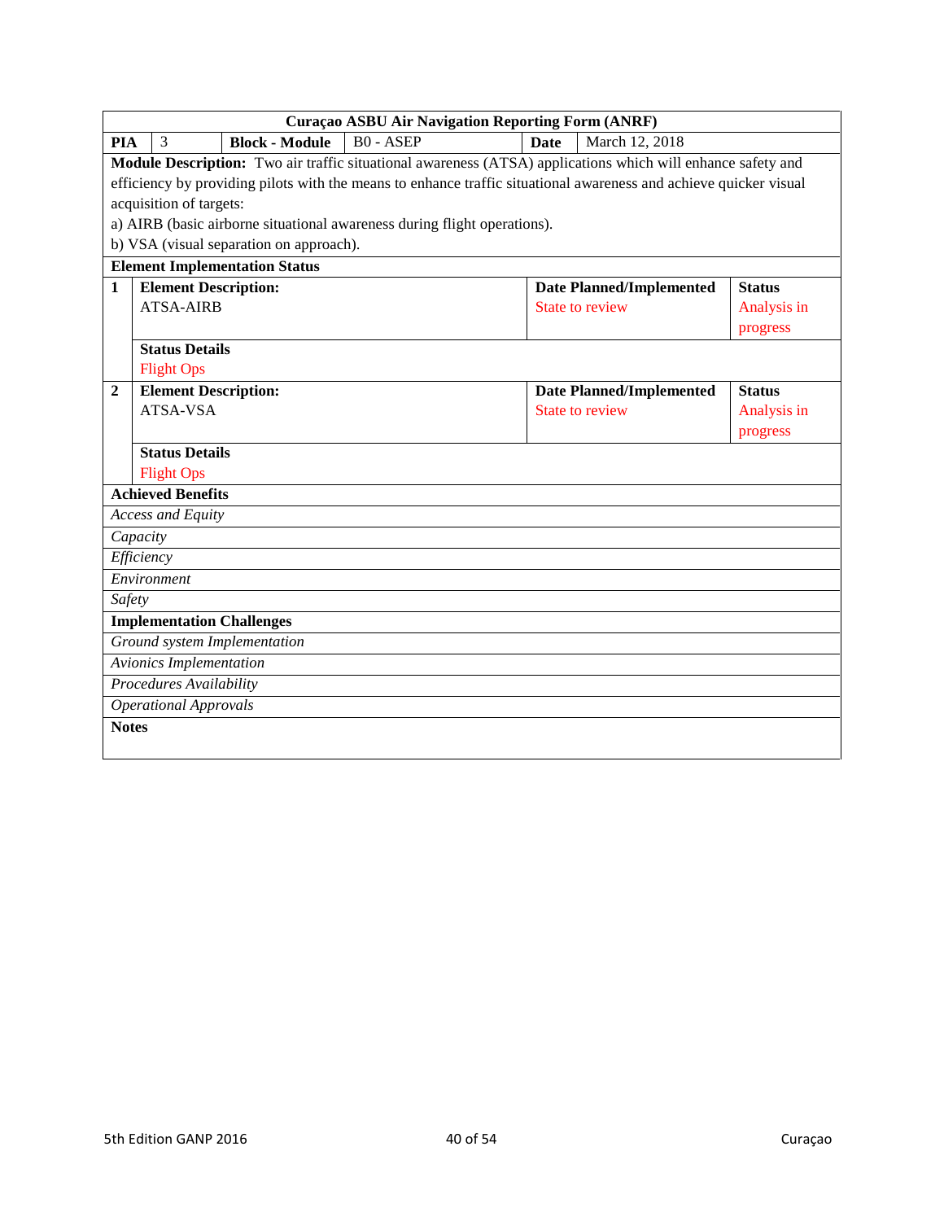| Curaçao ASBU Air Navigation Reporting Form (ANRF) | | | | | | |
|---|---|---|---|---|---|---|
| **PIA** | 3 | **Block - Module** | B0 - ASEP | **Date** | March 12, 2018 | |
| **Module Description:** Two air traffic situational awareness (ATSA) applications which will enhance safety and efficiency by providing pilots with the means to enhance traffic situational awareness and achieve quicker visual acquisition of targets:<br>a) AIRB (basic airborne situational awareness during flight operations).<br>b) VSA (visual separation on approach). | | | | | | |
| **Element Implementation Status** | | | | | | |
| **1** | **Element Description:**<br>ATSA-AIRB | | | **Date Planned/Implemented**<br>State to review | | **Status**<br>Analysis in progress |
| | **Status Details**<br>Flight Ops | | | | | |
| **2** | **Element Description:**<br>ATSA-VSA | | | **Date Planned/Implemented**<br>State to review | | **Status**<br>Analysis in progress |
| | **Status Details**<br>Flight Ops | | | | | |
| **Achieved Benefits** | | | | | | |
| *Access and Equity* | | | | | | |
| *Capacity* | | | | | | |
| *Efficiency* | | | | | | |
| *Environment* | | | | | | |
| *Safety* | | | | | | |
| **Implementation Challenges** | | | | | | |
| *Ground system Implementation* | | | | | | |
| *Avionics Implementation* | | | | | | |
| *Procedures Availability* | | | | | | |
| *Operational Approvals* | | | | | | |
| **Notes** | | | | | | |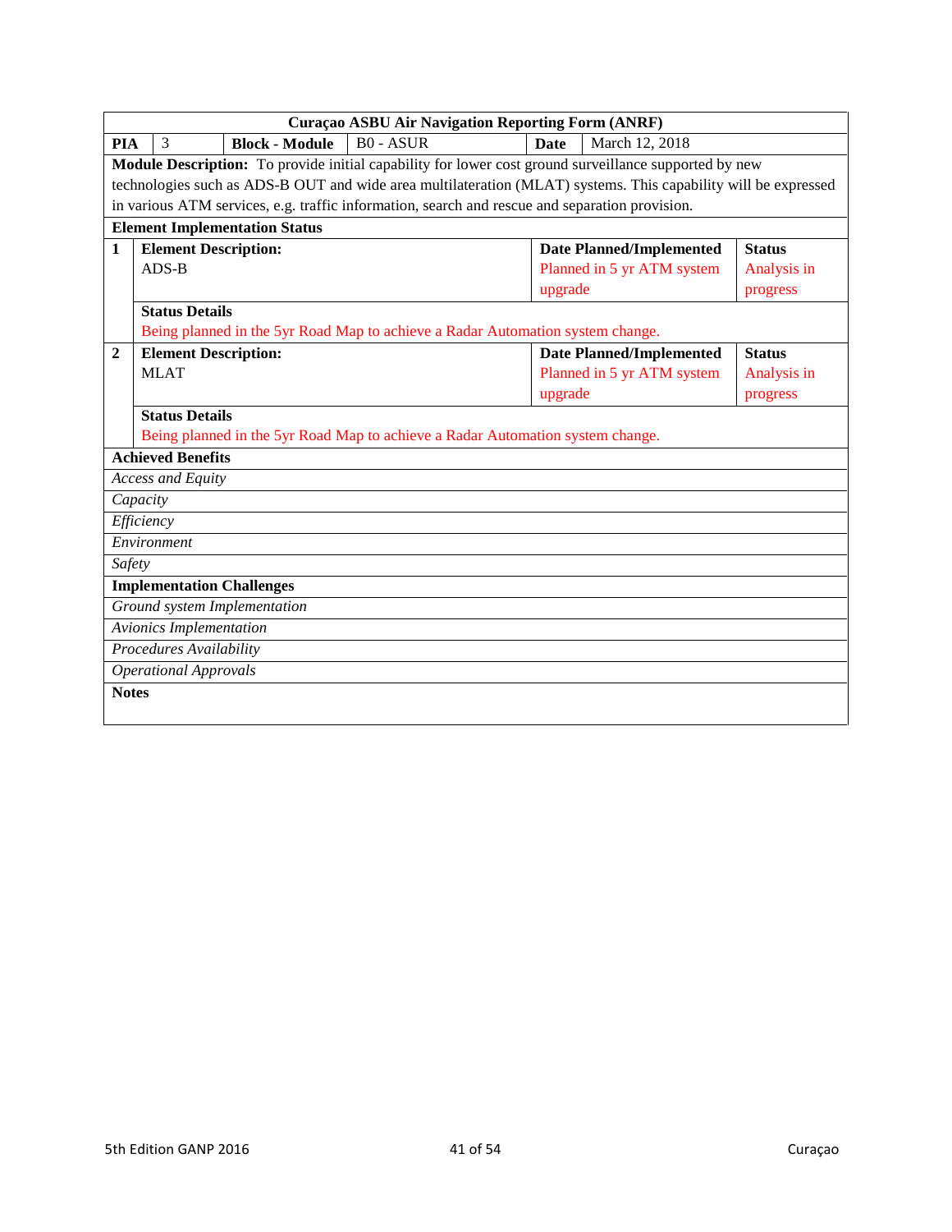| Curaçao ASBU Air Navigation Reporting Form (ANRF) | | | | | |
|---|---|---|---|---|---|
| **PIA** | 3 | **Block - Module** | B0 - ASUR | **Date** | March 12, 2018 |
| **Module Description:** To provide initial capability for lower cost ground surveillance supported by new technologies such as ADS-B OUT and wide area multilateration (MLAT) systems. This capability will be expressed in various ATM services, e.g. traffic information, search and rescue and separation provision. | | | | | |
| **Element Implementation Status** | | | | | |
| **1** | **Element Description:** ADS-B | | **Date Planned/Implemented** Planned in 5 yr ATM system upgrade | | **Status** Analysis in progress |
| | **Status Details** Being planned in the 5yr Road Map to achieve a Radar Automation system change. | | | | |
| **2** | **Element Description:** MLAT | | **Date Planned/Implemented** Planned in 5 yr ATM system upgrade | | **Status** Analysis in progress |
| | **Status Details** Being planned in the 5yr Road Map to achieve a Radar Automation system change. | | | | |
| **Achieved Benefits** | | | | | |
| *Access and Equity* | | | | | |
| *Capacity* | | | | | |
| *Efficiency* | | | | | |
| *Environment* | | | | | |
| *Safety* | | | | | |
| **Implementation Challenges** | | | | | |
| *Ground system Implementation* | | | | | |
| *Avionics Implementation* | | | | | |
| *Procedures Availability* | | | | | |
| *Operational Approvals* | | | | | |
| **Notes** | | | | | |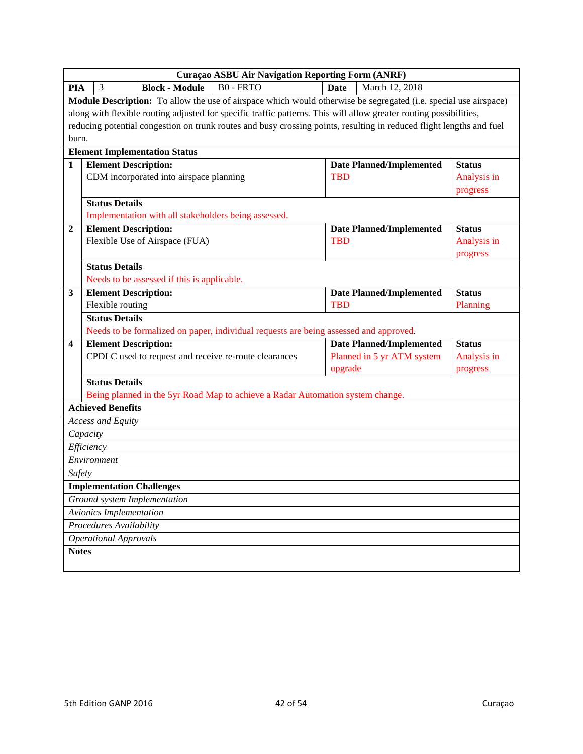**Curaçao ASBU Air Navigation Reporting Form (ANRF)**

| **PIA** | 3 | **Block - Module** | B0 - FRTO | **Date** | March 12, 2018 |
|---|---|---|---|---|---|

**Module Description:** To allow the use of airspace which would otherwise be segregated (i.e. special use airspace) along with flexible routing adjusted for specific traffic patterns. This will allow greater routing possibilities, reducing potential congestion on trunk routes and busy crossing points, resulting in reduced flight lengths and fuel burn.

**Element Implementation Status**

| # | Element Description | Date Planned/Implemented | Status |
|---|---|---|---|
| 1 | CDM incorporated into airspace planning | TBD | Analysis in progress |
| | **Status Details:** Implementation with all stakeholders being assessed. | | |
| 2 | Flexible Use of Airspace (FUA) | TBD | Analysis in progress |
| | **Status Details:** Needs to be assessed if this is applicable. | | |
| 3 | Flexible routing | TBD | Planning |
| | **Status Details:** Needs to be formalized on paper, individual requests are being assessed and approved. | | |
| 4 | CPDLC used to request and receive re-route clearances | Planned in 5 yr ATM system upgrade | Analysis in progress |
| | **Status Details:** Being planned in the 5yr Road Map to achieve a Radar Automation system change. | | |

**Achieved Benefits**

| |
|---|
| *Access and Equity* |
| *Capacity* |
| *Efficiency* |
| *Environment* |
| *Safety* |

**Implementation Challenges**

| |
|---|
| *Ground system Implementation* |
| *Avionics Implementation* |
| *Procedures Availability* |
| *Operational Approvals* |

**Notes**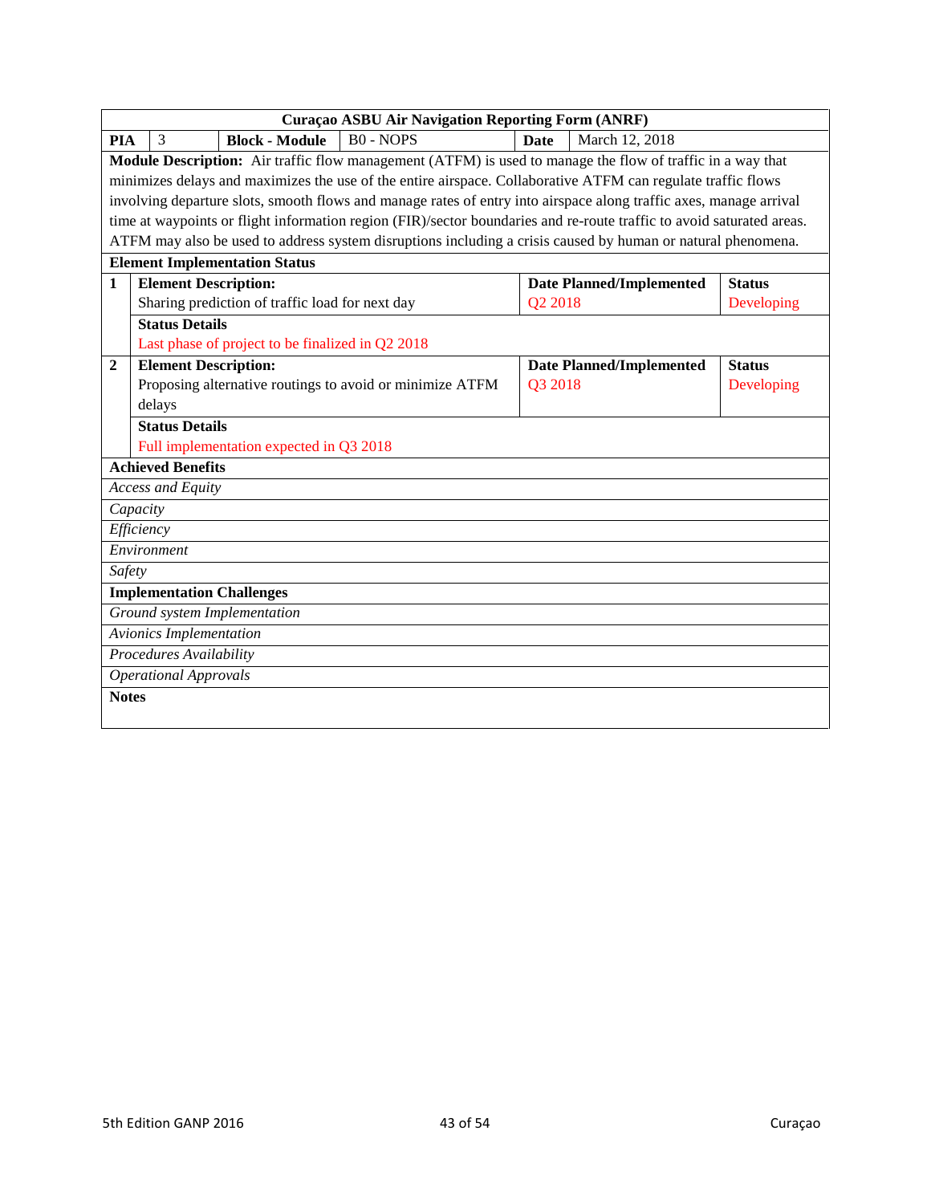| Curaçao ASBU Air Navigation Reporting Form (ANRF) | | | | | |
|---|---|---|---|---|---|
| **PIA** | 3 | **Block - Module** | B0 - NOPS | **Date** | March 12, 2018 |
| **Module Description:** Air traffic flow management (ATFM) is used to manage the flow of traffic in a way that minimizes delays and maximizes the use of the entire airspace. Collaborative ATFM can regulate traffic flows involving departure slots, smooth flows and manage rates of entry into airspace along traffic axes, manage arrival time at waypoints or flight information region (FIR)/sector boundaries and re-route traffic to avoid saturated areas. ATFM may also be used to address system disruptions including a crisis caused by human or natural phenomena. | | | | | |
| **Element Implementation Status** | | | | | |
| **1** | **Element Description:** Sharing prediction of traffic load for next day | | **Date Planned/Implemented** Q2 2018 | | **Status** Developing |
| | **Status Details** Last phase of project to be finalized in Q2 2018 | | | | |
| **2** | **Element Description:** Proposing alternative routings to avoid or minimize ATFM delays | | **Date Planned/Implemented** Q3 2018 | | **Status** Developing |
| | **Status Details** Full implementation expected in Q3 2018 | | | | |
| **Achieved Benefits** | | | | | |
| *Access and Equity* | | | | | |
| *Capacity* | | | | | |
| *Efficiency* | | | | | |
| *Environment* | | | | | |
| *Safety* | | | | | |
| **Implementation Challenges** | | | | | |
| *Ground system Implementation* | | | | | |
| *Avionics Implementation* | | | | | |
| *Procedures Availability* | | | | | |
| *Operational Approvals* | | | | | |
| **Notes** | | | | | |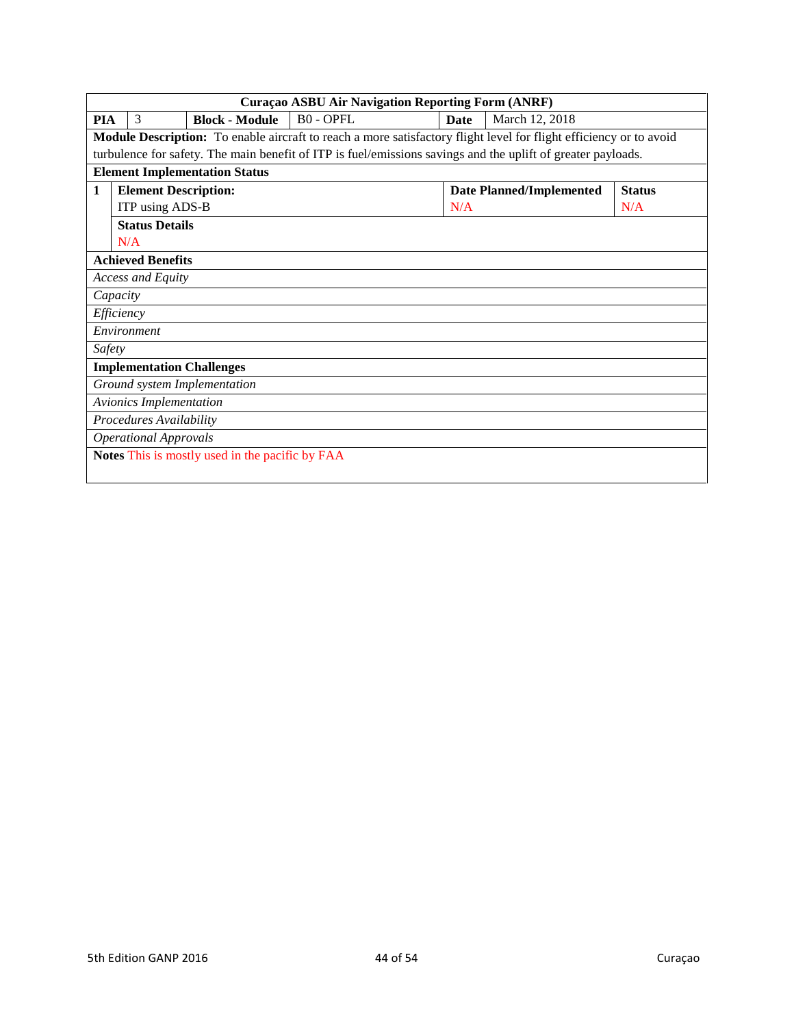| Curaçao ASBU Air Navigation Reporting Form (ANRF) | | | | | | | |
|---|---|---|---|---|---|---|---|
| **PIA** | 3 | **Block - Module** | B0 - OPFL | **Date** | March 12, 2018 | | |
| **Module Description:** To enable aircraft to reach a more satisfactory flight level for flight efficiency or to avoid turbulence for safety. The main benefit of ITP is fuel/emissions savings and the uplift of greater payloads. | | | | | | | |
| **Element Implementation Status** | | | | | | | |
| **1** | **Element Description:** ITP using ADS-B | | | | **Date Planned/Implemented** N/A | | **Status** N/A |
| | **Status Details** N/A | | | | | | |
| **Achieved Benefits** | | | | | | | |
| *Access and Equity* | | | | | | | |
| *Capacity* | | | | | | | |
| *Efficiency* | | | | | | | |
| *Environment* | | | | | | | |
| *Safety* | | | | | | | |
| **Implementation Challenges** | | | | | | | |
| *Ground system Implementation* | | | | | | | |
| *Avionics Implementation* | | | | | | | |
| *Procedures Availability* | | | | | | | |
| *Operational Approvals* | | | | | | | |
| **Notes** This is mostly used in the pacific by FAA | | | | | | | |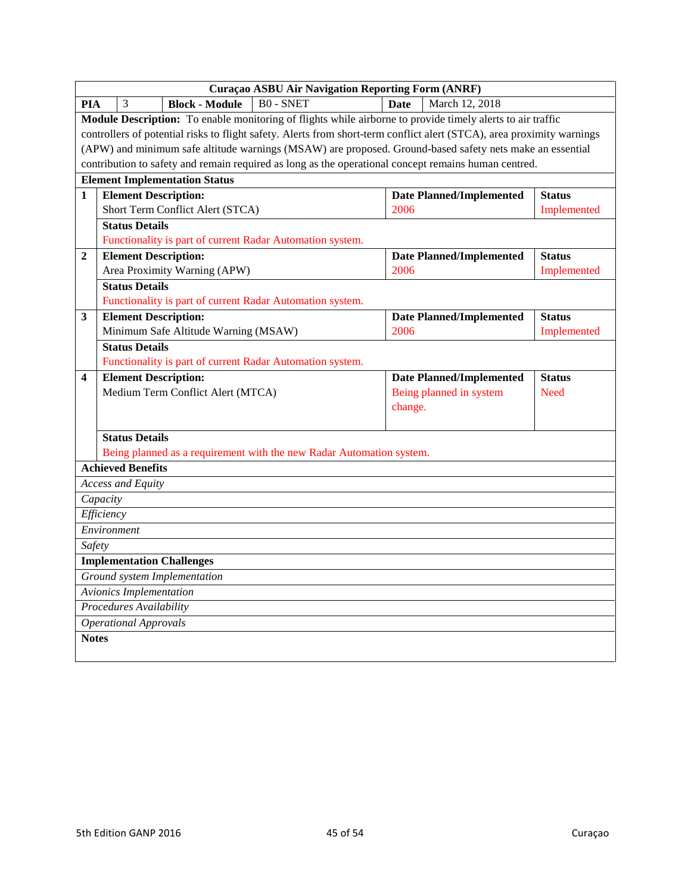**Curaçao ASBU Air Navigation Reporting Form (ANRF)**

| PIA | 3 | Block - Module | B0 - SNET | Date | March 12, 2018 |
|---|---|---|---|---|---|

**Module Description:** To enable monitoring of flights while airborne to provide timely alerts to air traffic controllers of potential risks to flight safety. Alerts from short-term conflict alert (STCA), area proximity warnings (APW) and minimum safe altitude warnings (MSAW) are proposed. Ground-based safety nets make an essential contribution to safety and remain required as long as the operational concept remains human centred.

**Element Implementation Status**

| # | Element Description | Date Planned/Implemented | Status |
|---|---|---|---|
| 1 | Short Term Conflict Alert (STCA) | 2006 | Implemented |
| | **Status Details:** Functionality is part of current Radar Automation system. | | |
| 2 | Area Proximity Warning (APW) | 2006 | Implemented |
| | **Status Details:** Functionality is part of current Radar Automation system. | | |
| 3 | Minimum Safe Altitude Warning (MSAW) | 2006 | Implemented |
| | **Status Details:** Functionality is part of current Radar Automation system. | | |
| 4 | Medium Term Conflict Alert (MTCA) | Being planned in system change. | Need |
| | **Status Details:** Being planned as a requirement with the new Radar Automation system. | | |

**Achieved Benefits**

| |
|---|
| *Access and Equity* |
| *Capacity* |
| *Efficiency* |
| *Environment* |
| *Safety* |

**Implementation Challenges**

| |
|---|
| *Ground system Implementation* |
| *Avionics Implementation* |
| *Procedures Availability* |
| *Operational Approvals* |

**Notes**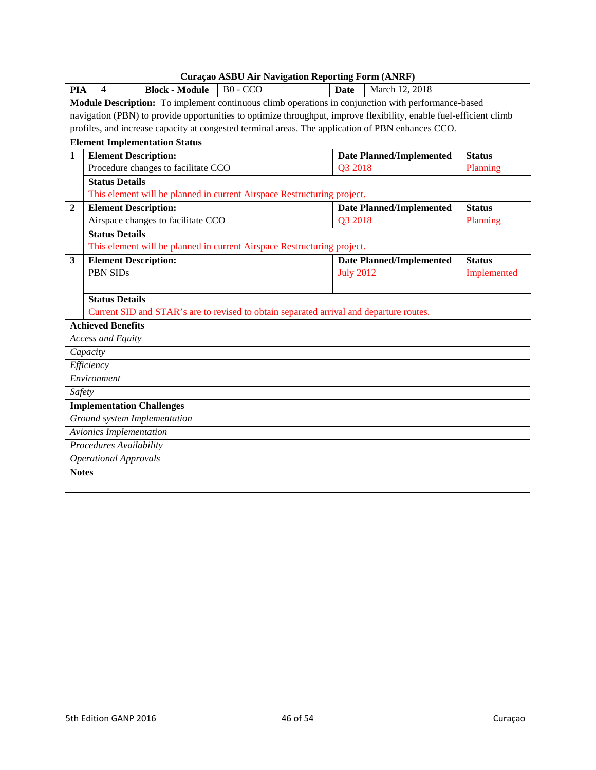| Curaçao ASBU Air Navigation Reporting Form (ANRF) | | | | | |
|---|---|---|---|---|---|
| **PIA** | 4 | **Block - Module** | B0 - CCO | **Date** | March 12, 2018 |

**Module Description:** To implement continuous climb operations in conjunction with performance-based navigation (PBN) to provide opportunities to optimize throughput, improve flexibility, enable fuel-efficient climb profiles, and increase capacity at congested terminal areas. The application of PBN enhances CCO.

**Element Implementation Status**

| # | Element Description | Date Planned/Implemented | Status |
|---|---|---|---|
| 1 | Procedure changes to facilitate CCO | Q3 2018 | Planning |
| | **Status Details:** This element will be planned in current Airspace Restructuring project. | | |
| 2 | Airspace changes to facilitate CCO | Q3 2018 | Planning |
| | **Status Details:** This element will be planned in current Airspace Restructuring project. | | |
| 3 | PBN SIDs | July 2012 | Implemented |
| | **Status Details:** Current SID and STAR's are to revised to obtain separated arrival and departure routes. | | |

**Achieved Benefits**

| |
|---|
| *Access and Equity* |
| *Capacity* |
| *Efficiency* |
| *Environment* |
| *Safety* |

**Implementation Challenges**

| |
|---|
| *Ground system Implementation* |
| *Avionics Implementation* |
| *Procedures Availability* |
| *Operational Approvals* |

**Notes**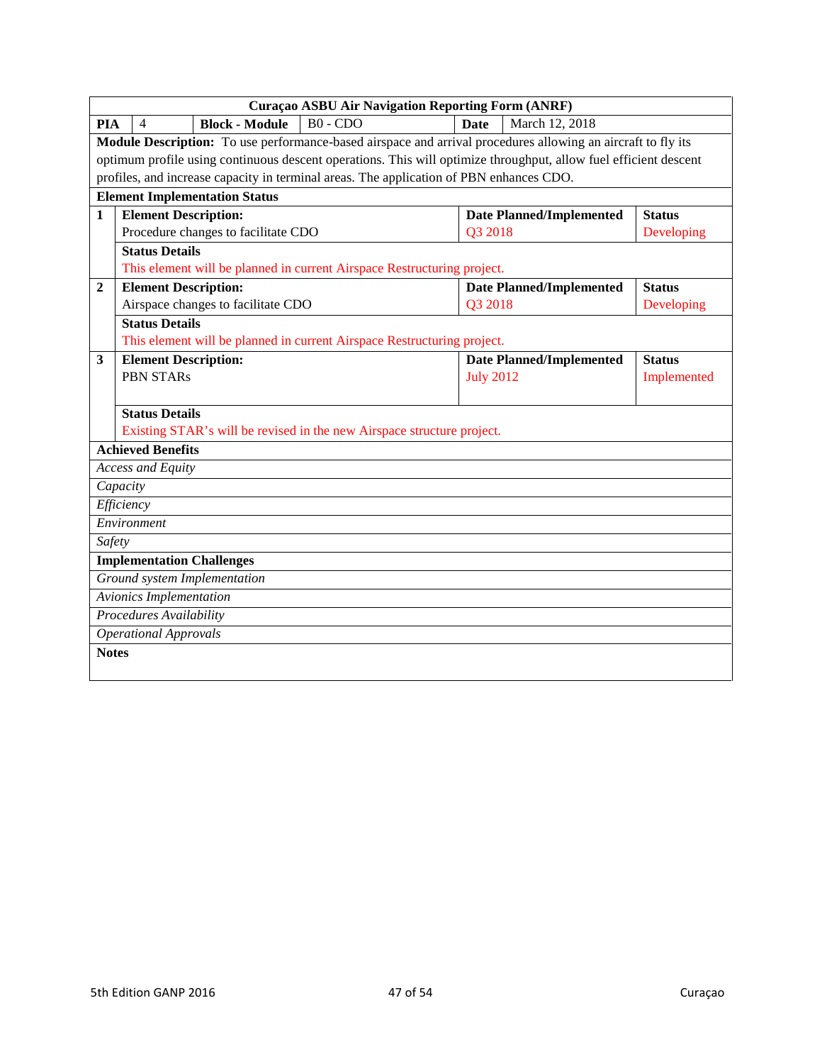| Curaçao ASBU Air Navigation Reporting Form (ANRF) | | | | | | |
|---|---|---|---|---|---|---|
| **PIA** | 4 | **Block - Module** | B0 - CDO | **Date** | March 12, 2018 | |
| **Module Description:** To use performance-based airspace and arrival procedures allowing an aircraft to fly its optimum profile using continuous descent operations. This will optimize throughput, allow fuel efficient descent profiles, and increase capacity in terminal areas. The application of PBN enhances CDO. | | | | | | |
| **Element Implementation Status** | | | | | | |
| **1** | **Element Description:** Procedure changes to facilitate CDO | | | **Date Planned/Implemented** Q3 2018 | | **Status** Developing |
| | **Status Details** This element will be planned in current Airspace Restructuring project. | | | | | |
| **2** | **Element Description:** Airspace changes to facilitate CDO | | | **Date Planned/Implemented** Q3 2018 | | **Status** Developing |
| | **Status Details** This element will be planned in current Airspace Restructuring project. | | | | | |
| **3** | **Element Description:** PBN STARs | | | **Date Planned/Implemented** July 2012 | | **Status** Implemented |
| | **Status Details** Existing STAR's will be revised in the new Airspace structure project. | | | | | |
| **Achieved Benefits** | | | | | | |
| *Access and Equity* | | | | | | |
| *Capacity* | | | | | | |
| *Efficiency* | | | | | | |
| *Environment* | | | | | | |
| *Safety* | | | | | | |
| **Implementation Challenges** | | | | | | |
| *Ground system Implementation* | | | | | | |
| *Avionics Implementation* | | | | | | |
| *Procedures Availability* | | | | | | |
| *Operational Approvals* | | | | | | |
| **Notes** | | | | | | |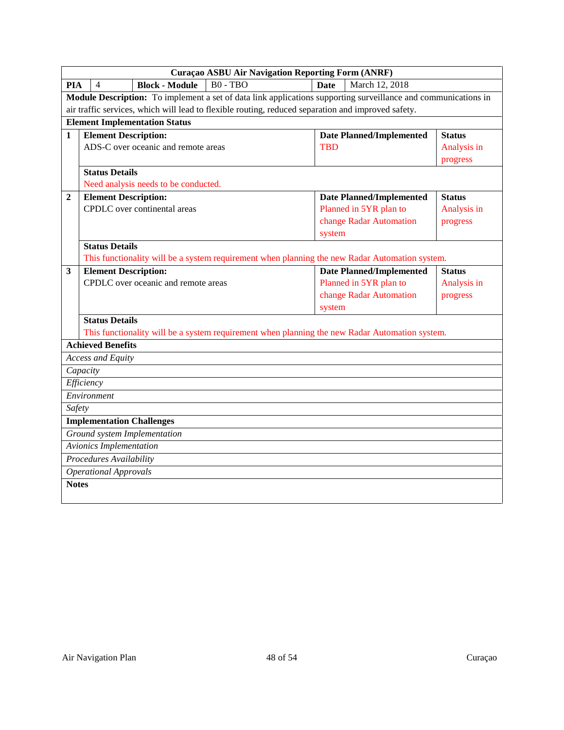| Curaçao ASBU Air Navigation Reporting Form (ANRF) | | | | | |
|---|---|---|---|---|---|
| **PIA** | 4 | **Block - Module** | B0 - TBO | **Date** | March 12, 2018 |

**Module Description:** To implement a set of data link applications supporting surveillance and communications in air traffic services, which will lead to flexible routing, reduced separation and improved safety.

**Element Implementation Status**

| # | Element Description | Date Planned/Implemented | Status |
|---|---|---|---|
| 1 | ADS-C over oceanic and remote areas | TBD | Analysis in progress |
| | **Status Details:** Need analysis needs to be conducted. | | |
| 2 | CPDLC over continental areas | Planned in 5YR plan to change Radar Automation system | Analysis in progress |
| | **Status Details:** This functionality will be a system requirement when planning the new Radar Automation system. | | |
| 3 | CPDLC over oceanic and remote areas | Planned in 5YR plan to change Radar Automation system | Analysis in progress |
| | **Status Details:** This functionality will be a system requirement when planning the new Radar Automation system. | | |

**Achieved Benefits**

| |
|---|
| *Access and Equity* |
| *Capacity* |
| *Efficiency* |
| *Environment* |
| *Safety* |

**Implementation Challenges**

| |
|---|
| *Ground system Implementation* |
| *Avionics Implementation* |
| *Procedures Availability* |
| *Operational Approvals* |

**Notes**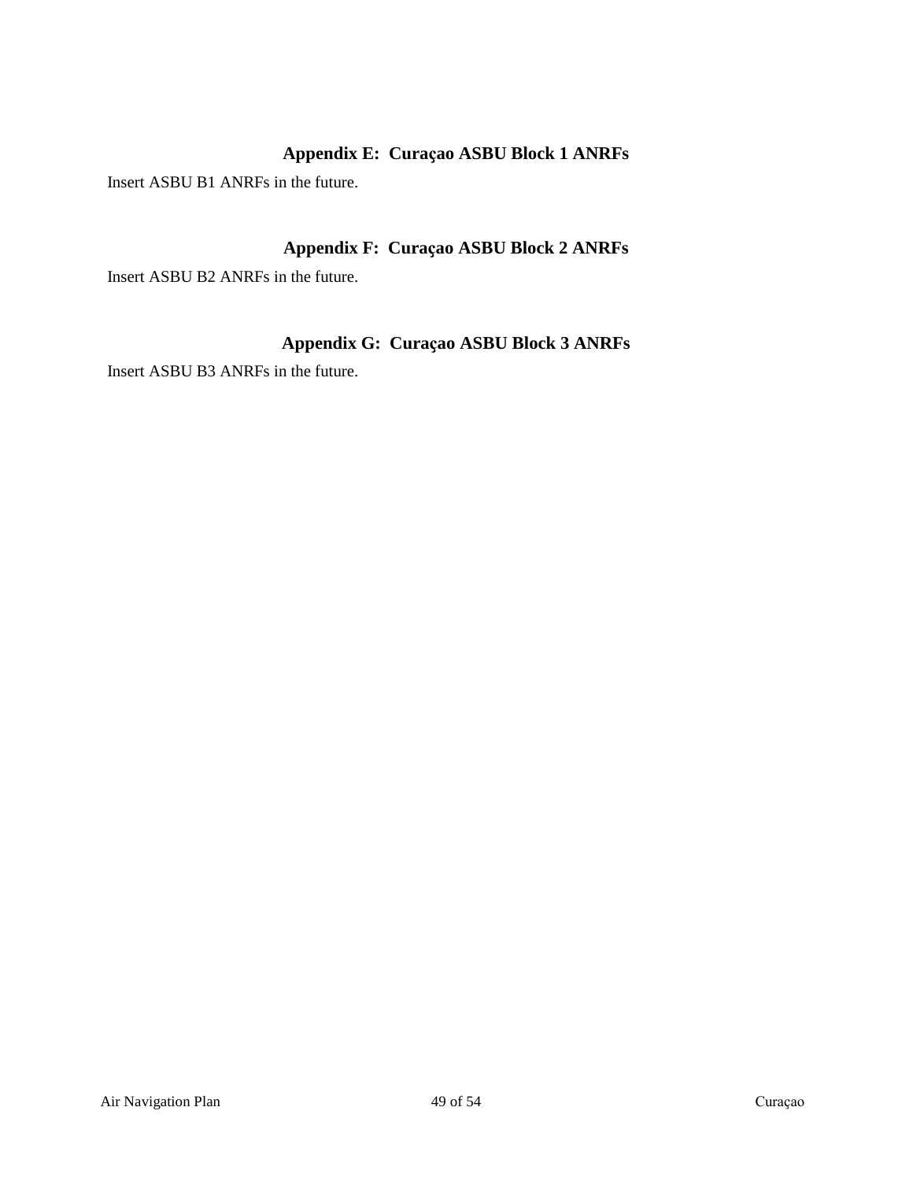## Appendix E: Curaçao ASBU Block 1 ANRFs

Insert ASBU B1 ANRFs in the future.

## Appendix F: Curaçao ASBU Block 2 ANRFs

Insert ASBU B2 ANRFs in the future.

## Appendix G: Curaçao ASBU Block 3 ANRFs

Insert ASBU B3 ANRFs in the future.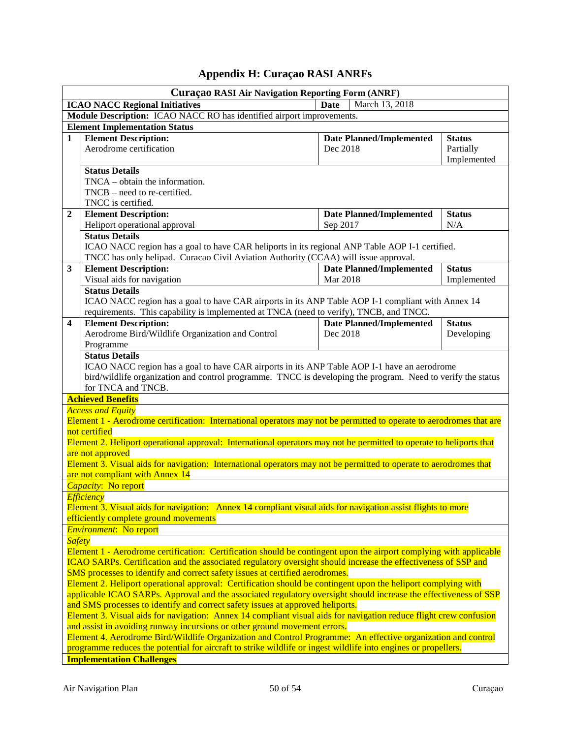# Appendix H: Curaçao RASI ANRFs

**Curaçao RASI Air Navigation Reporting Form (ANRF)**

| **ICAO NACC Regional Initiatives** | | **Date** | March 13, 2018 |
|---|---|---|---|
| **Module Description:** ICAO NACC RO has identified airport improvements. | | | |
| **Element Implementation Status** | | | |
| **1** | **Element Description:** Aerodrome certification | **Date Planned/Implemented** Dec 2018 | **Status** Partially Implemented |
| | **Status Details** TNCA – obtain the information. TNCB – need to re-certified. TNCC is certified. | | |
| **2** | **Element Description:** Heliport operational approval | **Date Planned/Implemented** Sep 2017 | **Status** N/A |
| | **Status Details** ICAO NACC region has a goal to have CAR heliports in its regional ANP Table AOP I-1 certified. TNCC has only helipad. Curacao Civil Aviation Authority (CCAA) will issue approval. | | |
| **3** | **Element Description:** Visual aids for navigation | **Date Planned/Implemented** Mar 2018 | **Status** Implemented |
| | **Status Details** ICAO NACC region has a goal to have CAR airports in its ANP Table AOP I-1 compliant with Annex 14 requirements. This capability is implemented at TNCA (need to verify), TNCB, and TNCC. | | |
| **4** | **Element Description:** Aerodrome Bird/Wildlife Organization and Control Programme | **Date Planned/Implemented** Dec 2018 | **Status** Developing |
| | **Status Details** ICAO NACC region has a goal to have CAR airports in its ANP Table AOP I-1 have an aerodrome bird/wildlife organization and control programme. TNCC is developing the program. Need to verify the status for TNCA and TNCB. | | |

**Achieved Benefits**

*Access and Equity*
Element 1 - Aerodrome certification: International operators may not be permitted to operate to aerodromes that are not certified
Element 2. Heliport operational approval: International operators may not be permitted to operate to heliports that are not approved
Element 3. Visual aids for navigation: International operators may not be permitted to operate to aerodromes that are not compliant with Annex 14

*Capacity*: No report

*Efficiency*
Element 3. Visual aids for navigation: Annex 14 compliant visual aids for navigation assist flights to more efficiently complete ground movements

*Environment*: No report

*Safety*
Element 1 - Aerodrome certification: Certification should be contingent upon the airport complying with applicable ICAO SARPs. Certification and the associated regulatory oversight should increase the effectiveness of SSP and SMS processes to identify and correct safety issues at certified aerodromes.
Element 2. Heliport operational approval: Certification should be contingent upon the heliport complying with applicable ICAO SARPs. Approval and the associated regulatory oversight should increase the effectiveness of SSP and SMS processes to identify and correct safety issues at approved heliports.
Element 3. Visual aids for navigation: Annex 14 compliant visual aids for navigation reduce flight crew confusion and assist in avoiding runway incursions or other ground movement errors.
Element 4. Aerodrome Bird/Wildlife Organization and Control Programme: An effective organization and control programme reduces the potential for aircraft to strike wildlife or ingest wildlife into engines or propellers.

**Implementation Challenges**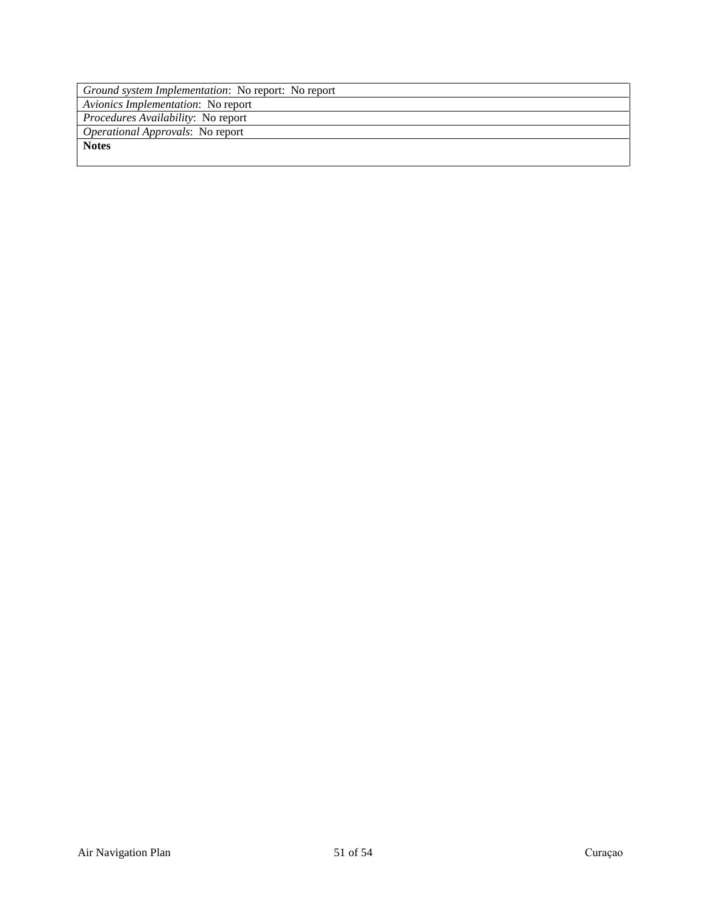| *Ground system Implementation*: No report: No report |
|---|
| *Avionics Implementation*: No report |
| *Procedures Availability*: No report |
| *Operational Approvals*: No report |
| **Notes** |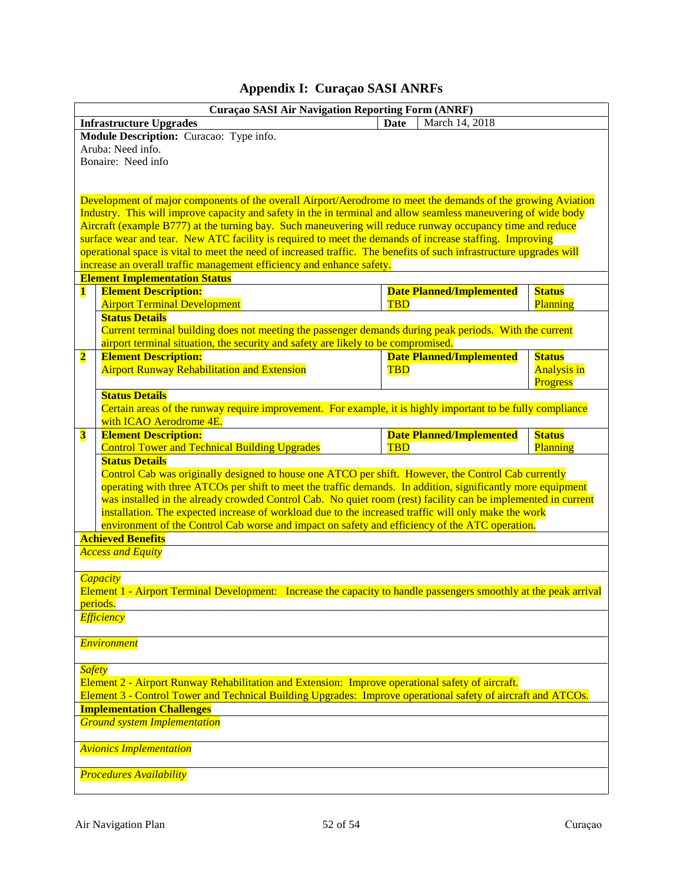# Appendix I: Curaçao SASI ANRFs

| Curaçao SASI Air Navigation Reporting Form (ANRF) | | | |
|---|---|---|---|
| **Infrastructure Upgrades** | | **Date** | March 14, 2018 |

**Module Description:** Curacao: Type info.
Aruba: Need info.
Bonaire: Need info

Development of major components of the overall Airport/Aerodrome to meet the demands of the growing Aviation Industry. This will improve capacity and safety in the in terminal and allow seamless maneuvering of wide body Aircraft (example B777) at the turning bay. Such maneuvering will reduce runway occupancy time and reduce surface wear and tear. New ATC facility is required to meet the demands of increase staffing. Improving operational space is vital to meet the need of increased traffic. The benefits of such infrastructure upgrades will increase an overall traffic management efficiency and enhance safety.

**Element Implementation Status**

| # | Element Description | Date Planned/Implemented | Status |
|---|---|---|---|
| 1 | Airport Terminal Development | TBD | Planning |
| | **Status Details**<br>Current terminal building does not meeting the passenger demands during peak periods. With the current airport terminal situation, the security and safety are likely to be compromised. | | |
| 2 | Airport Runway Rehabilitation and Extension | TBD | Analysis in Progress |
| | **Status Details**<br>Certain areas of the runway require improvement. For example, it is highly important to be fully compliance with ICAO Aerodrome 4E. | | |
| 3 | Control Tower and Technical Building Upgrades | TBD | Planning |
| | **Status Details**<br>Control Cab was originally designed to house one ATCO per shift. However, the Control Cab currently operating with three ATCOs per shift to meet the traffic demands. In addition, significantly more equipment was installed in the already crowded Control Cab. No quiet room (rest) facility can be implemented in current installation. The expected increase of workload due to the increased traffic will only make the work environment of the Control Cab worse and impact on safety and efficiency of the ATC operation. | | |

**Achieved Benefits**

*Access and Equity*

*Capacity*
Element 1 - Airport Terminal Development: Increase the capacity to handle passengers smoothly at the peak arrival periods.

*Efficiency*

*Environment*

*Safety*
Element 2 - Airport Runway Rehabilitation and Extension: Improve operational safety of aircraft.
Element 3 - Control Tower and Technical Building Upgrades: Improve operational safety of aircraft and ATCOs.

**Implementation Challenges**

*Ground system Implementation*

*Avionics Implementation*

*Procedures Availability*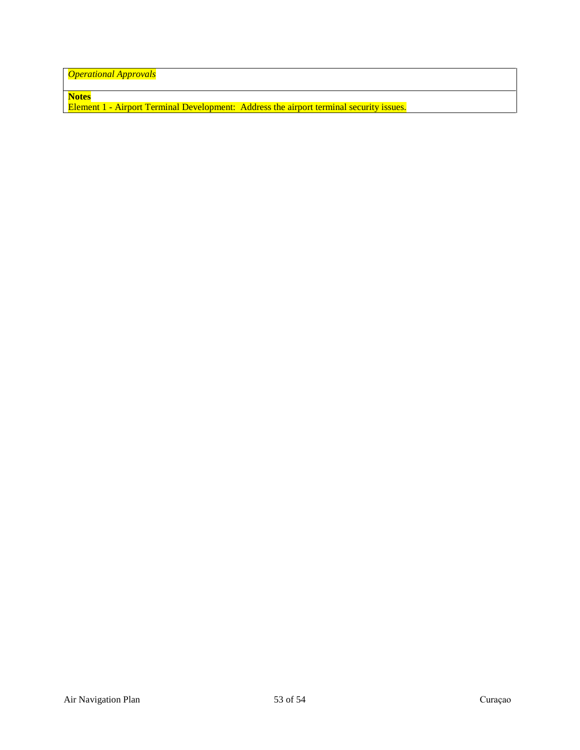| *Operational Approvals* |
|---|
| **Notes**<br>Element 1 - Airport Terminal Development: Address the airport terminal security issues. |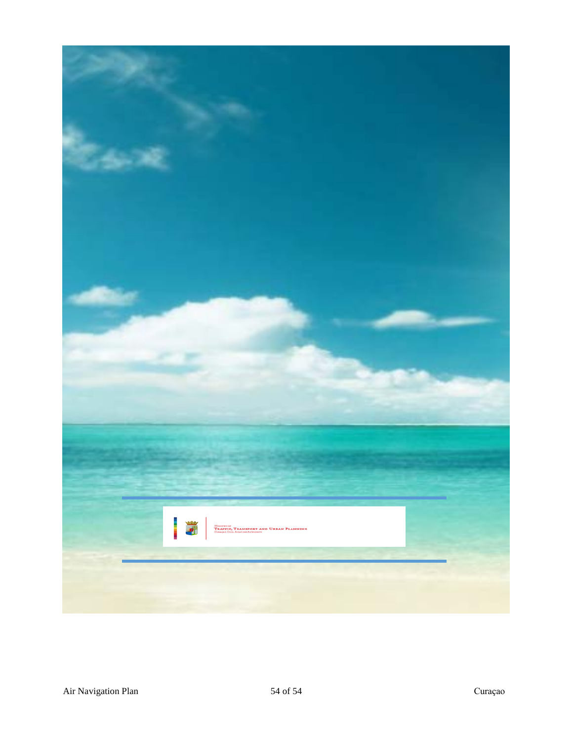Ministry of
Traffic, Transport and Urban Planning
Curaçao Civil Aviation Authority